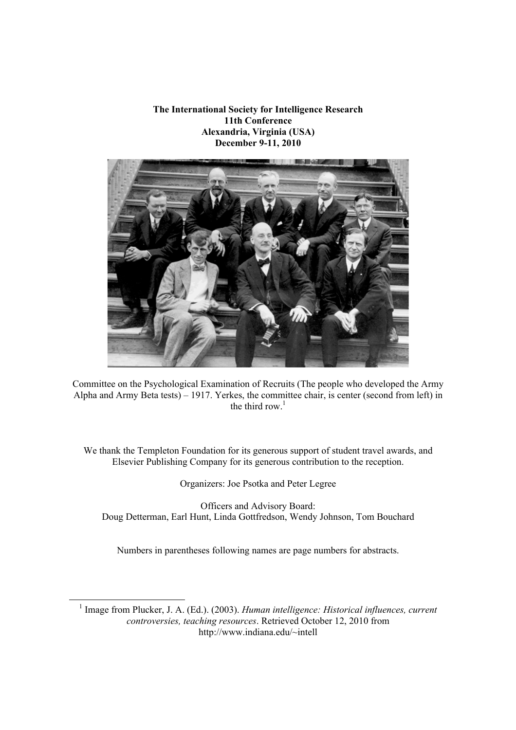**The International Society for Intelligence Research**
**11th Conference**
**Alexandria, Virginia (USA)**
**December 9-11, 2010**

Committee on the Psychological Examination of Recruits (The people who developed the Army Alpha and Army Beta tests) – 1917. Yerkes, the committee chair, is center (second from left) in the third row.[1]

We thank the Templeton Foundation for its generous support of student travel awards, and Elsevier Publishing Company for its generous contribution to the reception.

Organizers: Joe Psotka and Peter Legree

Officers and Advisory Board:
Doug Detterman, Earl Hunt, Linda Gottfredson, Wendy Johnson, Tom Bouchard

Numbers in parentheses following names are page numbers for abstracts.

---

[1] Image from Plucker, J. A. (Ed.). (2003). *Human intelligence: Historical influences, current controversies, teaching resources*. Retrieved October 12, 2010 from http://www.indiana.edu/~intell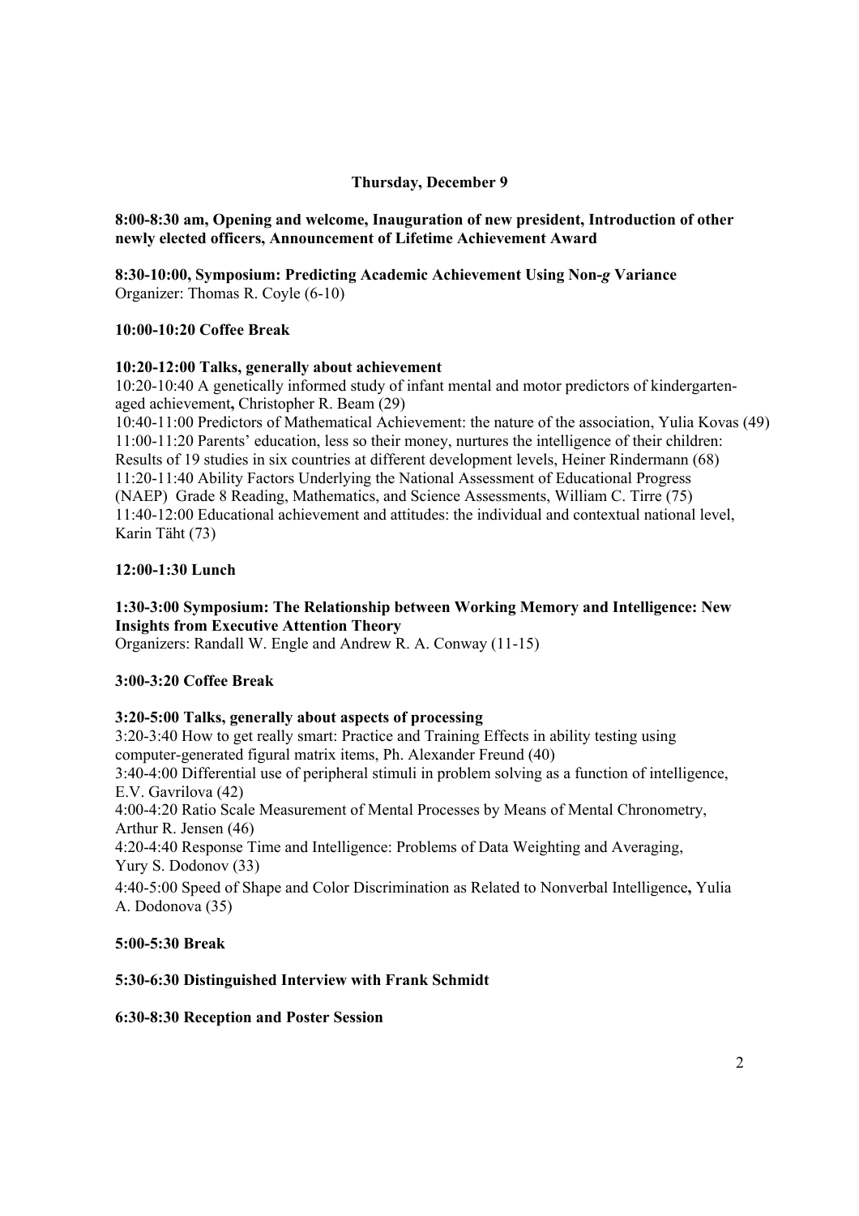## Thursday, December 9

**8:00-8:30 am, Opening and welcome, Inauguration of new president, Introduction of other newly elected officers, Announcement of Lifetime Achievement Award**

**8:30-10:00, Symposium: Predicting Academic Achievement Using Non-*g* Variance**
Organizer: Thomas R. Coyle (6-10)

**10:00-10:20 Coffee Break**

**10:20-12:00 Talks, generally about achievement**
10:20-10:40 A genetically informed study of infant mental and motor predictors of kindergarten-aged achievement**,** Christopher R. Beam (29)
10:40-11:00 Predictors of Mathematical Achievement: the nature of the association, Yulia Kovas (49)
11:00-11:20 Parents' education, less so their money, nurtures the intelligence of their children: Results of 19 studies in six countries at different development levels, Heiner Rindermann (68)
11:20-11:40 Ability Factors Underlying the National Assessment of Educational Progress (NAEP) Grade 8 Reading, Mathematics, and Science Assessments, William C. Tirre (75)
11:40-12:00 Educational achievement and attitudes: the individual and contextual national level, Karin Täht (73)

**12:00-1:30 Lunch**

**1:30-3:00 Symposium: The Relationship between Working Memory and Intelligence: New Insights from Executive Attention Theory**
Organizers: Randall W. Engle and Andrew R. A. Conway (11-15)

**3:00-3:20 Coffee Break**

**3:20-5:00 Talks, generally about aspects of processing**
3:20-3:40 How to get really smart: Practice and Training Effects in ability testing using computer-generated figural matrix items, Ph. Alexander Freund (40)
3:40-4:00 Differential use of peripheral stimuli in problem solving as a function of intelligence, E.V. Gavrilova (42)
4:00-4:20 Ratio Scale Measurement of Mental Processes by Means of Mental Chronometry, Arthur R. Jensen (46)
4:20-4:40 Response Time and Intelligence: Problems of Data Weighting and Averaging, Yury S. Dodonov (33)
4:40-5:00 Speed of Shape and Color Discrimination as Related to Nonverbal Intelligence**,** Yulia A. Dodonova (35)

**5:00-5:30 Break**

**5:30-6:30 Distinguished Interview with Frank Schmidt**

**6:30-8:30 Reception and Poster Session**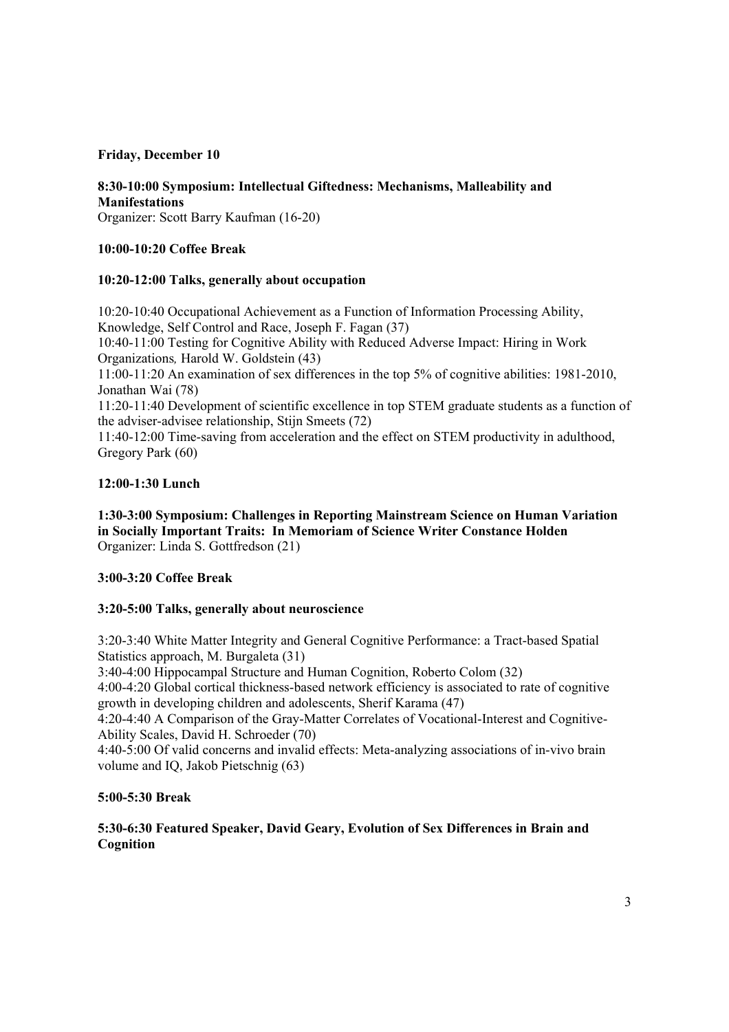**Friday, December 10**

**8:30-10:00 Symposium: Intellectual Giftedness: Mechanisms, Malleability and Manifestations**
Organizer: Scott Barry Kaufman (16-20)

**10:00-10:20 Coffee Break**

**10:20-12:00 Talks, generally about occupation**

10:20-10:40 Occupational Achievement as a Function of Information Processing Ability, Knowledge, Self Control and Race, Joseph F. Fagan (37)
10:40-11:00 Testing for Cognitive Ability with Reduced Adverse Impact: Hiring in Work Organizations*,* Harold W. Goldstein (43)
11:00-11:20 An examination of sex differences in the top 5% of cognitive abilities: 1981-2010, Jonathan Wai (78)
11:20-11:40 Development of scientific excellence in top STEM graduate students as a function of the adviser-advisee relationship, Stijn Smeets (72)
11:40-12:00 Time-saving from acceleration and the effect on STEM productivity in adulthood, Gregory Park (60)

**12:00-1:30 Lunch**

**1:30-3:00 Symposium: Challenges in Reporting Mainstream Science on Human Variation in Socially Important Traits: In Memoriam of Science Writer Constance Holden**
Organizer: Linda S. Gottfredson (21)

**3:00-3:20 Coffee Break**

**3:20-5:00 Talks, generally about neuroscience**

3:20-3:40 White Matter Integrity and General Cognitive Performance: a Tract-based Spatial Statistics approach, M. Burgaleta (31)
3:40-4:00 Hippocampal Structure and Human Cognition, Roberto Colom (32)
4:00-4:20 Global cortical thickness-based network efficiency is associated to rate of cognitive growth in developing children and adolescents, Sherif Karama (47)
4:20-4:40 A Comparison of the Gray-Matter Correlates of Vocational-Interest and Cognitive-Ability Scales, David H. Schroeder (70)
4:40-5:00 Of valid concerns and invalid effects: Meta-analyzing associations of in-vivo brain volume and IQ, Jakob Pietschnig (63)

**5:00-5:30 Break**

**5:30-6:30 Featured Speaker, David Geary, Evolution of Sex Differences in Brain and Cognition**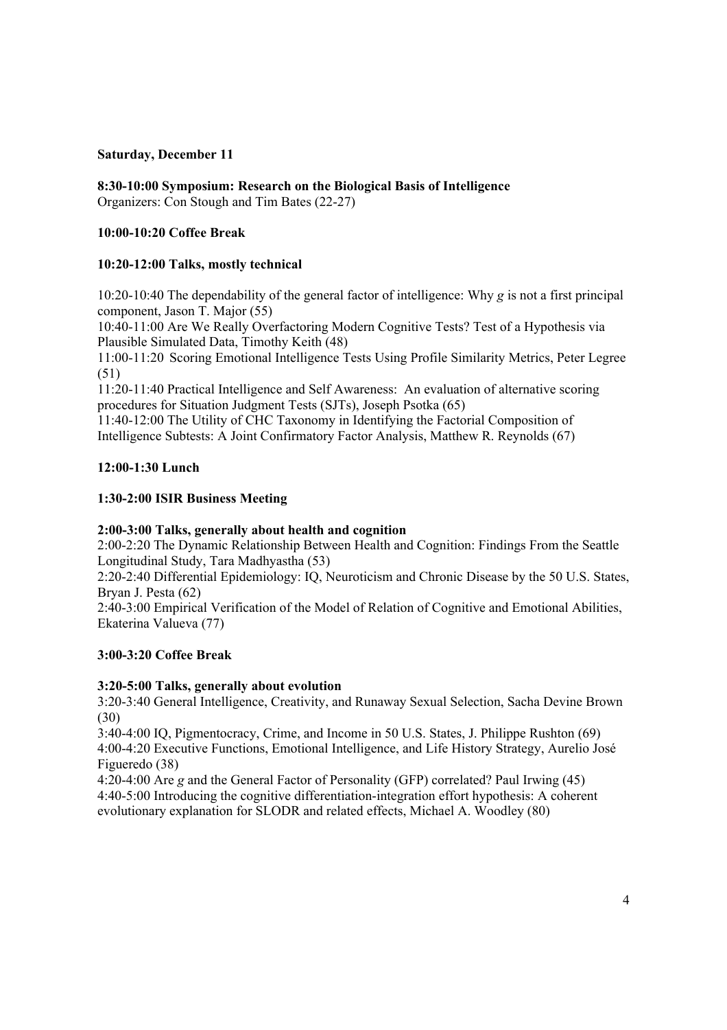**Saturday, December 11**

**8:30-10:00 Symposium: Research on the Biological Basis of Intelligence**
Organizers: Con Stough and Tim Bates (22-27)

**10:00-10:20 Coffee Break**

**10:20-12:00 Talks, mostly technical**

10:20-10:40 The dependability of the general factor of intelligence: Why *g* is not a first principal component, Jason T. Major (55)
10:40-11:00 Are We Really Overfactoring Modern Cognitive Tests? Test of a Hypothesis via Plausible Simulated Data, Timothy Keith (48)
11:00-11:20 Scoring Emotional Intelligence Tests Using Profile Similarity Metrics, Peter Legree (51)
11:20-11:40 Practical Intelligence and Self Awareness: An evaluation of alternative scoring procedures for Situation Judgment Tests (SJTs), Joseph Psotka (65)
11:40-12:00 The Utility of CHC Taxonomy in Identifying the Factorial Composition of Intelligence Subtests: A Joint Confirmatory Factor Analysis, Matthew R. Reynolds (67)

**12:00-1:30 Lunch**

**1:30-2:00 ISIR Business Meeting**

**2:00-3:00 Talks, generally about health and cognition**
2:00-2:20 The Dynamic Relationship Between Health and Cognition: Findings From the Seattle Longitudinal Study, Tara Madhyastha (53)
2:20-2:40 Differential Epidemiology: IQ, Neuroticism and Chronic Disease by the 50 U.S. States, Bryan J. Pesta (62)
2:40-3:00 Empirical Verification of the Model of Relation of Cognitive and Emotional Abilities, Ekaterina Valueva (77)

**3:00-3:20 Coffee Break**

**3:20-5:00 Talks, generally about evolution**
3:20-3:40 General Intelligence, Creativity, and Runaway Sexual Selection, Sacha Devine Brown (30)
3:40-4:00 IQ, Pigmentocracy, Crime, and Income in 50 U.S. States, J. Philippe Rushton (69)
4:00-4:20 Executive Functions, Emotional Intelligence, and Life History Strategy, Aurelio José Figueredo (38)
4:20-4:00 Are *g* and the General Factor of Personality (GFP) correlated? Paul Irwing (45)
4:40-5:00 Introducing the cognitive differentiation-integration effort hypothesis: A coherent evolutionary explanation for SLODR and related effects, Michael A. Woodley (80)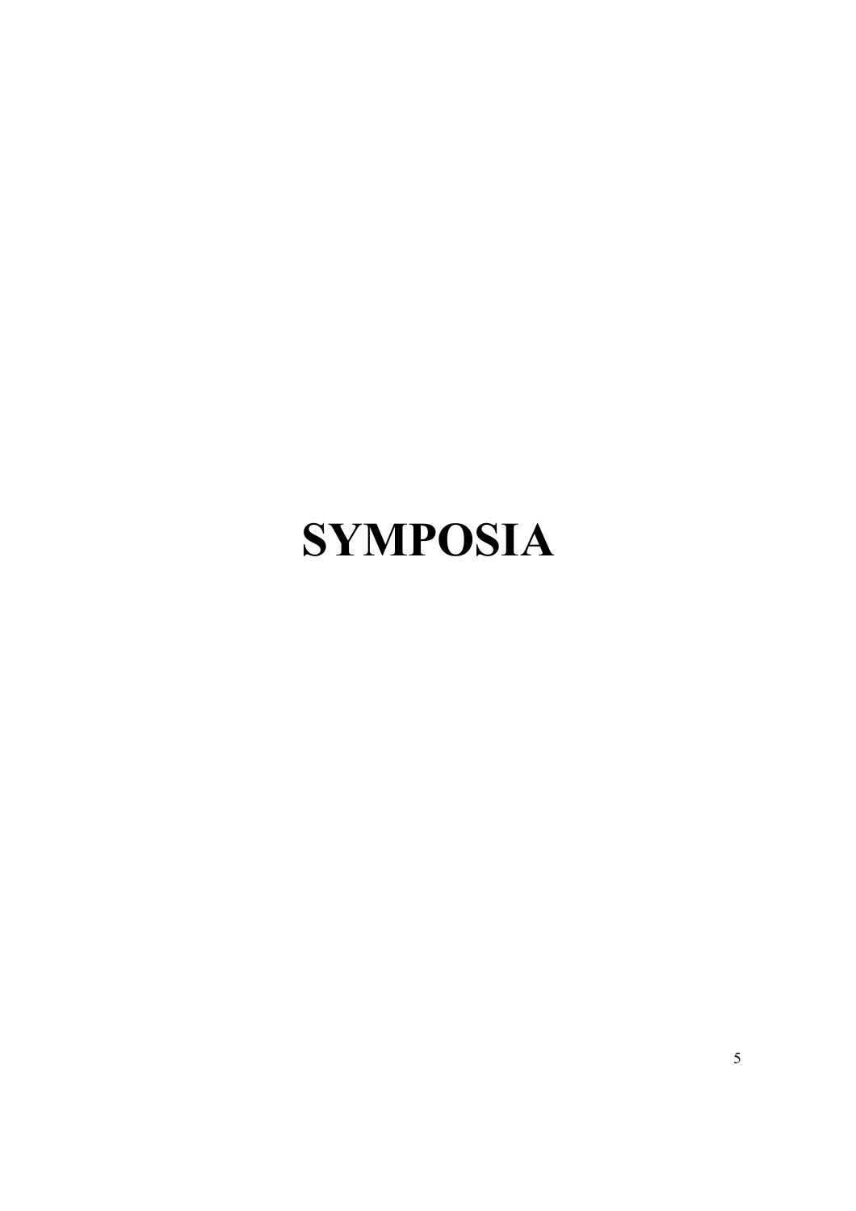# SYMPOSIA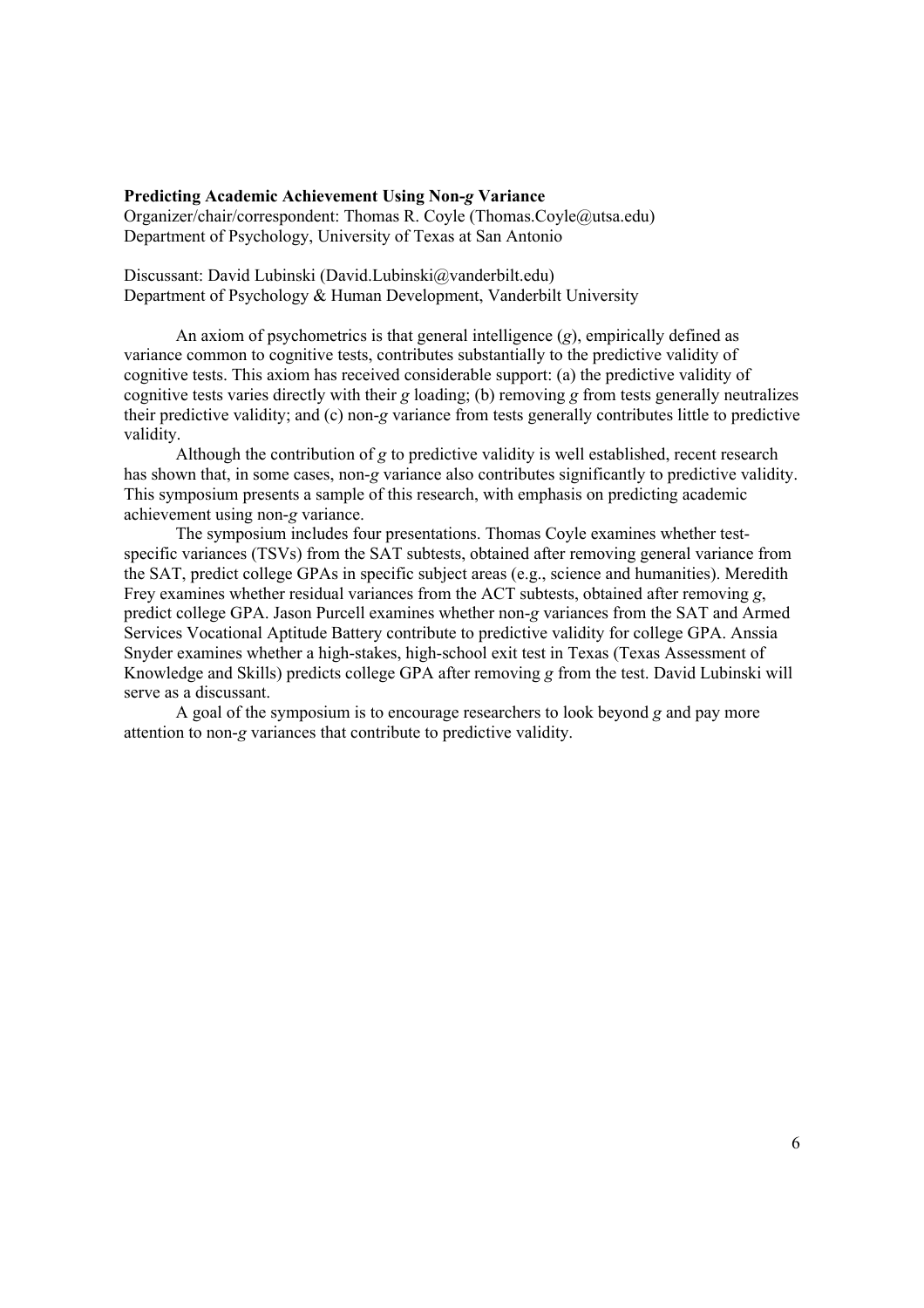**Predicting Academic Achievement Using Non-*g* Variance**

Organizer/chair/correspondent: Thomas R. Coyle (Thomas.Coyle@utsa.edu)
Department of Psychology, University of Texas at San Antonio

Discussant: David Lubinski (David.Lubinski@vanderbilt.edu)
Department of Psychology & Human Development, Vanderbilt University

An axiom of psychometrics is that general intelligence (*g*), empirically defined as variance common to cognitive tests, contributes substantially to the predictive validity of cognitive tests. This axiom has received considerable support: (a) the predictive validity of cognitive tests varies directly with their *g* loading; (b) removing *g* from tests generally neutralizes their predictive validity; and (c) non-*g* variance from tests generally contributes little to predictive validity.

Although the contribution of *g* to predictive validity is well established, recent research has shown that, in some cases, non-*g* variance also contributes significantly to predictive validity. This symposium presents a sample of this research, with emphasis on predicting academic achievement using non-*g* variance.

The symposium includes four presentations. Thomas Coyle examines whether test-specific variances (TSVs) from the SAT subtests, obtained after removing general variance from the SAT, predict college GPAs in specific subject areas (e.g., science and humanities). Meredith Frey examines whether residual variances from the ACT subtests, obtained after removing *g*, predict college GPA. Jason Purcell examines whether non-*g* variances from the SAT and Armed Services Vocational Aptitude Battery contribute to predictive validity for college GPA. Anssia Snyder examines whether a high-stakes, high-school exit test in Texas (Texas Assessment of Knowledge and Skills) predicts college GPA after removing *g* from the test. David Lubinski will serve as a discussant.

A goal of the symposium is to encourage researchers to look beyond *g* and pay more attention to non-*g* variances that contribute to predictive validity.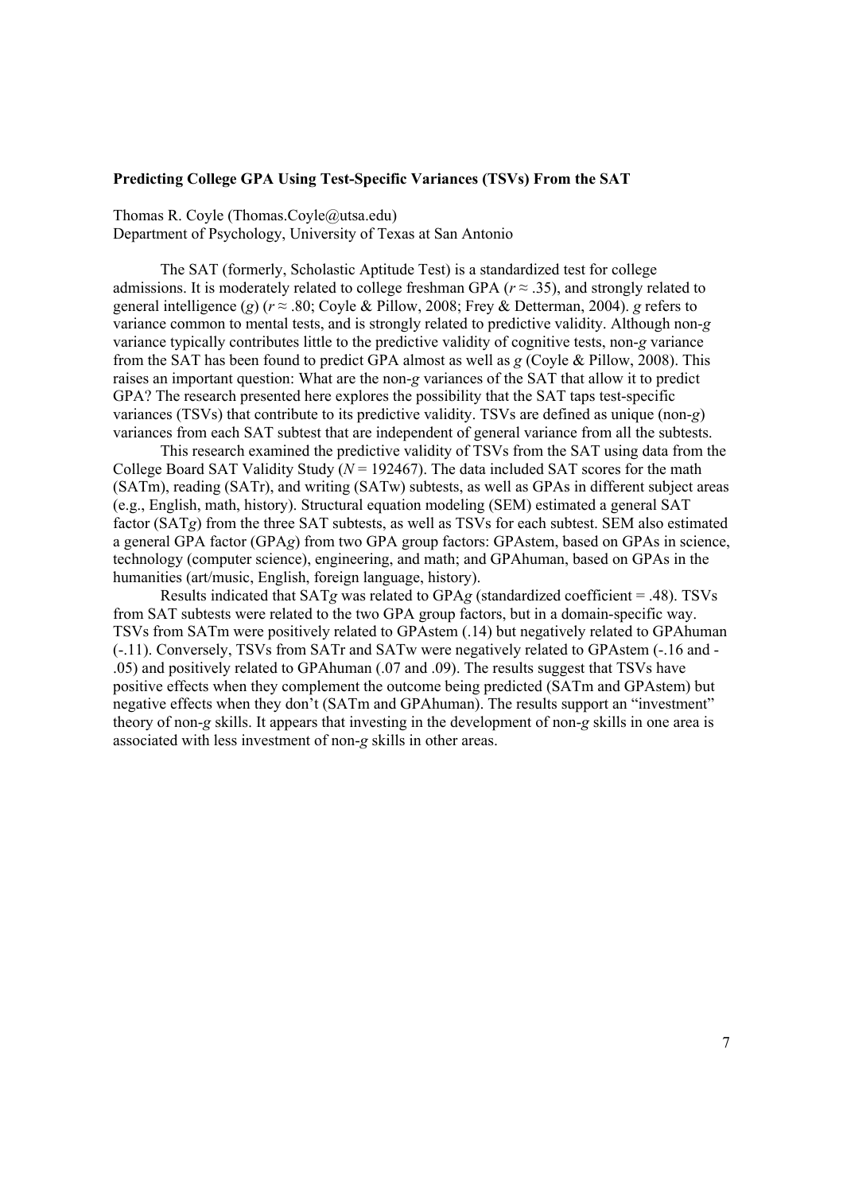**Predicting College GPA Using Test-Specific Variances (TSVs) From the SAT**

Thomas R. Coyle (Thomas.Coyle@utsa.edu)
Department of Psychology, University of Texas at San Antonio

The SAT (formerly, Scholastic Aptitude Test) is a standardized test for college admissions. It is moderately related to college freshman GPA ($r \approx .35$), and strongly related to general intelligence (*g*) ($r \approx .80$; Coyle & Pillow, 2008; Frey & Detterman, 2004). *g* refers to variance common to mental tests, and is strongly related to predictive validity. Although non-*g* variance typically contributes little to the predictive validity of cognitive tests, non-*g* variance from the SAT has been found to predict GPA almost as well as *g* (Coyle & Pillow, 2008). This raises an important question: What are the non-*g* variances of the SAT that allow it to predict GPA? The research presented here explores the possibility that the SAT taps test-specific variances (TSVs) that contribute to its predictive validity. TSVs are defined as unique (non-*g*) variances from each SAT subtest that are independent of general variance from all the subtests.

This research examined the predictive validity of TSVs from the SAT using data from the College Board SAT Validity Study ($N = 192467$). The data included SAT scores for the math (SATm), reading (SATr), and writing (SATw) subtests, as well as GPAs in different subject areas (e.g., English, math, history). Structural equation modeling (SEM) estimated a general SAT factor (SAT*g*) from the three SAT subtests, as well as TSVs for each subtest. SEM also estimated a general GPA factor (GPA*g*) from two GPA group factors: GPAstem, based on GPAs in science, technology (computer science), engineering, and math; and GPAhuman, based on GPAs in the humanities (art/music, English, foreign language, history).

Results indicated that SAT*g* was related to GPA*g* (standardized coefficient = .48). TSVs from SAT subtests were related to the two GPA group factors, but in a domain-specific way. TSVs from SATm were positively related to GPAstem (.14) but negatively related to GPAhuman (-.11). Conversely, TSVs from SATr and SATw were negatively related to GPAstem (-.16 and -.05) and positively related to GPAhuman (.07 and .09). The results suggest that TSVs have positive effects when they complement the outcome being predicted (SATm and GPAstem) but negative effects when they don't (SATm and GPAhuman). The results support an "investment" theory of non-*g* skills. It appears that investing in the development of non-*g* skills in one area is associated with less investment of non-*g* skills in other areas.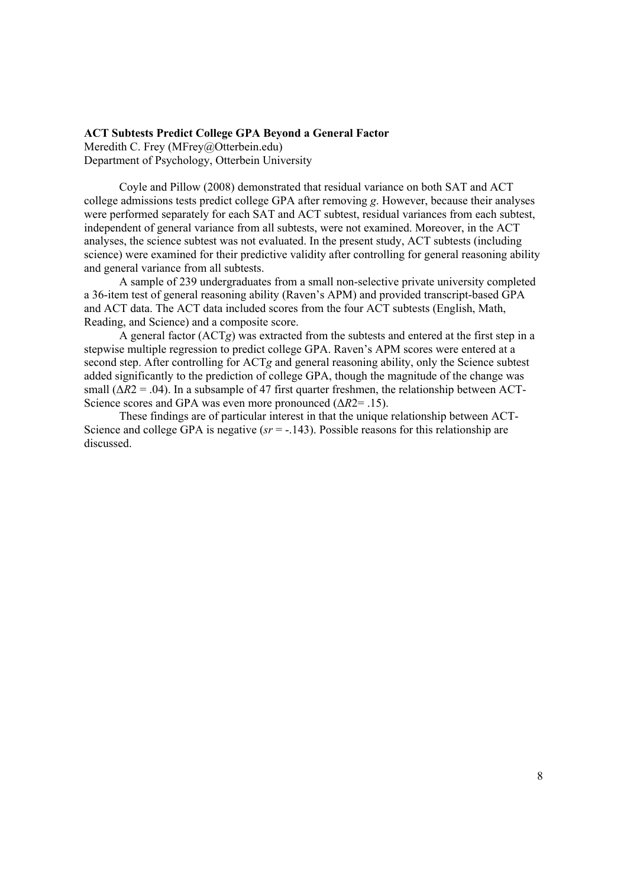**ACT Subtests Predict College GPA Beyond a General Factor**

Meredith C. Frey (MFrey@Otterbein.edu)
Department of Psychology, Otterbein University

Coyle and Pillow (2008) demonstrated that residual variance on both SAT and ACT college admissions tests predict college GPA after removing *g*. However, because their analyses were performed separately for each SAT and ACT subtest, residual variances from each subtest, independent of general variance from all subtests, were not examined. Moreover, in the ACT analyses, the science subtest was not evaluated. In the present study, ACT subtests (including science) were examined for their predictive validity after controlling for general reasoning ability and general variance from all subtests.

A sample of 239 undergraduates from a small non-selective private university completed a 36-item test of general reasoning ability (Raven's APM) and provided transcript-based GPA and ACT data. The ACT data included scores from the four ACT subtests (English, Math, Reading, and Science) and a composite score.

A general factor (ACT*g*) was extracted from the subtests and entered at the first step in a stepwise multiple regression to predict college GPA. Raven's APM scores were entered at a second step. After controlling for ACT*g* and general reasoning ability, only the Science subtest added significantly to the prediction of college GPA, though the magnitude of the change was small ($\Delta R^2 = .04$). In a subsample of 47 first quarter freshmen, the relationship between ACT-Science scores and GPA was even more pronounced ($\Delta R^2 = .15$).

These findings are of particular interest in that the unique relationship between ACT-Science and college GPA is negative ($sr = -.143$). Possible reasons for this relationship are discussed.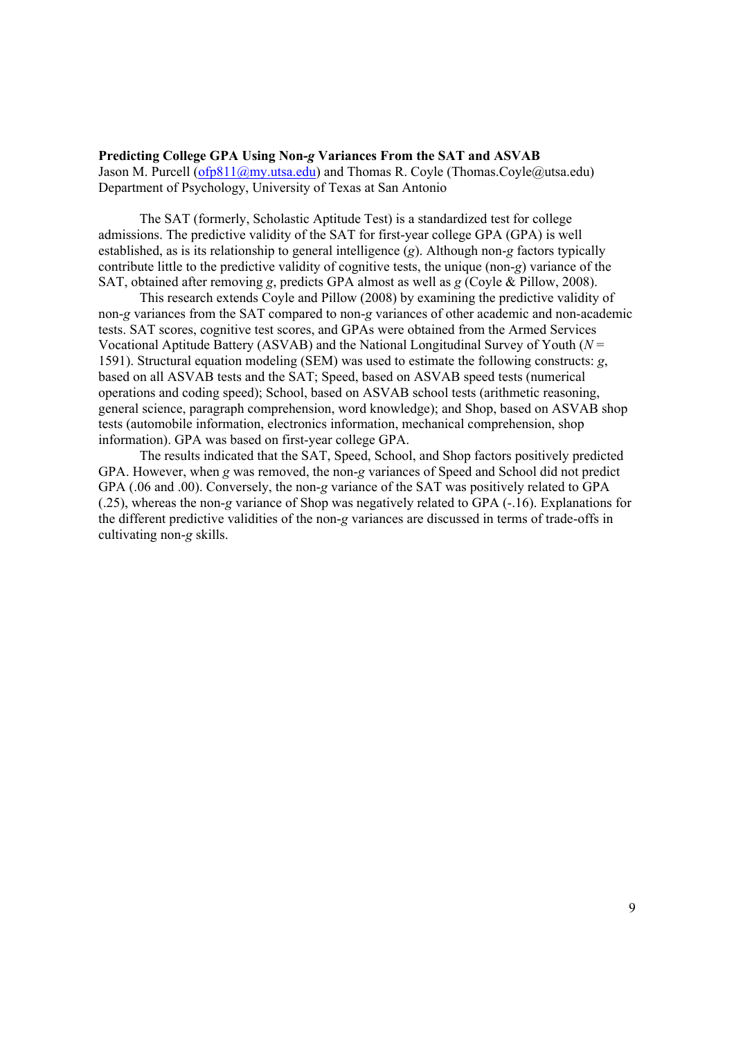**Predicting College GPA Using Non-*g* Variances From the SAT and ASVAB**
Jason M. Purcell (ofp811@my.utsa.edu) and Thomas R. Coyle (Thomas.Coyle@utsa.edu)
Department of Psychology, University of Texas at San Antonio

The SAT (formerly, Scholastic Aptitude Test) is a standardized test for college admissions. The predictive validity of the SAT for first-year college GPA (GPA) is well established, as is its relationship to general intelligence (*g*). Although non-*g* factors typically contribute little to the predictive validity of cognitive tests, the unique (non-*g*) variance of the SAT, obtained after removing *g*, predicts GPA almost as well as *g* (Coyle & Pillow, 2008).

This research extends Coyle and Pillow (2008) by examining the predictive validity of non-*g* variances from the SAT compared to non-*g* variances of other academic and non-academic tests. SAT scores, cognitive test scores, and GPAs were obtained from the Armed Services Vocational Aptitude Battery (ASVAB) and the National Longitudinal Survey of Youth ($N = 1591$). Structural equation modeling (SEM) was used to estimate the following constructs: *g*, based on all ASVAB tests and the SAT; Speed, based on ASVAB speed tests (numerical operations and coding speed); School, based on ASVAB school tests (arithmetic reasoning, general science, paragraph comprehension, word knowledge); and Shop, based on ASVAB shop tests (automobile information, electronics information, mechanical comprehension, shop information). GPA was based on first-year college GPA.

The results indicated that the SAT, Speed, School, and Shop factors positively predicted GPA. However, when *g* was removed, the non-*g* variances of Speed and School did not predict GPA (.06 and .00). Conversely, the non-*g* variance of the SAT was positively related to GPA (.25), whereas the non-*g* variance of Shop was negatively related to GPA (-.16). Explanations for the different predictive validities of the non-*g* variances are discussed in terms of trade-offs in cultivating non-*g* skills.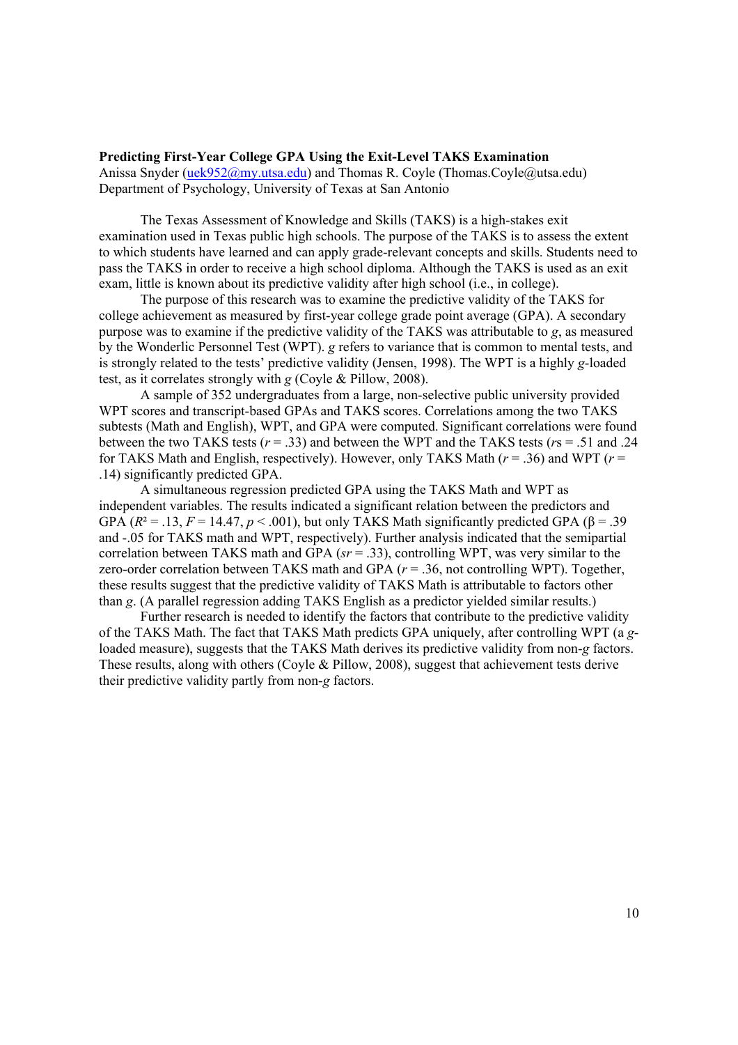**Predicting First-Year College GPA Using the Exit-Level TAKS Examination**
Anissa Snyder (uek952@my.utsa.edu) and Thomas R. Coyle (Thomas.Coyle@utsa.edu)
Department of Psychology, University of Texas at San Antonio

The Texas Assessment of Knowledge and Skills (TAKS) is a high-stakes exit examination used in Texas public high schools. The purpose of the TAKS is to assess the extent to which students have learned and can apply grade-relevant concepts and skills. Students need to pass the TAKS in order to receive a high school diploma. Although the TAKS is used as an exit exam, little is known about its predictive validity after high school (i.e., in college).

The purpose of this research was to examine the predictive validity of the TAKS for college achievement as measured by first-year college grade point average (GPA). A secondary purpose was to examine if the predictive validity of the TAKS was attributable to *g*, as measured by the Wonderlic Personnel Test (WPT). *g* refers to variance that is common to mental tests, and is strongly related to the tests' predictive validity (Jensen, 1998). The WPT is a highly *g*-loaded test, as it correlates strongly with *g* (Coyle & Pillow, 2008).

A sample of 352 undergraduates from a large, non-selective public university provided WPT scores and transcript-based GPAs and TAKS scores. Correlations among the two TAKS subtests (Math and English), WPT, and GPA were computed. Significant correlations were found between the two TAKS tests ($r$ = .33) and between the WPT and the TAKS tests ($r$s = .51 and .24 for TAKS Math and English, respectively). However, only TAKS Math ($r$ = .36) and WPT ($r$ = .14) significantly predicted GPA.

A simultaneous regression predicted GPA using the TAKS Math and WPT as independent variables. The results indicated a significant relation between the predictors and GPA ($R^2$ = .13, $F$ = 14.47, $p$ < .001), but only TAKS Math significantly predicted GPA ($\beta$ = .39 and -.05 for TAKS math and WPT, respectively). Further analysis indicated that the semipartial correlation between TAKS math and GPA ($sr$ = .33), controlling WPT, was very similar to the zero-order correlation between TAKS math and GPA ($r$ = .36, not controlling WPT). Together, these results suggest that the predictive validity of TAKS Math is attributable to factors other than *g*. (A parallel regression adding TAKS English as a predictor yielded similar results.)

Further research is needed to identify the factors that contribute to the predictive validity of the TAKS Math. The fact that TAKS Math predicts GPA uniquely, after controlling WPT (a *g*-loaded measure), suggests that the TAKS Math derives its predictive validity from non-*g* factors. These results, along with others (Coyle & Pillow, 2008), suggest that achievement tests derive their predictive validity partly from non-*g* factors.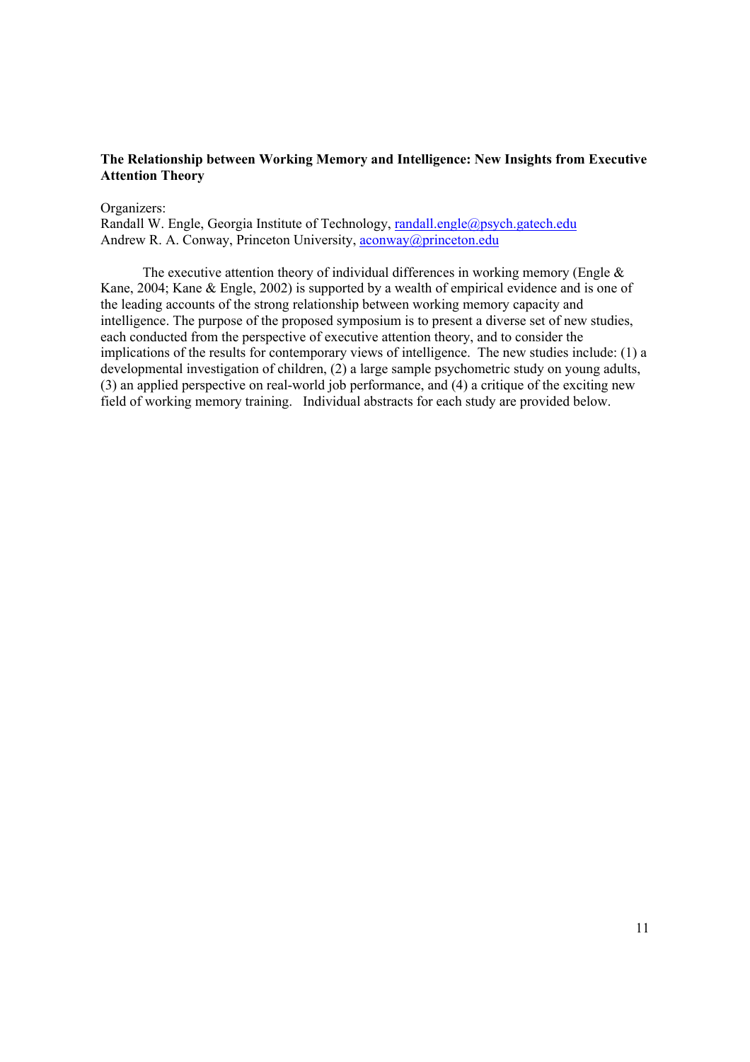**The Relationship between Working Memory and Intelligence: New Insights from Executive Attention Theory**

Organizers:
Randall W. Engle, Georgia Institute of Technology, randall.engle@psych.gatech.edu
Andrew R. A. Conway, Princeton University, aconway@princeton.edu

The executive attention theory of individual differences in working memory (Engle & Kane, 2004; Kane & Engle, 2002) is supported by a wealth of empirical evidence and is one of the leading accounts of the strong relationship between working memory capacity and intelligence. The purpose of the proposed symposium is to present a diverse set of new studies, each conducted from the perspective of executive attention theory, and to consider the implications of the results for contemporary views of intelligence. The new studies include: (1) a developmental investigation of children, (2) a large sample psychometric study on young adults, (3) an applied perspective on real-world job performance, and (4) a critique of the exciting new field of working memory training. Individual abstracts for each study are provided below.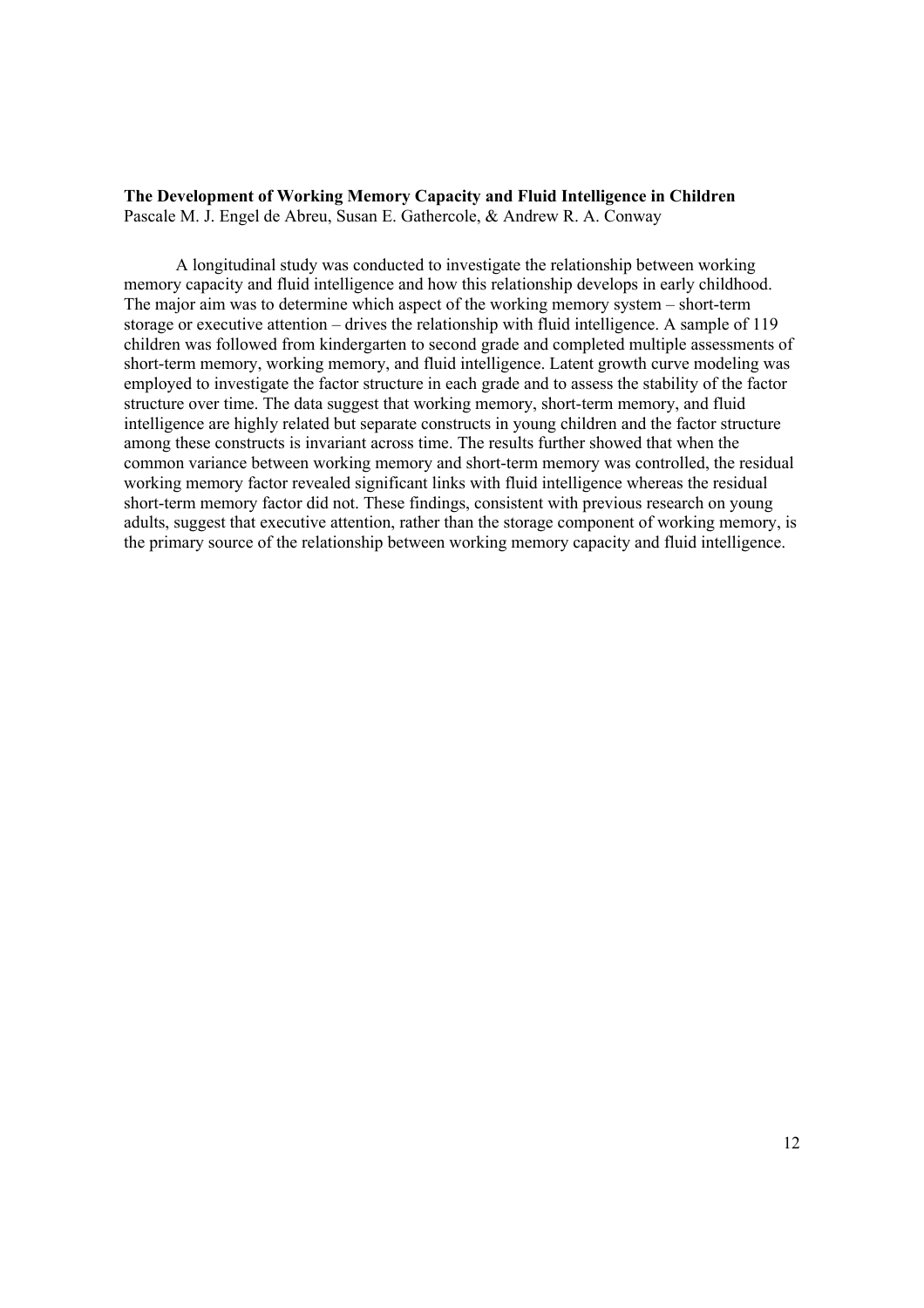**The Development of Working Memory Capacity and Fluid Intelligence in Children**
Pascale M. J. Engel de Abreu, Susan E. Gathercole, & Andrew R. A. Conway

A longitudinal study was conducted to investigate the relationship between working memory capacity and fluid intelligence and how this relationship develops in early childhood. The major aim was to determine which aspect of the working memory system – short-term storage or executive attention – drives the relationship with fluid intelligence. A sample of 119 children was followed from kindergarten to second grade and completed multiple assessments of short-term memory, working memory, and fluid intelligence. Latent growth curve modeling was employed to investigate the factor structure in each grade and to assess the stability of the factor structure over time. The data suggest that working memory, short-term memory, and fluid intelligence are highly related but separate constructs in young children and the factor structure among these constructs is invariant across time. The results further showed that when the common variance between working memory and short-term memory was controlled, the residual working memory factor revealed significant links with fluid intelligence whereas the residual short-term memory factor did not. These findings, consistent with previous research on young adults, suggest that executive attention, rather than the storage component of working memory, is the primary source of the relationship between working memory capacity and fluid intelligence.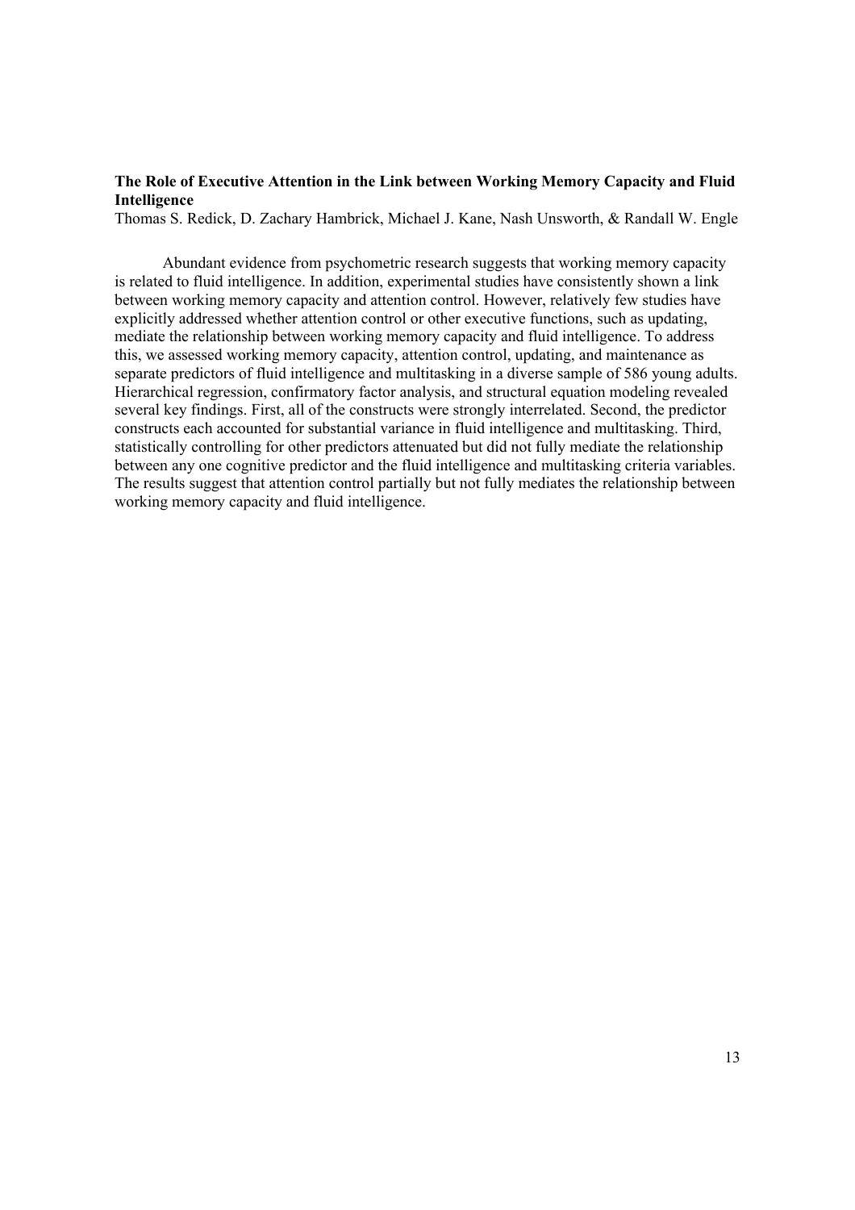**The Role of Executive Attention in the Link between Working Memory Capacity and Fluid Intelligence**

Thomas S. Redick, D. Zachary Hambrick, Michael J. Kane, Nash Unsworth, & Randall W. Engle

Abundant evidence from psychometric research suggests that working memory capacity is related to fluid intelligence. In addition, experimental studies have consistently shown a link between working memory capacity and attention control. However, relatively few studies have explicitly addressed whether attention control or other executive functions, such as updating, mediate the relationship between working memory capacity and fluid intelligence. To address this, we assessed working memory capacity, attention control, updating, and maintenance as separate predictors of fluid intelligence and multitasking in a diverse sample of 586 young adults. Hierarchical regression, confirmatory factor analysis, and structural equation modeling revealed several key findings. First, all of the constructs were strongly interrelated. Second, the predictor constructs each accounted for substantial variance in fluid intelligence and multitasking. Third, statistically controlling for other predictors attenuated but did not fully mediate the relationship between any one cognitive predictor and the fluid intelligence and multitasking criteria variables. The results suggest that attention control partially but not fully mediates the relationship between working memory capacity and fluid intelligence.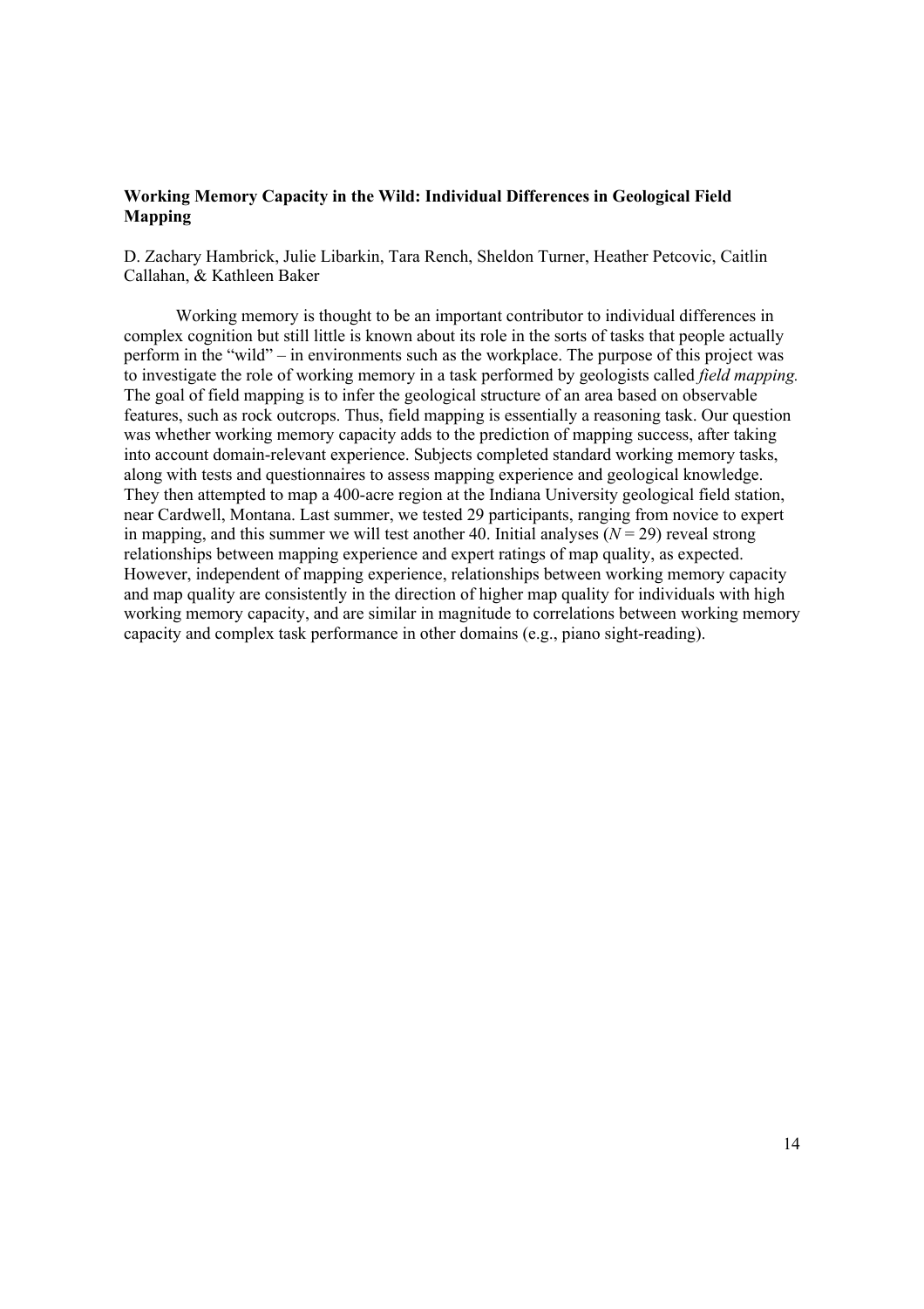**Working Memory Capacity in the Wild: Individual Differences in Geological Field Mapping**

D. Zachary Hambrick, Julie Libarkin, Tara Rench, Sheldon Turner, Heather Petcovic, Caitlin Callahan, & Kathleen Baker

Working memory is thought to be an important contributor to individual differences in complex cognition but still little is known about its role in the sorts of tasks that people actually perform in the "wild" – in environments such as the workplace. The purpose of this project was to investigate the role of working memory in a task performed by geologists called *field mapping.* The goal of field mapping is to infer the geological structure of an area based on observable features, such as rock outcrops. Thus, field mapping is essentially a reasoning task. Our question was whether working memory capacity adds to the prediction of mapping success, after taking into account domain-relevant experience. Subjects completed standard working memory tasks, along with tests and questionnaires to assess mapping experience and geological knowledge. They then attempted to map a 400-acre region at the Indiana University geological field station, near Cardwell, Montana. Last summer, we tested 29 participants, ranging from novice to expert in mapping, and this summer we will test another 40. Initial analyses ($N = 29$) reveal strong relationships between mapping experience and expert ratings of map quality, as expected. However, independent of mapping experience, relationships between working memory capacity and map quality are consistently in the direction of higher map quality for individuals with high working memory capacity, and are similar in magnitude to correlations between working memory capacity and complex task performance in other domains (e.g., piano sight-reading).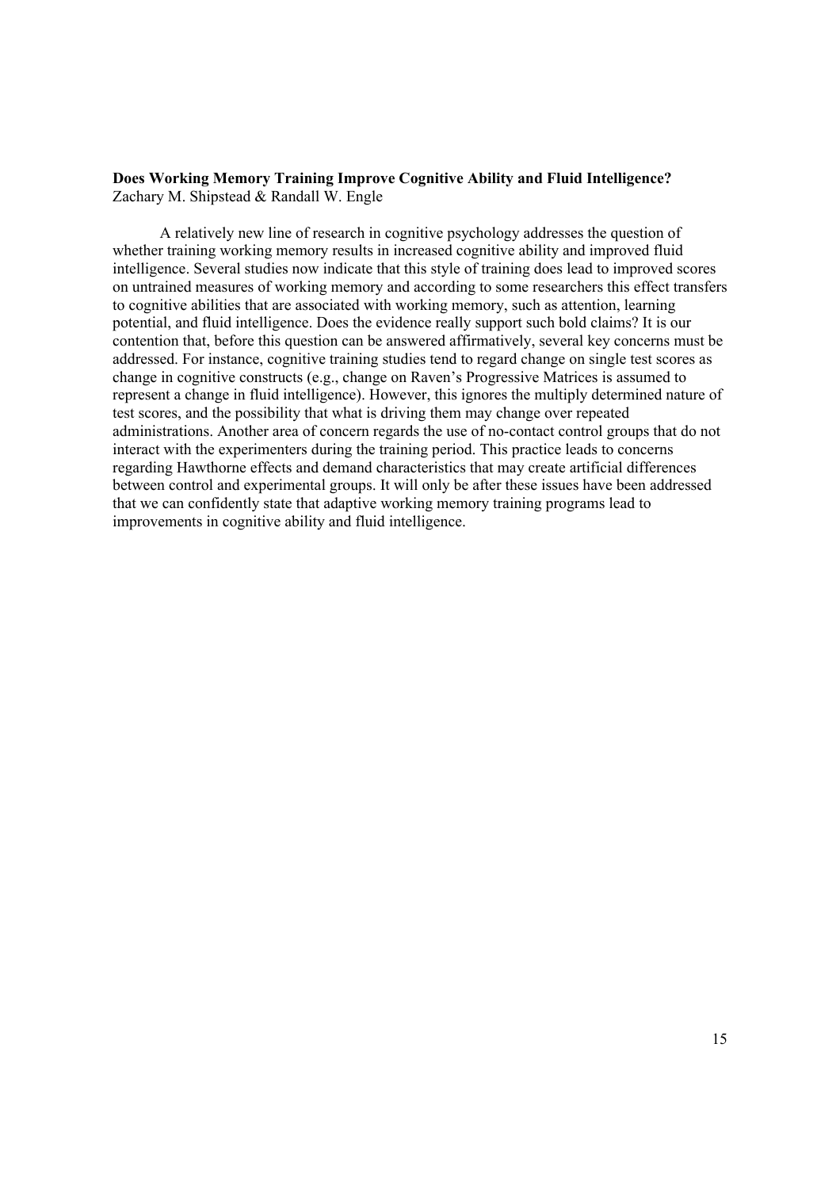**Does Working Memory Training Improve Cognitive Ability and Fluid Intelligence?**
Zachary M. Shipstead & Randall W. Engle

A relatively new line of research in cognitive psychology addresses the question of whether training working memory results in increased cognitive ability and improved fluid intelligence. Several studies now indicate that this style of training does lead to improved scores on untrained measures of working memory and according to some researchers this effect transfers to cognitive abilities that are associated with working memory, such as attention, learning potential, and fluid intelligence. Does the evidence really support such bold claims? It is our contention that, before this question can be answered affirmatively, several key concerns must be addressed. For instance, cognitive training studies tend to regard change on single test scores as change in cognitive constructs (e.g., change on Raven's Progressive Matrices is assumed to represent a change in fluid intelligence). However, this ignores the multiply determined nature of test scores, and the possibility that what is driving them may change over repeated administrations. Another area of concern regards the use of no-contact control groups that do not interact with the experimenters during the training period. This practice leads to concerns regarding Hawthorne effects and demand characteristics that may create artificial differences between control and experimental groups. It will only be after these issues have been addressed that we can confidently state that adaptive working memory training programs lead to improvements in cognitive ability and fluid intelligence.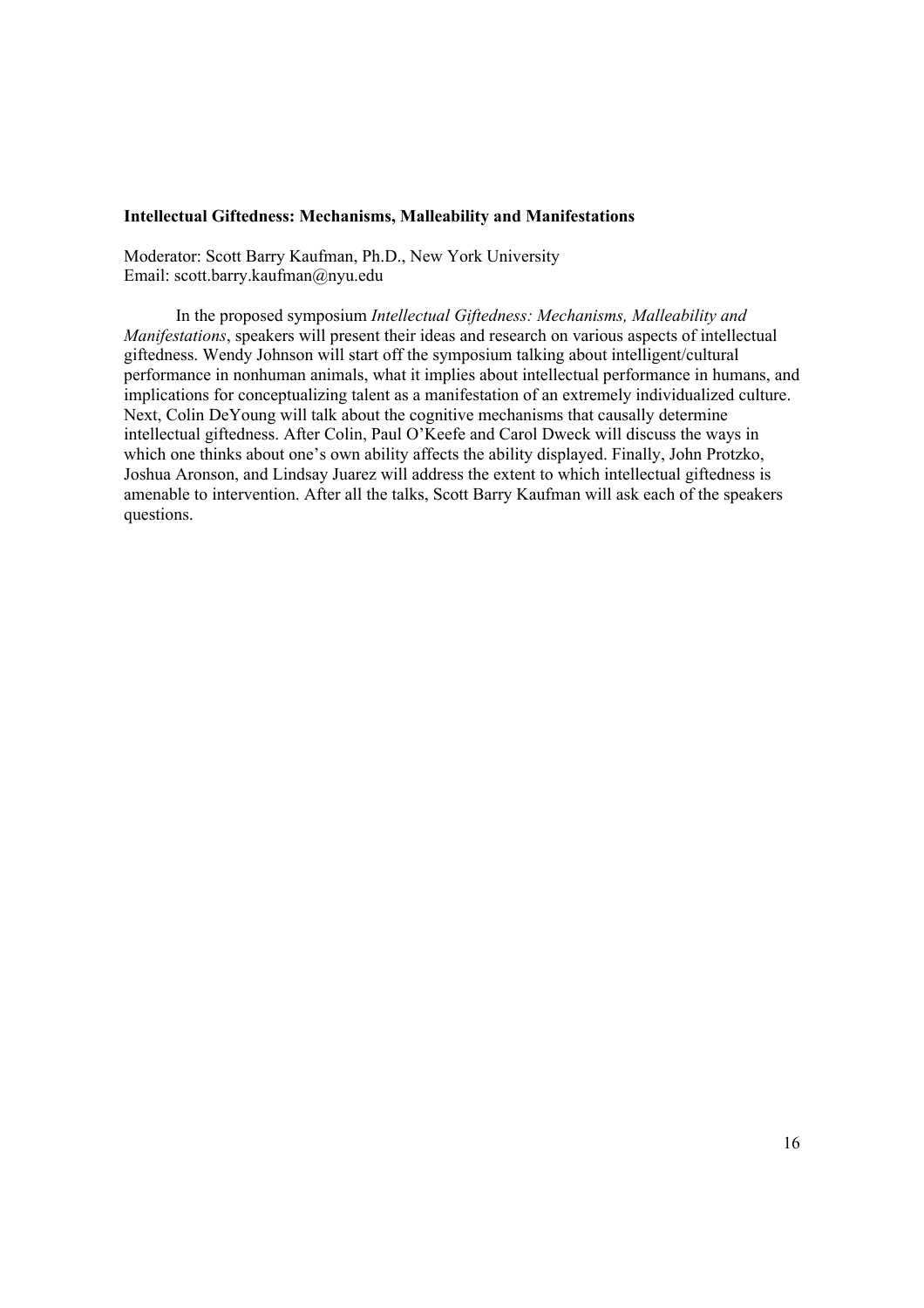**Intellectual Giftedness: Mechanisms, Malleability and Manifestations**

Moderator: Scott Barry Kaufman, Ph.D., New York University
Email: scott.barry.kaufman@nyu.edu

In the proposed symposium *Intellectual Giftedness: Mechanisms, Malleability and Manifestations*, speakers will present their ideas and research on various aspects of intellectual giftedness. Wendy Johnson will start off the symposium talking about intelligent/cultural performance in nonhuman animals, what it implies about intellectual performance in humans, and implications for conceptualizing talent as a manifestation of an extremely individualized culture. Next, Colin DeYoung will talk about the cognitive mechanisms that causally determine intellectual giftedness. After Colin, Paul O'Keefe and Carol Dweck will discuss the ways in which one thinks about one's own ability affects the ability displayed. Finally, John Protzko, Joshua Aronson, and Lindsay Juarez will address the extent to which intellectual giftedness is amenable to intervention. After all the talks, Scott Barry Kaufman will ask each of the speakers questions.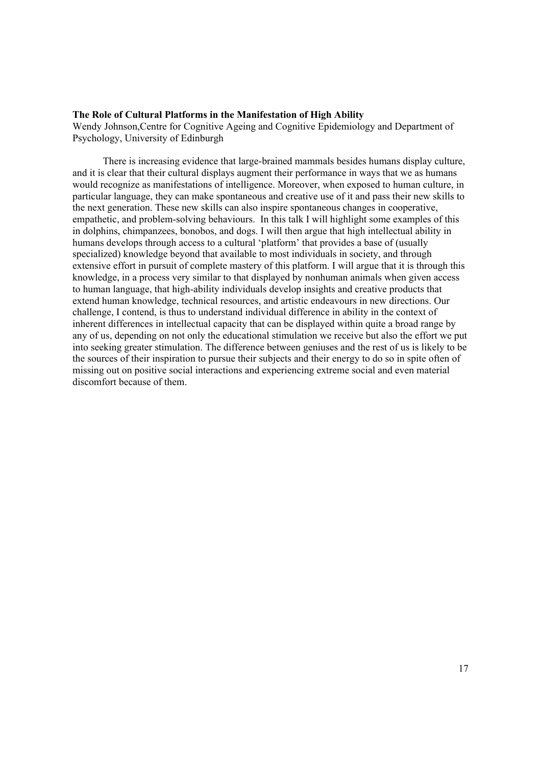**The Role of Cultural Platforms in the Manifestation of High Ability**

Wendy Johnson,Centre for Cognitive Ageing and Cognitive Epidemiology and Department of Psychology, University of Edinburgh

There is increasing evidence that large-brained mammals besides humans display culture, and it is clear that their cultural displays augment their performance in ways that we as humans would recognize as manifestations of intelligence. Moreover, when exposed to human culture, in particular language, they can make spontaneous and creative use of it and pass their new skills to the next generation. These new skills can also inspire spontaneous changes in cooperative, empathetic, and problem-solving behaviours. In this talk I will highlight some examples of this in dolphins, chimpanzees, bonobos, and dogs. I will then argue that high intellectual ability in humans develops through access to a cultural 'platform' that provides a base of (usually specialized) knowledge beyond that available to most individuals in society, and through extensive effort in pursuit of complete mastery of this platform. I will argue that it is through this knowledge, in a process very similar to that displayed by nonhuman animals when given access to human language, that high-ability individuals develop insights and creative products that extend human knowledge, technical resources, and artistic endeavours in new directions. Our challenge, I contend, is thus to understand individual difference in ability in the context of inherent differences in intellectual capacity that can be displayed within quite a broad range by any of us, depending on not only the educational stimulation we receive but also the effort we put into seeking greater stimulation. The difference between geniuses and the rest of us is likely to be the sources of their inspiration to pursue their subjects and their energy to do so in spite often of missing out on positive social interactions and experiencing extreme social and even material discomfort because of them.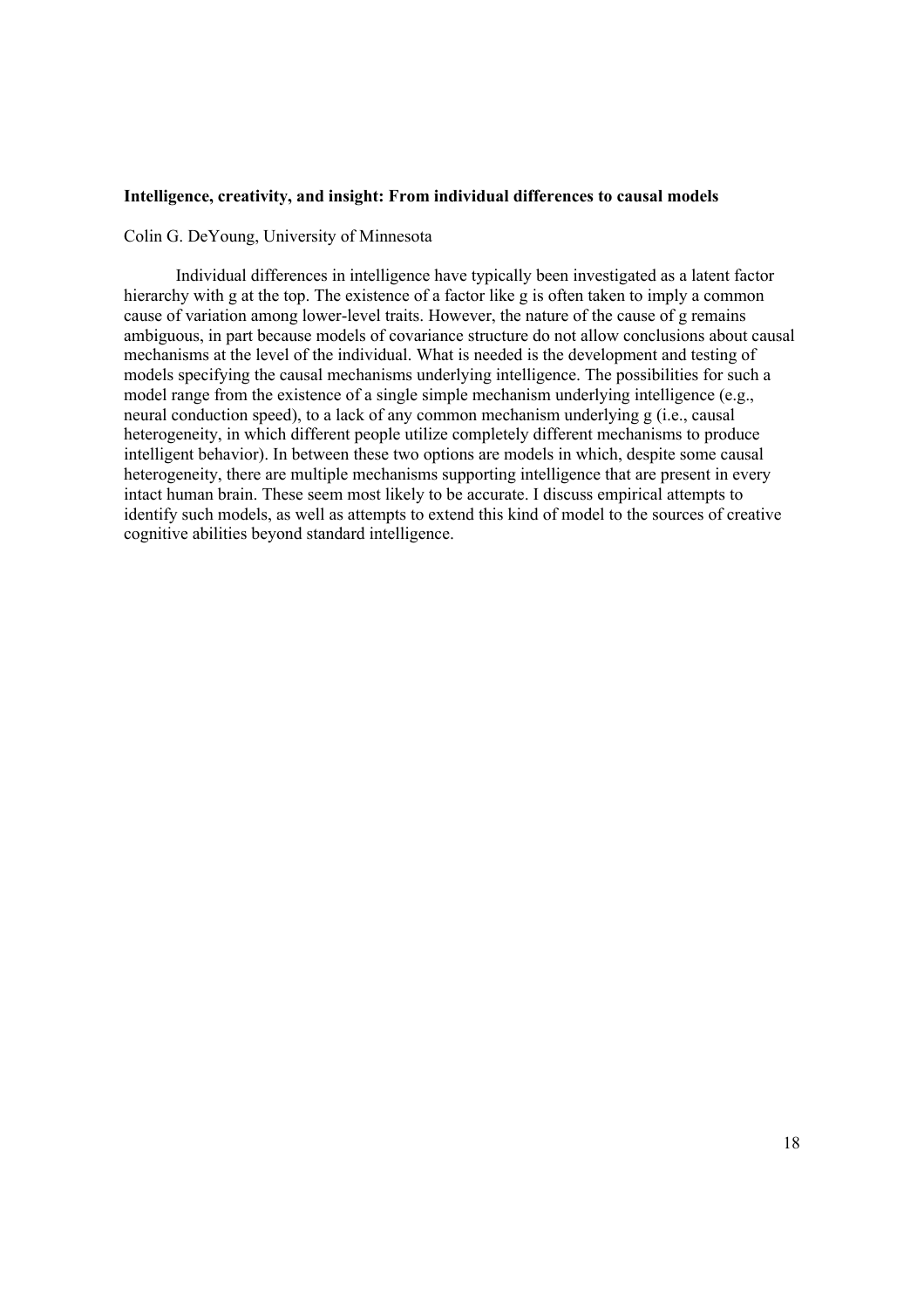**Intelligence, creativity, and insight: From individual differences to causal models**

Colin G. DeYoung, University of Minnesota

Individual differences in intelligence have typically been investigated as a latent factor hierarchy with g at the top. The existence of a factor like g is often taken to imply a common cause of variation among lower-level traits. However, the nature of the cause of g remains ambiguous, in part because models of covariance structure do not allow conclusions about causal mechanisms at the level of the individual. What is needed is the development and testing of models specifying the causal mechanisms underlying intelligence. The possibilities for such a model range from the existence of a single simple mechanism underlying intelligence (e.g., neural conduction speed), to a lack of any common mechanism underlying g (i.e., causal heterogeneity, in which different people utilize completely different mechanisms to produce intelligent behavior). In between these two options are models in which, despite some causal heterogeneity, there are multiple mechanisms supporting intelligence that are present in every intact human brain. These seem most likely to be accurate. I discuss empirical attempts to identify such models, as well as attempts to extend this kind of model to the sources of creative cognitive abilities beyond standard intelligence.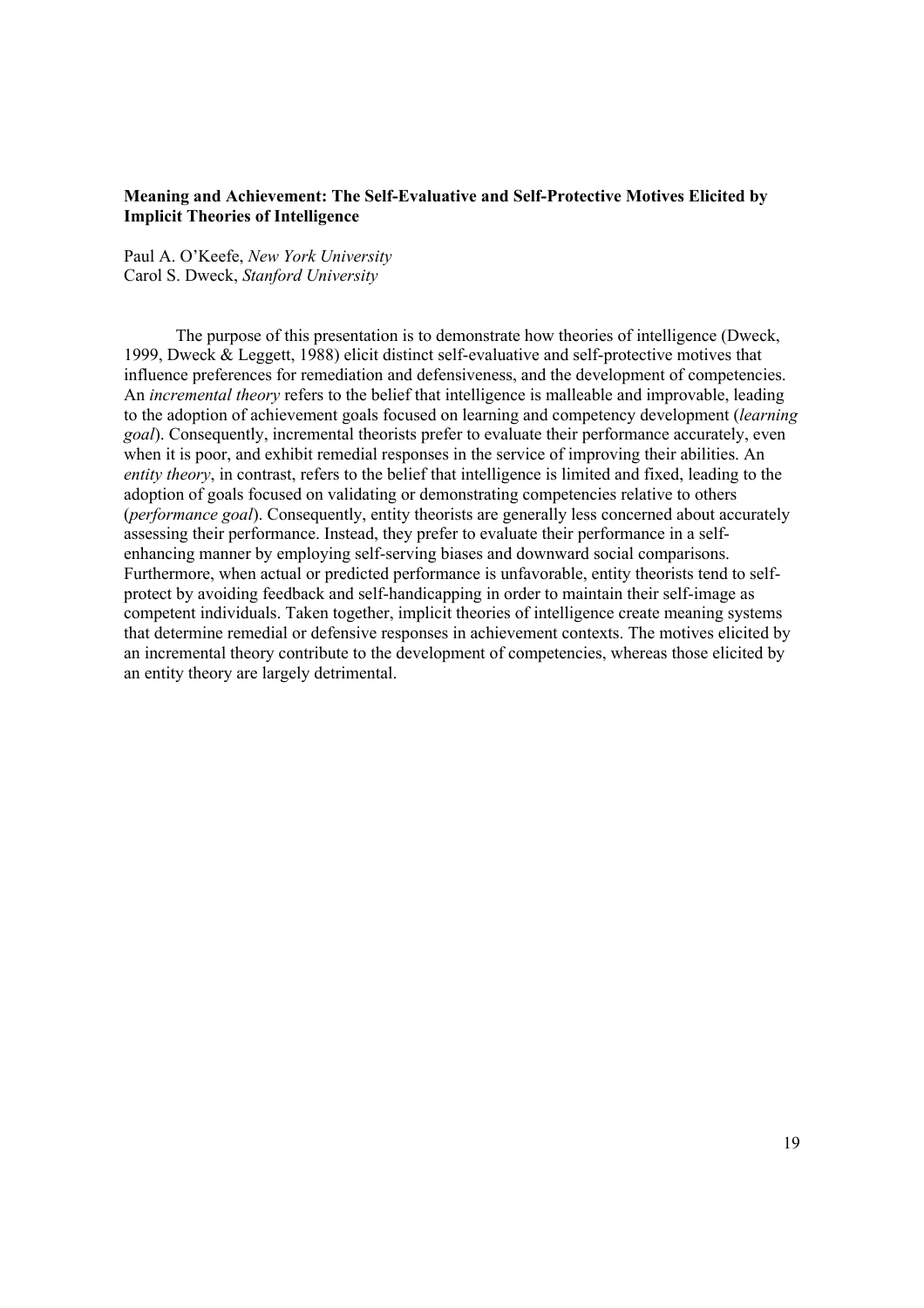**Meaning and Achievement: The Self-Evaluative and Self-Protective Motives Elicited by Implicit Theories of Intelligence**

Paul A. O'Keefe, *New York University*
Carol S. Dweck, *Stanford University*

The purpose of this presentation is to demonstrate how theories of intelligence (Dweck, 1999, Dweck & Leggett, 1988) elicit distinct self-evaluative and self-protective motives that influence preferences for remediation and defensiveness, and the development of competencies. An *incremental theory* refers to the belief that intelligence is malleable and improvable, leading to the adoption of achievement goals focused on learning and competency development (*learning goal*). Consequently, incremental theorists prefer to evaluate their performance accurately, even when it is poor, and exhibit remedial responses in the service of improving their abilities. An *entity theory*, in contrast, refers to the belief that intelligence is limited and fixed, leading to the adoption of goals focused on validating or demonstrating competencies relative to others (*performance goal*). Consequently, entity theorists are generally less concerned about accurately assessing their performance. Instead, they prefer to evaluate their performance in a self-enhancing manner by employing self-serving biases and downward social comparisons. Furthermore, when actual or predicted performance is unfavorable, entity theorists tend to self-protect by avoiding feedback and self-handicapping in order to maintain their self-image as competent individuals. Taken together, implicit theories of intelligence create meaning systems that determine remedial or defensive responses in achievement contexts. The motives elicited by an incremental theory contribute to the development of competencies, whereas those elicited by an entity theory are largely detrimental.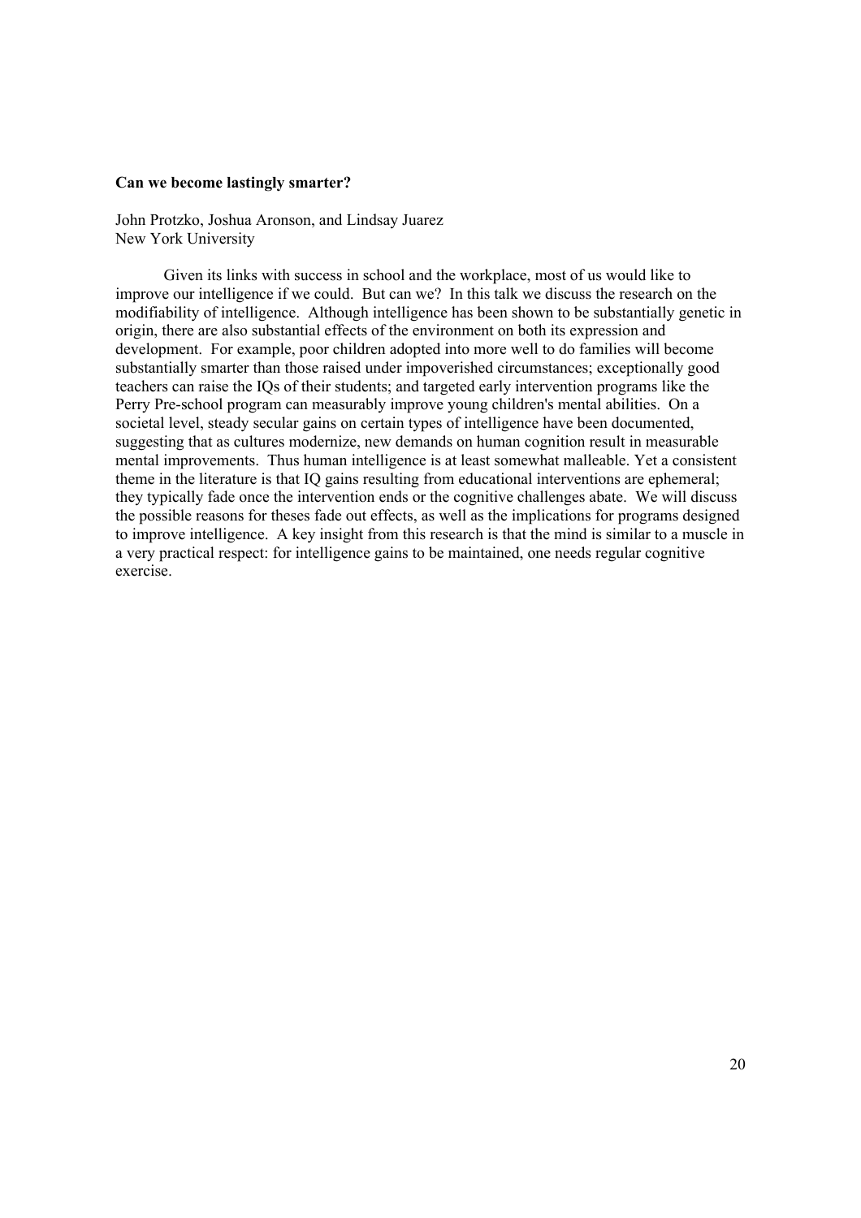**Can we become lastingly smarter?**

John Protzko, Joshua Aronson, and Lindsay Juarez
New York University

Given its links with success in school and the workplace, most of us would like to improve our intelligence if we could. But can we? In this talk we discuss the research on the modifiability of intelligence. Although intelligence has been shown to be substantially genetic in origin, there are also substantial effects of the environment on both its expression and development. For example, poor children adopted into more well to do families will become substantially smarter than those raised under impoverished circumstances; exceptionally good teachers can raise the IQs of their students; and targeted early intervention programs like the Perry Pre-school program can measurably improve young children's mental abilities. On a societal level, steady secular gains on certain types of intelligence have been documented, suggesting that as cultures modernize, new demands on human cognition result in measurable mental improvements. Thus human intelligence is at least somewhat malleable. Yet a consistent theme in the literature is that IQ gains resulting from educational interventions are ephemeral; they typically fade once the intervention ends or the cognitive challenges abate. We will discuss the possible reasons for theses fade out effects, as well as the implications for programs designed to improve intelligence. A key insight from this research is that the mind is similar to a muscle in a very practical respect: for intelligence gains to be maintained, one needs regular cognitive exercise.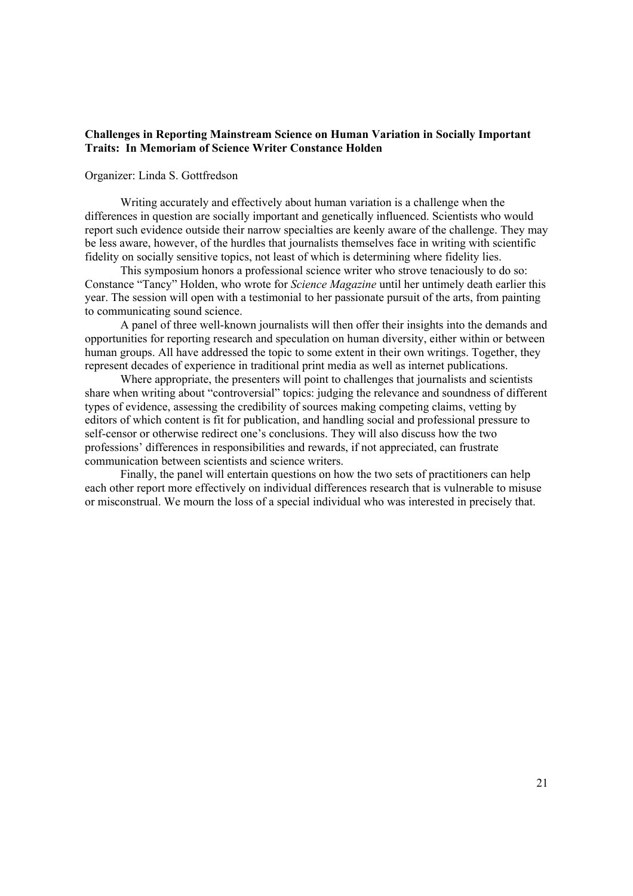**Challenges in Reporting Mainstream Science on Human Variation in Socially Important Traits: In Memoriam of Science Writer Constance Holden**

Organizer: Linda S. Gottfredson

Writing accurately and effectively about human variation is a challenge when the differences in question are socially important and genetically influenced. Scientists who would report such evidence outside their narrow specialties are keenly aware of the challenge. They may be less aware, however, of the hurdles that journalists themselves face in writing with scientific fidelity on socially sensitive topics, not least of which is determining where fidelity lies.

This symposium honors a professional science writer who strove tenaciously to do so: Constance "Tancy" Holden, who wrote for *Science Magazine* until her untimely death earlier this year. The session will open with a testimonial to her passionate pursuit of the arts, from painting to communicating sound science.

A panel of three well-known journalists will then offer their insights into the demands and opportunities for reporting research and speculation on human diversity, either within or between human groups. All have addressed the topic to some extent in their own writings. Together, they represent decades of experience in traditional print media as well as internet publications.

Where appropriate, the presenters will point to challenges that journalists and scientists share when writing about "controversial" topics: judging the relevance and soundness of different types of evidence, assessing the credibility of sources making competing claims, vetting by editors of which content is fit for publication, and handling social and professional pressure to self-censor or otherwise redirect one's conclusions. They will also discuss how the two professions' differences in responsibilities and rewards, if not appreciated, can frustrate communication between scientists and science writers.

Finally, the panel will entertain questions on how the two sets of practitioners can help each other report more effectively on individual differences research that is vulnerable to misuse or misconstrual. We mourn the loss of a special individual who was interested in precisely that.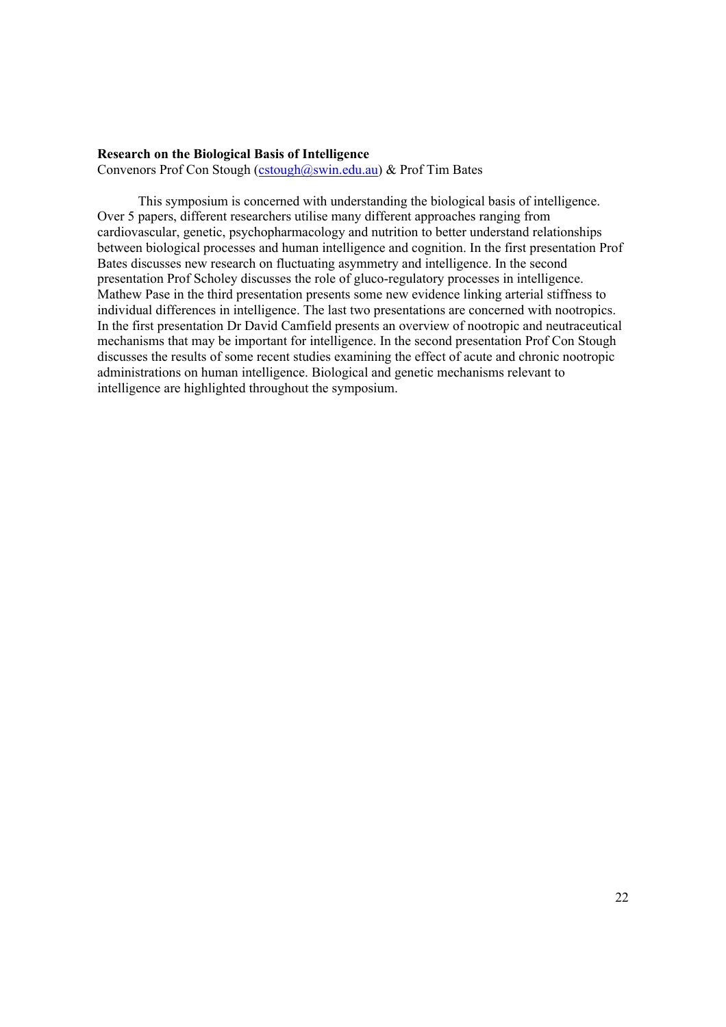**Research on the Biological Basis of Intelligence**

Convenors Prof Con Stough (cstough@swin.edu.au) & Prof Tim Bates

This symposium is concerned with understanding the biological basis of intelligence. Over 5 papers, different researchers utilise many different approaches ranging from cardiovascular, genetic, psychopharmacology and nutrition to better understand relationships between biological processes and human intelligence and cognition. In the first presentation Prof Bates discusses new research on fluctuating asymmetry and intelligence. In the second presentation Prof Scholey discusses the role of gluco-regulatory processes in intelligence. Mathew Pase in the third presentation presents some new evidence linking arterial stiffness to individual differences in intelligence. The last two presentations are concerned with nootropics. In the first presentation Dr David Camfield presents an overview of nootropic and neutraceutical mechanisms that may be important for intelligence. In the second presentation Prof Con Stough discusses the results of some recent studies examining the effect of acute and chronic nootropic administrations on human intelligence. Biological and genetic mechanisms relevant to intelligence are highlighted throughout the symposium.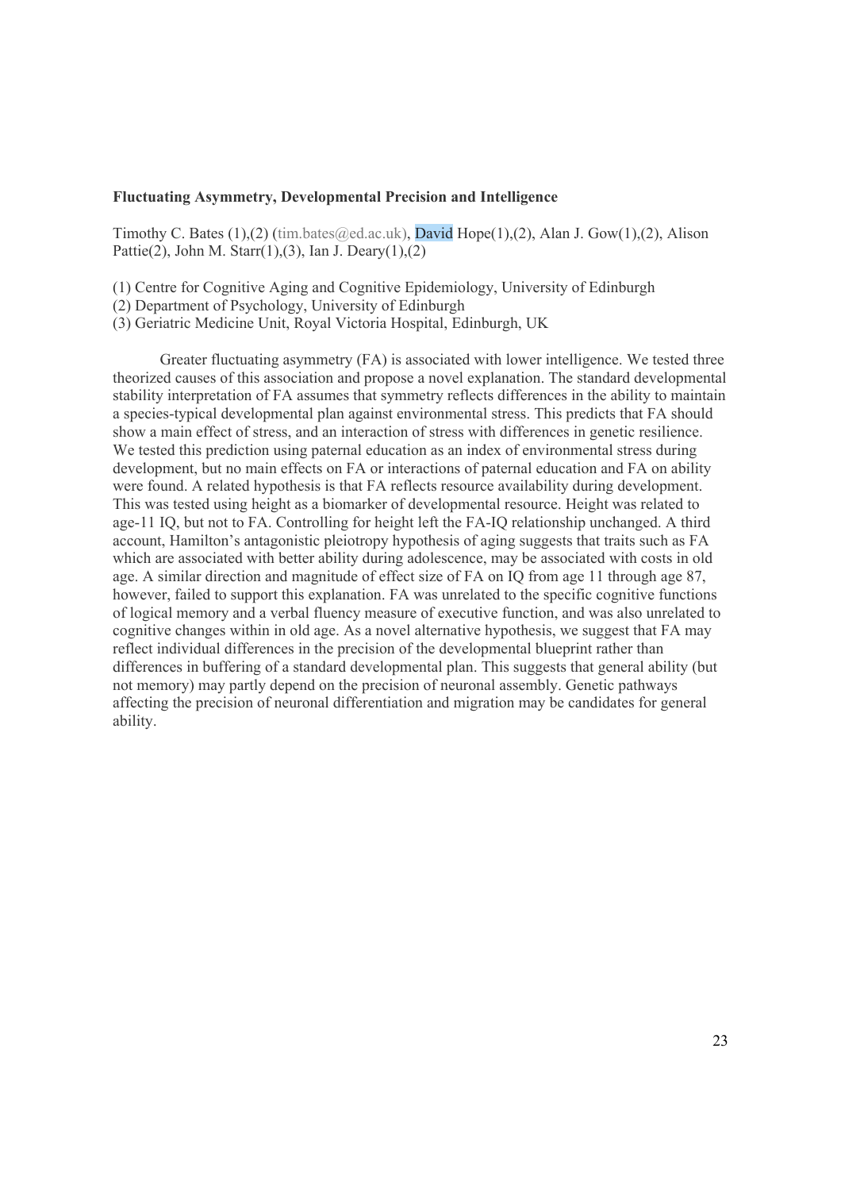**Fluctuating Asymmetry, Developmental Precision and Intelligence**

Timothy C. Bates (1),(2) (tim.bates@ed.ac.uk), David Hope(1),(2), Alan J. Gow(1),(2), Alison Pattie(2), John M. Starr(1),(3), Ian J. Deary(1),(2)

(1) Centre for Cognitive Aging and Cognitive Epidemiology, University of Edinburgh
(2) Department of Psychology, University of Edinburgh
(3) Geriatric Medicine Unit, Royal Victoria Hospital, Edinburgh, UK

Greater fluctuating asymmetry (FA) is associated with lower intelligence. We tested three theorized causes of this association and propose a novel explanation. The standard developmental stability interpretation of FA assumes that symmetry reflects differences in the ability to maintain a species-typical developmental plan against environmental stress. This predicts that FA should show a main effect of stress, and an interaction of stress with differences in genetic resilience. We tested this prediction using paternal education as an index of environmental stress during development, but no main effects on FA or interactions of paternal education and FA on ability were found. A related hypothesis is that FA reflects resource availability during development. This was tested using height as a biomarker of developmental resource. Height was related to age-11 IQ, but not to FA. Controlling for height left the FA-IQ relationship unchanged. A third account, Hamilton's antagonistic pleiotropy hypothesis of aging suggests that traits such as FA which are associated with better ability during adolescence, may be associated with costs in old age. A similar direction and magnitude of effect size of FA on IQ from age 11 through age 87, however, failed to support this explanation. FA was unrelated to the specific cognitive functions of logical memory and a verbal fluency measure of executive function, and was also unrelated to cognitive changes within in old age. As a novel alternative hypothesis, we suggest that FA may reflect individual differences in the precision of the developmental blueprint rather than differences in buffering of a standard developmental plan. This suggests that general ability (but not memory) may partly depend on the precision of neuronal assembly. Genetic pathways affecting the precision of neuronal differentiation and migration may be candidates for general ability.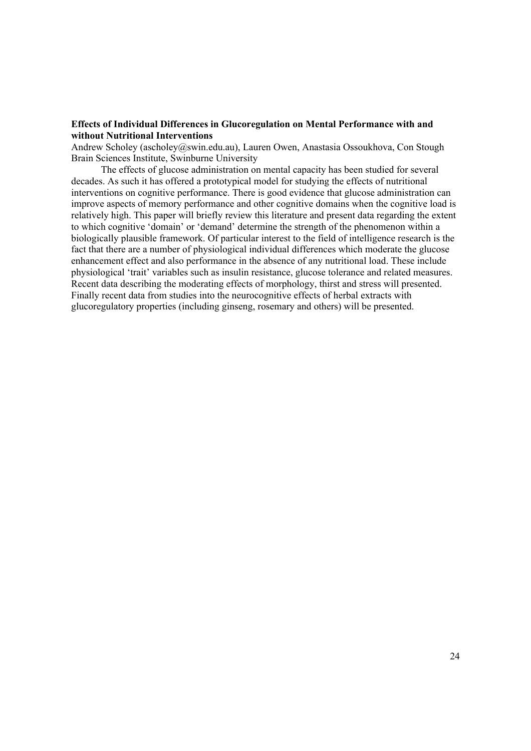**Effects of Individual Differences in Glucoregulation on Mental Performance with and without Nutritional Interventions**

Andrew Scholey (ascholey@swin.edu.au), Lauren Owen, Anastasia Ossoukhova, Con Stough
Brain Sciences Institute, Swinburne University

The effects of glucose administration on mental capacity has been studied for several decades. As such it has offered a prototypical model for studying the effects of nutritional interventions on cognitive performance. There is good evidence that glucose administration can improve aspects of memory performance and other cognitive domains when the cognitive load is relatively high. This paper will briefly review this literature and present data regarding the extent to which cognitive 'domain' or 'demand' determine the strength of the phenomenon within a biologically plausible framework. Of particular interest to the field of intelligence research is the fact that there are a number of physiological individual differences which moderate the glucose enhancement effect and also performance in the absence of any nutritional load. These include physiological 'trait' variables such as insulin resistance, glucose tolerance and related measures. Recent data describing the moderating effects of morphology, thirst and stress will presented. Finally recent data from studies into the neurocognitive effects of herbal extracts with glucoregulatory properties (including ginseng, rosemary and others) will be presented.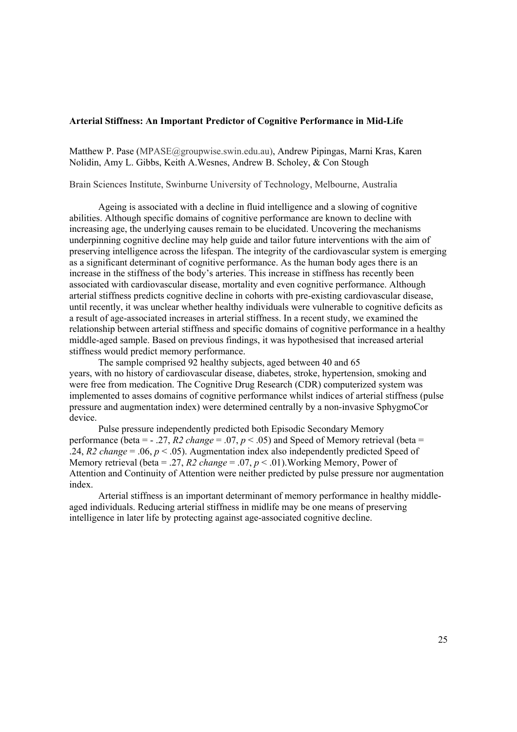**Arterial Stiffness: An Important Predictor of Cognitive Performance in Mid-Life**

Matthew P. Pase (MPASE@groupwise.swin.edu.au), Andrew Pipingas, Marni Kras, Karen Nolidin, Amy L. Gibbs, Keith A.Wesnes, Andrew B. Scholey, & Con Stough

Brain Sciences Institute, Swinburne University of Technology, Melbourne, Australia

Ageing is associated with a decline in fluid intelligence and a slowing of cognitive abilities. Although specific domains of cognitive performance are known to decline with increasing age, the underlying causes remain to be elucidated. Uncovering the mechanisms underpinning cognitive decline may help guide and tailor future interventions with the aim of preserving intelligence across the lifespan. The integrity of the cardiovascular system is emerging as a significant determinant of cognitive performance. As the human body ages there is an increase in the stiffness of the body's arteries. This increase in stiffness has recently been associated with cardiovascular disease, mortality and even cognitive performance. Although arterial stiffness predicts cognitive decline in cohorts with pre-existing cardiovascular disease, until recently, it was unclear whether healthy individuals were vulnerable to cognitive deficits as a result of age-associated increases in arterial stiffness. In a recent study, we examined the relationship between arterial stiffness and specific domains of cognitive performance in a healthy middle-aged sample. Based on previous findings, it was hypothesised that increased arterial stiffness would predict memory performance.

The sample comprised 92 healthy subjects, aged between 40 and 65 years, with no history of cardiovascular disease, diabetes, stroke, hypertension, smoking and were free from medication. The Cognitive Drug Research (CDR) computerized system was implemented to asses domains of cognitive performance whilst indices of arterial stiffness (pulse pressure and augmentation index) were determined centrally by a non-invasive SphygmoCor device.

Pulse pressure independently predicted both Episodic Secondary Memory performance (beta = - .27, *R2 change* = .07, $p < .05$) and Speed of Memory retrieval (beta = .24, *R2 change* = .06, $p < .05$). Augmentation index also independently predicted Speed of Memory retrieval (beta = .27, *R2 change* = .07, $p < .01$).Working Memory, Power of Attention and Continuity of Attention were neither predicted by pulse pressure nor augmentation index.

Arterial stiffness is an important determinant of memory performance in healthy middle-aged individuals. Reducing arterial stiffness in midlife may be one means of preserving intelligence in later life by protecting against age-associated cognitive decline.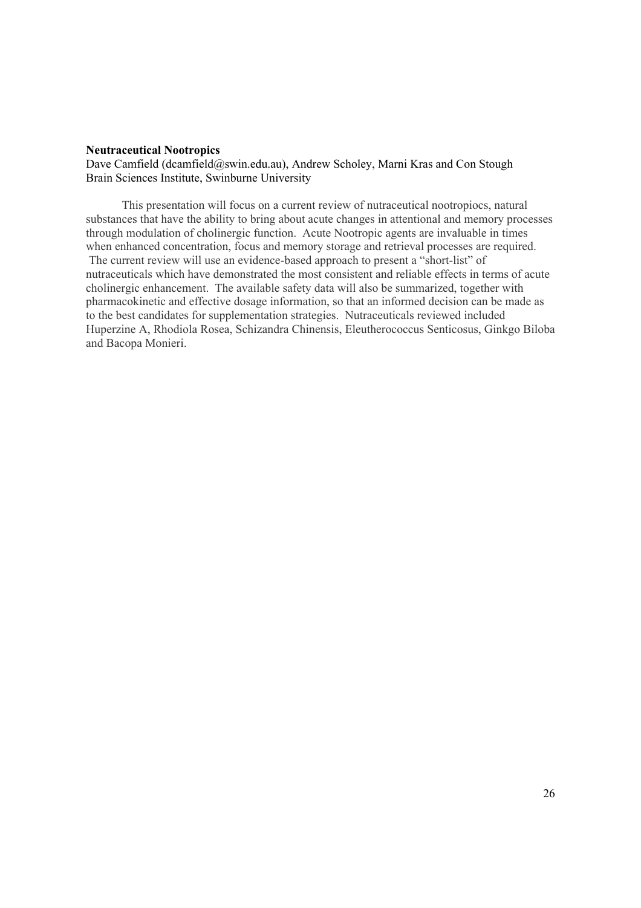**Neutraceutical Nootropics**

Dave Camfield (dcamfield@swin.edu.au), Andrew Scholey, Marni Kras and Con Stough
Brain Sciences Institute, Swinburne University

This presentation will focus on a current review of nutraceutical nootropiocs, natural substances that have the ability to bring about acute changes in attentional and memory processes through modulation of cholinergic function. Acute Nootropic agents are invaluable in times when enhanced concentration, focus and memory storage and retrieval processes are required. The current review will use an evidence-based approach to present a "short-list" of nutraceuticals which have demonstrated the most consistent and reliable effects in terms of acute cholinergic enhancement. The available safety data will also be summarized, together with pharmacokinetic and effective dosage information, so that an informed decision can be made as to the best candidates for supplementation strategies. Nutraceuticals reviewed included Huperzine A, Rhodiola Rosea, Schizandra Chinensis, Eleutherococcus Senticosus, Ginkgo Biloba and Bacopa Monieri.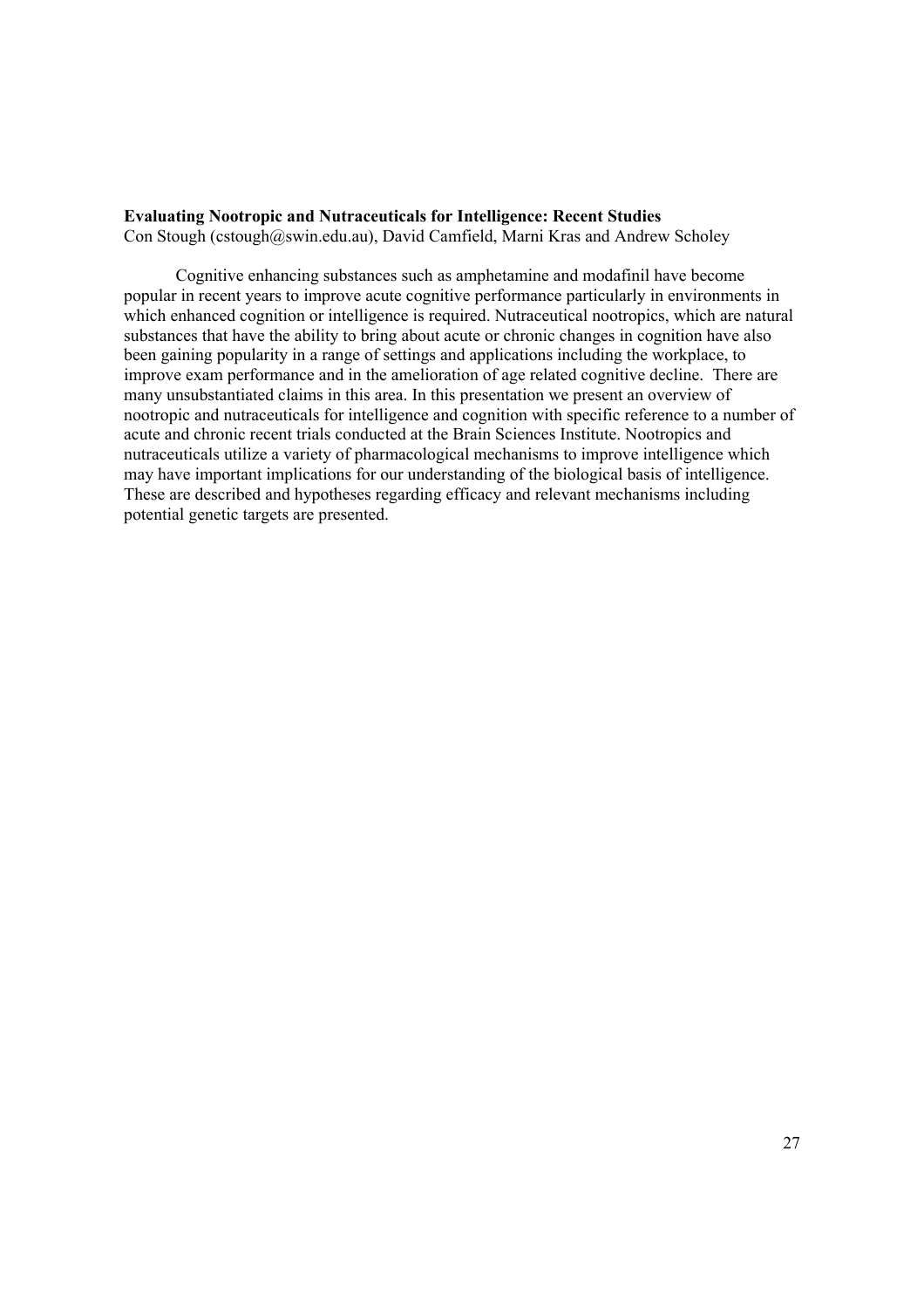**Evaluating Nootropic and Nutraceuticals for Intelligence: Recent Studies**
Con Stough (cstough@swin.edu.au), David Camfield, Marni Kras and Andrew Scholey

Cognitive enhancing substances such as amphetamine and modafinil have become popular in recent years to improve acute cognitive performance particularly in environments in which enhanced cognition or intelligence is required. Nutraceutical nootropics, which are natural substances that have the ability to bring about acute or chronic changes in cognition have also been gaining popularity in a range of settings and applications including the workplace, to improve exam performance and in the amelioration of age related cognitive decline. There are many unsubstantiated claims in this area. In this presentation we present an overview of nootropic and nutraceuticals for intelligence and cognition with specific reference to a number of acute and chronic recent trials conducted at the Brain Sciences Institute. Nootropics and nutraceuticals utilize a variety of pharmacological mechanisms to improve intelligence which may have important implications for our understanding of the biological basis of intelligence. These are described and hypotheses regarding efficacy and relevant mechanisms including potential genetic targets are presented.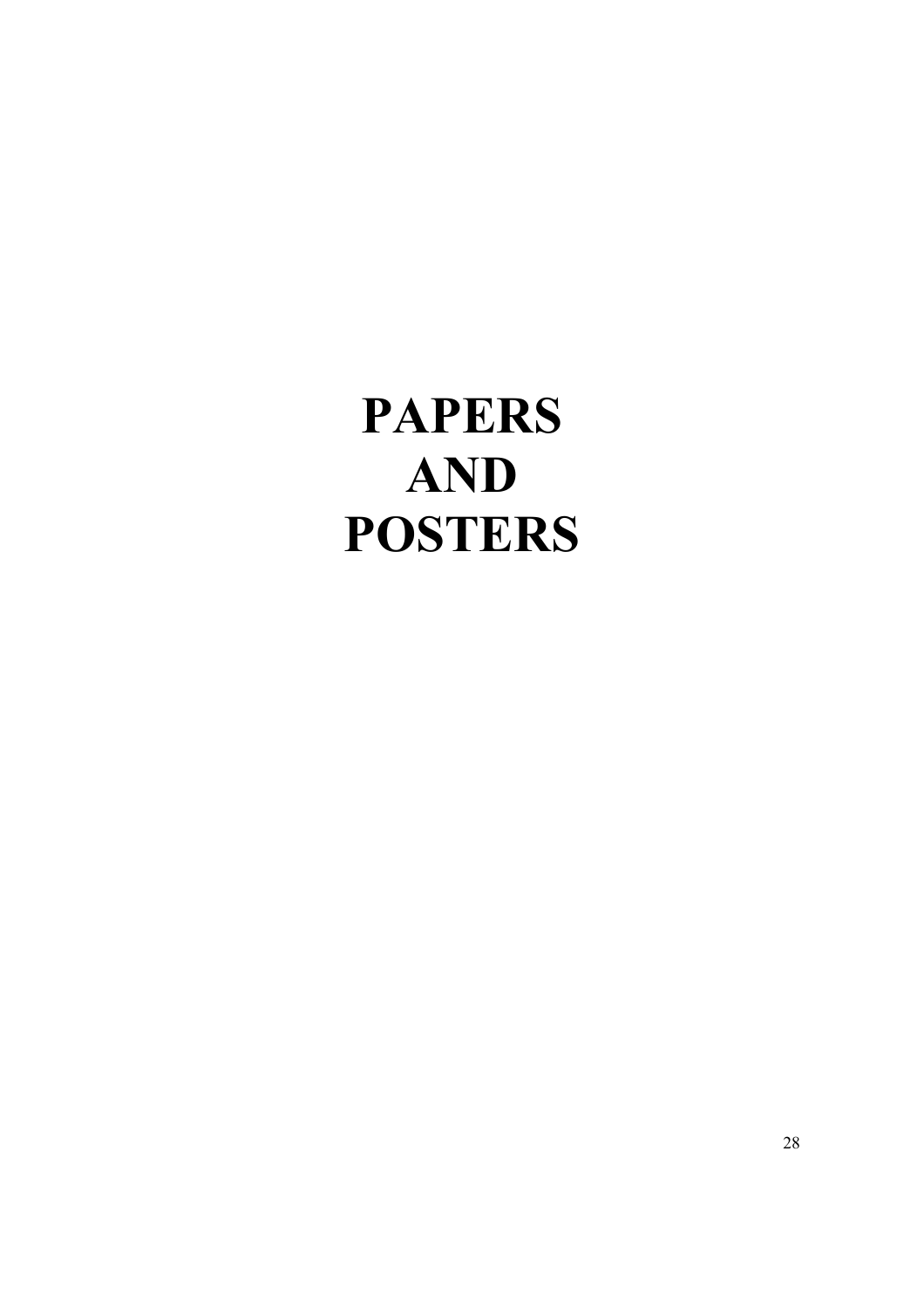# PAPERS AND POSTERS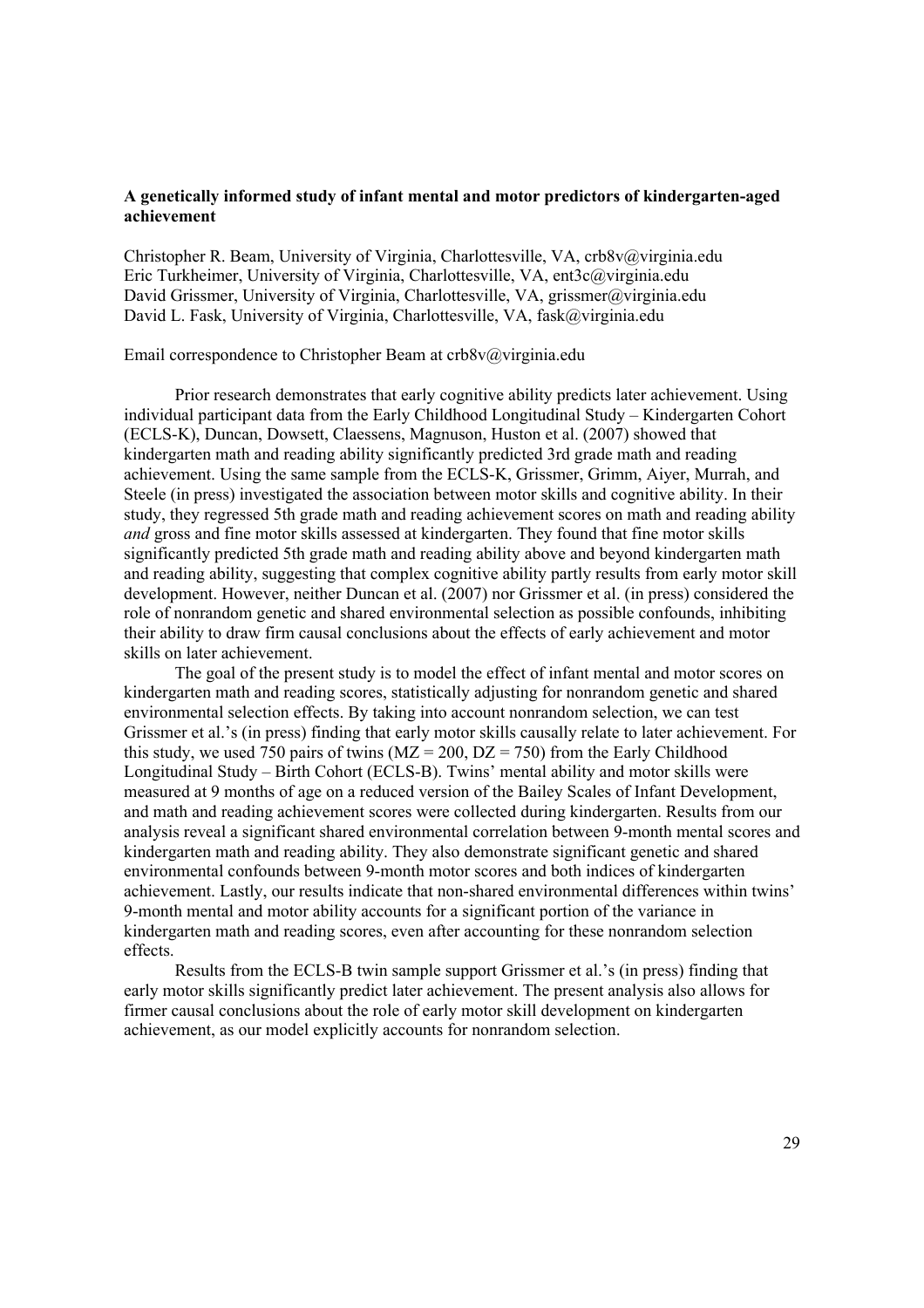**A genetically informed study of infant mental and motor predictors of kindergarten-aged achievement**

Christopher R. Beam, University of Virginia, Charlottesville, VA, crb8v@virginia.edu
Eric Turkheimer, University of Virginia, Charlottesville, VA, ent3c@virginia.edu
David Grissmer, University of Virginia, Charlottesville, VA, grissmer@virginia.edu
David L. Fask, University of Virginia, Charlottesville, VA, fask@virginia.edu

Email correspondence to Christopher Beam at crb8v@virginia.edu

Prior research demonstrates that early cognitive ability predicts later achievement. Using individual participant data from the Early Childhood Longitudinal Study – Kindergarten Cohort (ECLS-K), Duncan, Dowsett, Claessens, Magnuson, Huston et al. (2007) showed that kindergarten math and reading ability significantly predicted 3rd grade math and reading achievement. Using the same sample from the ECLS-K, Grissmer, Grimm, Aiyer, Murrah, and Steele (in press) investigated the association between motor skills and cognitive ability. In their study, they regressed 5th grade math and reading achievement scores on math and reading ability *and* gross and fine motor skills assessed at kindergarten. They found that fine motor skills significantly predicted 5th grade math and reading ability above and beyond kindergarten math and reading ability, suggesting that complex cognitive ability partly results from early motor skill development. However, neither Duncan et al. (2007) nor Grissmer et al. (in press) considered the role of nonrandom genetic and shared environmental selection as possible confounds, inhibiting their ability to draw firm causal conclusions about the effects of early achievement and motor skills on later achievement.

The goal of the present study is to model the effect of infant mental and motor scores on kindergarten math and reading scores, statistically adjusting for nonrandom genetic and shared environmental selection effects. By taking into account nonrandom selection, we can test Grissmer et al.'s (in press) finding that early motor skills causally relate to later achievement. For this study, we used 750 pairs of twins (MZ = 200, DZ = 750) from the Early Childhood Longitudinal Study – Birth Cohort (ECLS-B). Twins' mental ability and motor skills were measured at 9 months of age on a reduced version of the Bailey Scales of Infant Development, and math and reading achievement scores were collected during kindergarten. Results from our analysis reveal a significant shared environmental correlation between 9-month mental scores and kindergarten math and reading ability. They also demonstrate significant genetic and shared environmental confounds between 9-month motor scores and both indices of kindergarten achievement. Lastly, our results indicate that non-shared environmental differences within twins' 9-month mental and motor ability accounts for a significant portion of the variance in kindergarten math and reading scores, even after accounting for these nonrandom selection effects.

Results from the ECLS-B twin sample support Grissmer et al.'s (in press) finding that early motor skills significantly predict later achievement. The present analysis also allows for firmer causal conclusions about the role of early motor skill development on kindergarten achievement, as our model explicitly accounts for nonrandom selection.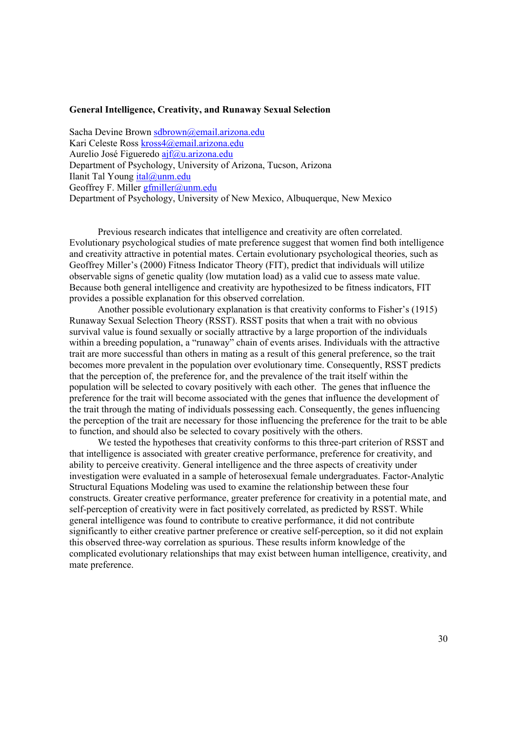**General Intelligence, Creativity, and Runaway Sexual Selection**

Sacha Devine Brown sdbrown@email.arizona.edu
Kari Celeste Ross kross4@email.arizona.edu
Aurelio José Figueredo ajf@u.arizona.edu
Department of Psychology, University of Arizona, Tucson, Arizona
Ilanit Tal Young ital@unm.edu
Geoffrey F. Miller gfmiller@unm.edu
Department of Psychology, University of New Mexico, Albuquerque, New Mexico

Previous research indicates that intelligence and creativity are often correlated. Evolutionary psychological studies of mate preference suggest that women find both intelligence and creativity attractive in potential mates. Certain evolutionary psychological theories, such as Geoffrey Miller's (2000) Fitness Indicator Theory (FIT), predict that individuals will utilize observable signs of genetic quality (low mutation load) as a valid cue to assess mate value. Because both general intelligence and creativity are hypothesized to be fitness indicators, FIT provides a possible explanation for this observed correlation.

Another possible evolutionary explanation is that creativity conforms to Fisher's (1915) Runaway Sexual Selection Theory (RSST). RSST posits that when a trait with no obvious survival value is found sexually or socially attractive by a large proportion of the individuals within a breeding population, a "runaway" chain of events arises. Individuals with the attractive trait are more successful than others in mating as a result of this general preference, so the trait becomes more prevalent in the population over evolutionary time. Consequently, RSST predicts that the perception of, the preference for, and the prevalence of the trait itself within the population will be selected to covary positively with each other. The genes that influence the preference for the trait will become associated with the genes that influence the development of the trait through the mating of individuals possessing each. Consequently, the genes influencing the perception of the trait are necessary for those influencing the preference for the trait to be able to function, and should also be selected to covary positively with the others.

We tested the hypotheses that creativity conforms to this three-part criterion of RSST and that intelligence is associated with greater creative performance, preference for creativity, and ability to perceive creativity. General intelligence and the three aspects of creativity under investigation were evaluated in a sample of heterosexual female undergraduates. Factor-Analytic Structural Equations Modeling was used to examine the relationship between these four constructs. Greater creative performance, greater preference for creativity in a potential mate, and self-perception of creativity were in fact positively correlated, as predicted by RSST. While general intelligence was found to contribute to creative performance, it did not contribute significantly to either creative partner preference or creative self-perception, so it did not explain this observed three-way correlation as spurious. These results inform knowledge of the complicated evolutionary relationships that may exist between human intelligence, creativity, and mate preference.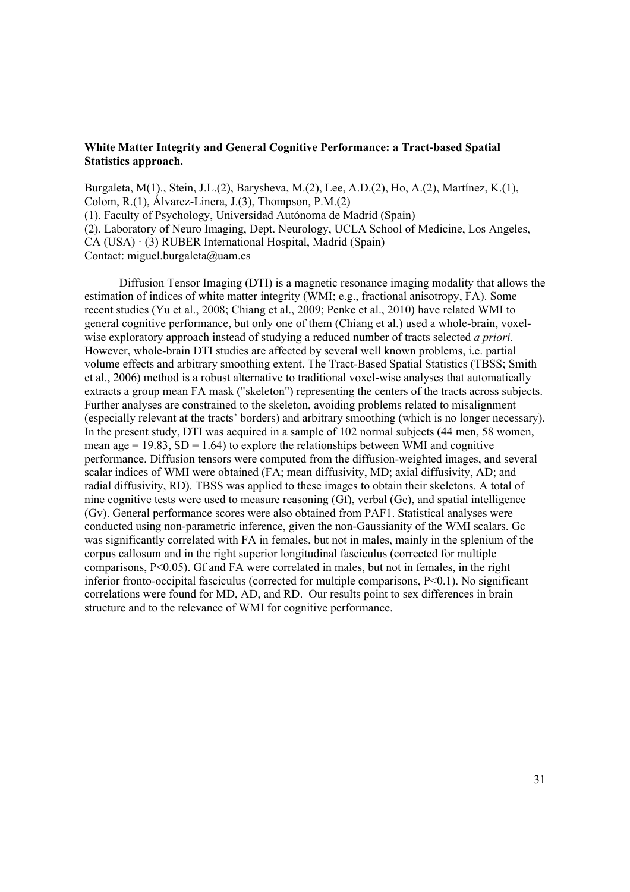**White Matter Integrity and General Cognitive Performance: a Tract-based Spatial Statistics approach.**

Burgaleta, M(1)., Stein, J.L.(2), Barysheva, M.(2), Lee, A.D.(2), Ho, A.(2), Martínez, K.(1), Colom, R.(1), Álvarez-Linera, J.(3), Thompson, P.M.(2)
(1). Faculty of Psychology, Universidad Autónoma de Madrid (Spain)
(2). Laboratory of Neuro Imaging, Dept. Neurology, UCLA School of Medicine, Los Angeles, CA (USA) · (3) RUBER International Hospital, Madrid (Spain)
Contact: miguel.burgaleta@uam.es

Diffusion Tensor Imaging (DTI) is a magnetic resonance imaging modality that allows the estimation of indices of white matter integrity (WMI; e.g., fractional anisotropy, FA). Some recent studies (Yu et al., 2008; Chiang et al., 2009; Penke et al., 2010) have related WMI to general cognitive performance, but only one of them (Chiang et al.) used a whole-brain, voxel-wise exploratory approach instead of studying a reduced number of tracts selected *a priori*. However, whole-brain DTI studies are affected by several well known problems, i.e. partial volume effects and arbitrary smoothing extent. The Tract-Based Spatial Statistics (TBSS; Smith et al., 2006) method is a robust alternative to traditional voxel-wise analyses that automatically extracts a group mean FA mask ("skeleton") representing the centers of the tracts across subjects. Further analyses are constrained to the skeleton, avoiding problems related to misalignment (especially relevant at the tracts' borders) and arbitrary smoothing (which is no longer necessary). In the present study, DTI was acquired in a sample of 102 normal subjects (44 men, 58 women, mean age = 19.83, SD = 1.64) to explore the relationships between WMI and cognitive performance. Diffusion tensors were computed from the diffusion-weighted images, and several scalar indices of WMI were obtained (FA; mean diffusivity, MD; axial diffusivity, AD; and radial diffusivity, RD). TBSS was applied to these images to obtain their skeletons. A total of nine cognitive tests were used to measure reasoning (Gf), verbal (Gc), and spatial intelligence (Gv). General performance scores were also obtained from PAF1. Statistical analyses were conducted using non-parametric inference, given the non-Gaussianity of the WMI scalars. Gc was significantly correlated with FA in females, but not in males, mainly in the splenium of the corpus callosum and in the right superior longitudinal fasciculus (corrected for multiple comparisons, $P<0.05$). Gf and FA were correlated in males, but not in females, in the right inferior fronto-occipital fasciculus (corrected for multiple comparisons, $P<0.1$). No significant correlations were found for MD, AD, and RD. Our results point to sex differences in brain structure and to the relevance of WMI for cognitive performance.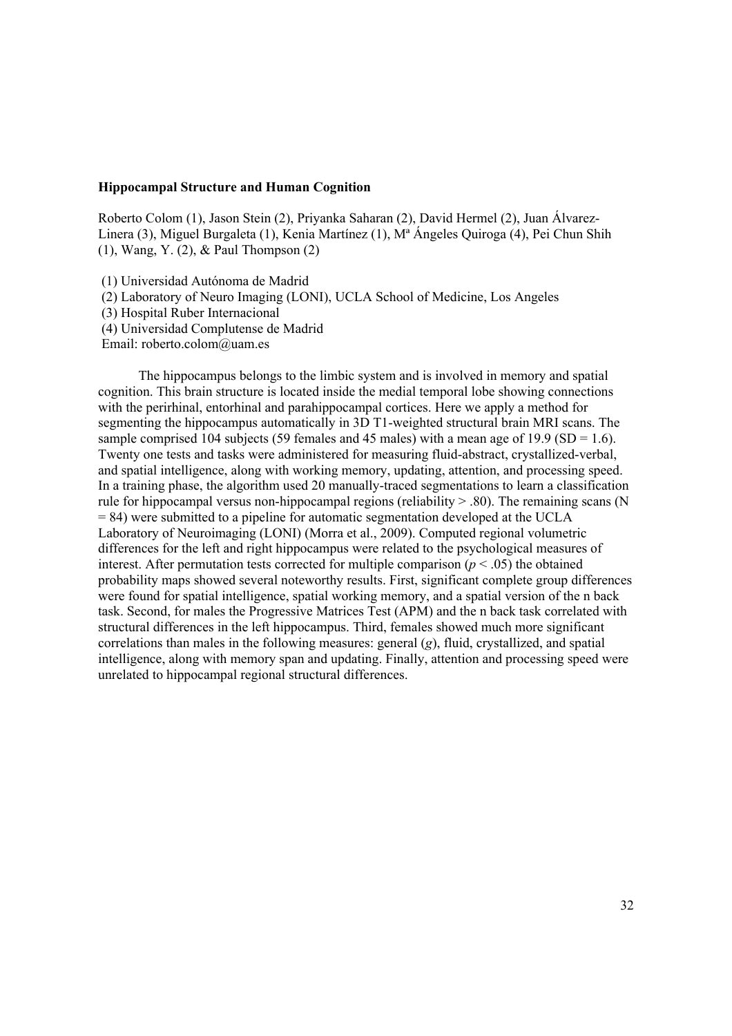**Hippocampal Structure and Human Cognition**

Roberto Colom (1), Jason Stein (2), Priyanka Saharan (2), David Hermel (2), Juan Álvarez-Linera (3), Miguel Burgaleta (1), Kenia Martínez (1), Mª Ángeles Quiroga (4), Pei Chun Shih (1), Wang, Y. (2), & Paul Thompson (2)

(1) Universidad Autónoma de Madrid
(2) Laboratory of Neuro Imaging (LONI), UCLA School of Medicine, Los Angeles
(3) Hospital Ruber Internacional
(4) Universidad Complutense de Madrid
Email: roberto.colom@uam.es

The hippocampus belongs to the limbic system and is involved in memory and spatial cognition. This brain structure is located inside the medial temporal lobe showing connections with the perirhinal, entorhinal and parahippocampal cortices. Here we apply a method for segmenting the hippocampus automatically in 3D T1-weighted structural brain MRI scans. The sample comprised 104 subjects (59 females and 45 males) with a mean age of 19.9 (SD = 1.6). Twenty one tests and tasks were administered for measuring fluid-abstract, crystallized-verbal, and spatial intelligence, along with working memory, updating, attention, and processing speed. In a training phase, the algorithm used 20 manually-traced segmentations to learn a classification rule for hippocampal versus non-hippocampal regions (reliability > .80). The remaining scans (N = 84) were submitted to a pipeline for automatic segmentation developed at the UCLA Laboratory of Neuroimaging (LONI) (Morra et al., 2009). Computed regional volumetric differences for the left and right hippocampus were related to the psychological measures of interest. After permutation tests corrected for multiple comparison ($p < .05$) the obtained probability maps showed several noteworthy results. First, significant complete group differences were found for spatial intelligence, spatial working memory, and a spatial version of the n back task. Second, for males the Progressive Matrices Test (APM) and the n back task correlated with structural differences in the left hippocampus. Third, females showed much more significant correlations than males in the following measures: general (*g*), fluid, crystallized, and spatial intelligence, along with memory span and updating. Finally, attention and processing speed were unrelated to hippocampal regional structural differences.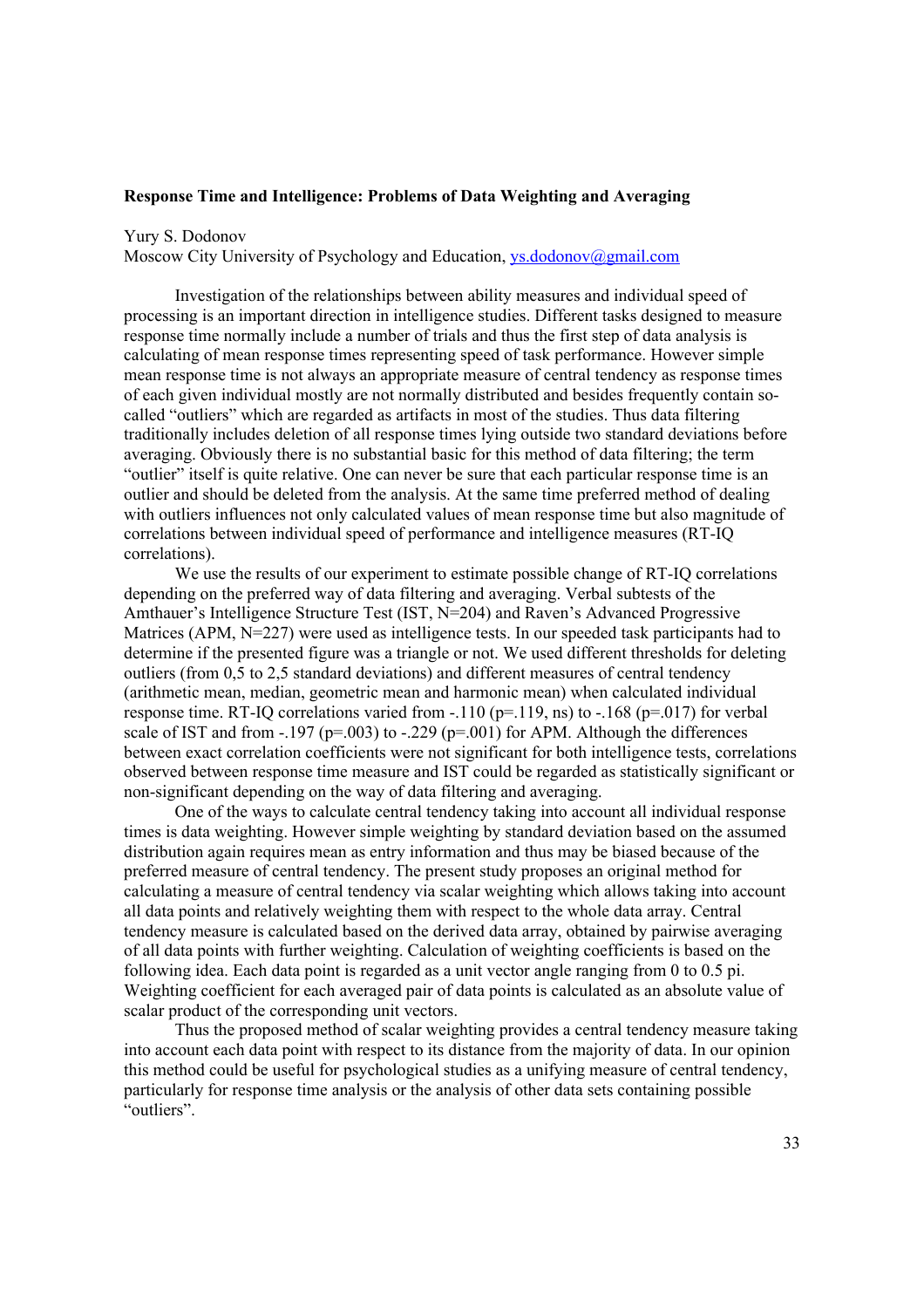**Response Time and Intelligence: Problems of Data Weighting and Averaging**

Yury S. Dodonov
Moscow City University of Psychology and Education, ys.dodonov@gmail.com

Investigation of the relationships between ability measures and individual speed of processing is an important direction in intelligence studies. Different tasks designed to measure response time normally include a number of trials and thus the first step of data analysis is calculating of mean response times representing speed of task performance. However simple mean response time is not always an appropriate measure of central tendency as response times of each given individual mostly are not normally distributed and besides frequently contain so-called "outliers" which are regarded as artifacts in most of the studies. Thus data filtering traditionally includes deletion of all response times lying outside two standard deviations before averaging. Obviously there is no substantial basic for this method of data filtering; the term "outlier" itself is quite relative. One can never be sure that each particular response time is an outlier and should be deleted from the analysis. At the same time preferred method of dealing with outliers influences not only calculated values of mean response time but also magnitude of correlations between individual speed of performance and intelligence measures (RT-IQ correlations).

We use the results of our experiment to estimate possible change of RT-IQ correlations depending on the preferred way of data filtering and averaging. Verbal subtests of the Amthauer's Intelligence Structure Test (IST, N=204) and Raven's Advanced Progressive Matrices (APM, N=227) were used as intelligence tests. In our speeded task participants had to determine if the presented figure was a triangle or not. We used different thresholds for deleting outliers (from 0,5 to 2,5 standard deviations) and different measures of central tendency (arithmetic mean, median, geometric mean and harmonic mean) when calculated individual response time. RT-IQ correlations varied from -.110 (p=.119, ns) to -.168 (p=.017) for verbal scale of IST and from -.197 (p=.003) to -.229 (p=.001) for APM. Although the differences between exact correlation coefficients were not significant for both intelligence tests, correlations observed between response time measure and IST could be regarded as statistically significant or non-significant depending on the way of data filtering and averaging.

One of the ways to calculate central tendency taking into account all individual response times is data weighting. However simple weighting by standard deviation based on the assumed distribution again requires mean as entry information and thus may be biased because of the preferred measure of central tendency. The present study proposes an original method for calculating a measure of central tendency via scalar weighting which allows taking into account all data points and relatively weighting them with respect to the whole data array. Central tendency measure is calculated based on the derived data array, obtained by pairwise averaging of all data points with further weighting. Calculation of weighting coefficients is based on the following idea. Each data point is regarded as a unit vector angle ranging from 0 to 0.5 pi. Weighting coefficient for each averaged pair of data points is calculated as an absolute value of scalar product of the corresponding unit vectors.

Thus the proposed method of scalar weighting provides a central tendency measure taking into account each data point with respect to its distance from the majority of data. In our opinion this method could be useful for psychological studies as a unifying measure of central tendency, particularly for response time analysis or the analysis of other data sets containing possible "outliers".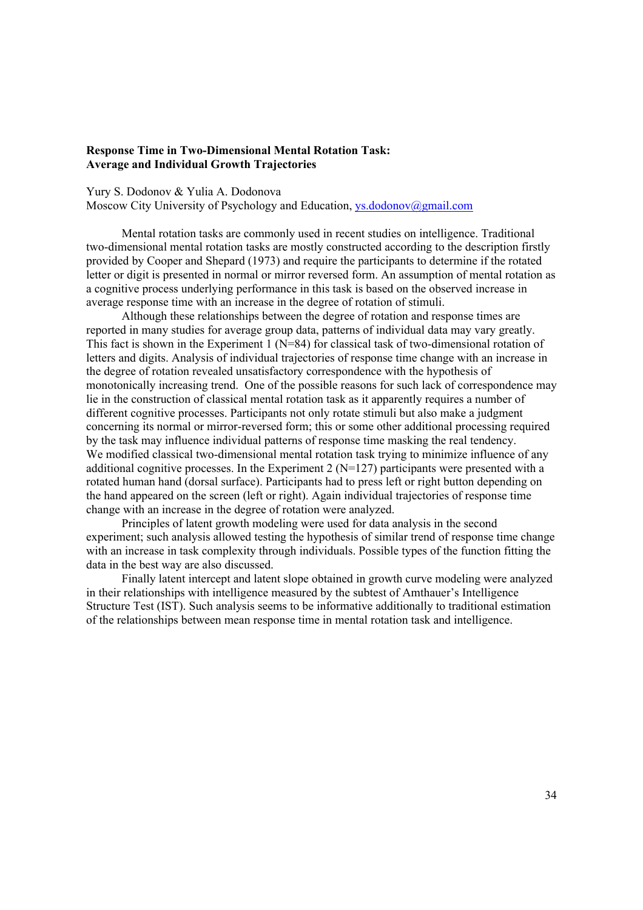**Response Time in Two-Dimensional Mental Rotation Task: Average and Individual Growth Trajectories**

Yury S. Dodonov & Yulia A. Dodonova
Moscow City University of Psychology and Education, ys.dodonov@gmail.com

Mental rotation tasks are commonly used in recent studies on intelligence. Traditional two-dimensional mental rotation tasks are mostly constructed according to the description firstly provided by Cooper and Shepard (1973) and require the participants to determine if the rotated letter or digit is presented in normal or mirror reversed form. An assumption of mental rotation as a cognitive process underlying performance in this task is based on the observed increase in average response time with an increase in the degree of rotation of stimuli.

Although these relationships between the degree of rotation and response times are reported in many studies for average group data, patterns of individual data may vary greatly. This fact is shown in the Experiment 1 (N=84) for classical task of two-dimensional rotation of letters and digits. Analysis of individual trajectories of response time change with an increase in the degree of rotation revealed unsatisfactory correspondence with the hypothesis of monotonically increasing trend. One of the possible reasons for such lack of correspondence may lie in the construction of classical mental rotation task as it apparently requires a number of different cognitive processes. Participants not only rotate stimuli but also make a judgment concerning its normal or mirror-reversed form; this or some other additional processing required by the task may influence individual patterns of response time masking the real tendency. We modified classical two-dimensional mental rotation task trying to minimize influence of any additional cognitive processes. In the Experiment 2 (N=127) participants were presented with a rotated human hand (dorsal surface). Participants had to press left or right button depending on the hand appeared on the screen (left or right). Again individual trajectories of response time change with an increase in the degree of rotation were analyzed.

Principles of latent growth modeling were used for data analysis in the second experiment; such analysis allowed testing the hypothesis of similar trend of response time change with an increase in task complexity through individuals. Possible types of the function fitting the data in the best way are also discussed.

Finally latent intercept and latent slope obtained in growth curve modeling were analyzed in their relationships with intelligence measured by the subtest of Amthauer's Intelligence Structure Test (IST). Such analysis seems to be informative additionally to traditional estimation of the relationships between mean response time in mental rotation task and intelligence.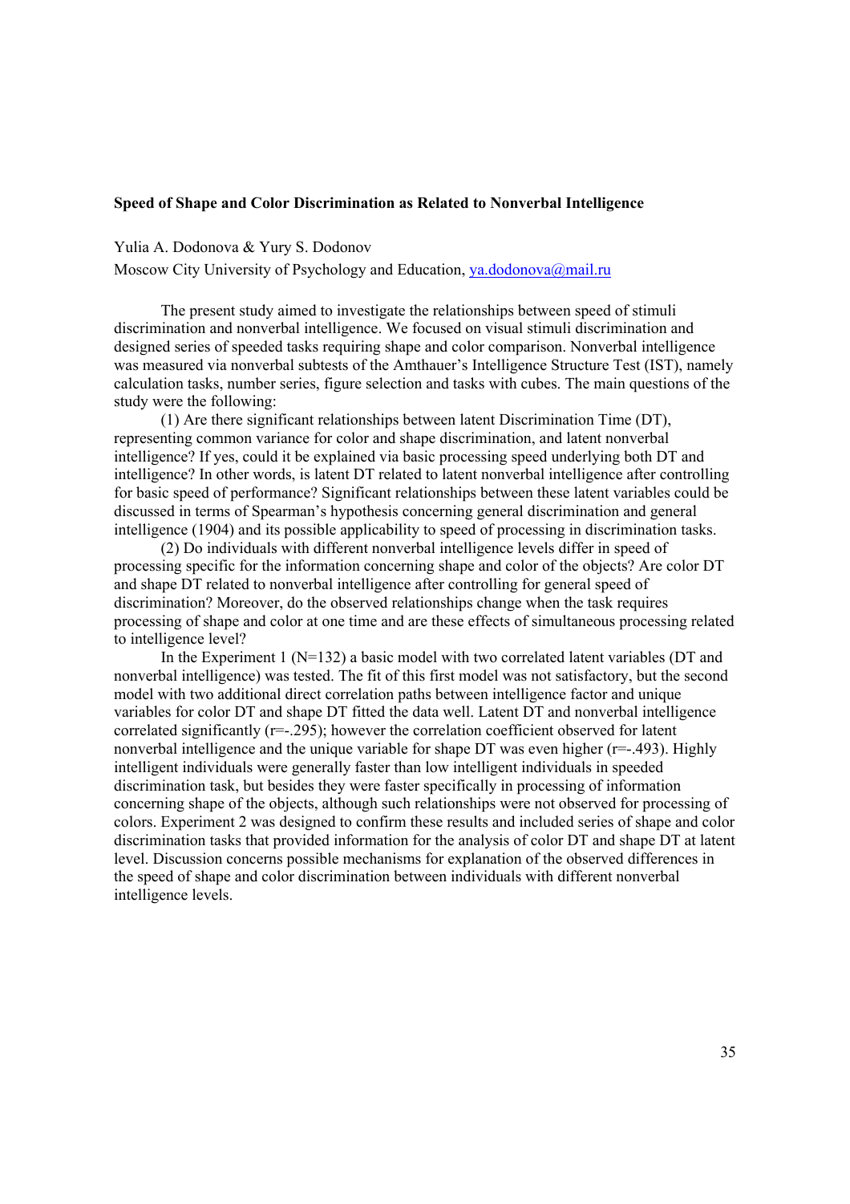**Speed of Shape and Color Discrimination as Related to Nonverbal Intelligence**

Yulia A. Dodonova & Yury S. Dodonov

Moscow City University of Psychology and Education, ya.dodonova@mail.ru

The present study aimed to investigate the relationships between speed of stimuli discrimination and nonverbal intelligence. We focused on visual stimuli discrimination and designed series of speeded tasks requiring shape and color comparison. Nonverbal intelligence was measured via nonverbal subtests of the Amthauer's Intelligence Structure Test (IST), namely calculation tasks, number series, figure selection and tasks with cubes. The main questions of the study were the following:

(1) Are there significant relationships between latent Discrimination Time (DT), representing common variance for color and shape discrimination, and latent nonverbal intelligence? If yes, could it be explained via basic processing speed underlying both DT and intelligence? In other words, is latent DT related to latent nonverbal intelligence after controlling for basic speed of performance? Significant relationships between these latent variables could be discussed in terms of Spearman's hypothesis concerning general discrimination and general intelligence (1904) and its possible applicability to speed of processing in discrimination tasks.

(2) Do individuals with different nonverbal intelligence levels differ in speed of processing specific for the information concerning shape and color of the objects? Are color DT and shape DT related to nonverbal intelligence after controlling for general speed of discrimination? Moreover, do the observed relationships change when the task requires processing of shape and color at one time and are these effects of simultaneous processing related to intelligence level?

In the Experiment 1 (N=132) a basic model with two correlated latent variables (DT and nonverbal intelligence) was tested. The fit of this first model was not satisfactory, but the second model with two additional direct correlation paths between intelligence factor and unique variables for color DT and shape DT fitted the data well. Latent DT and nonverbal intelligence correlated significantly (r=-.295); however the correlation coefficient observed for latent nonverbal intelligence and the unique variable for shape DT was even higher (r=-.493). Highly intelligent individuals were generally faster than low intelligent individuals in speeded discrimination task, but besides they were faster specifically in processing of information concerning shape of the objects, although such relationships were not observed for processing of colors. Experiment 2 was designed to confirm these results and included series of shape and color discrimination tasks that provided information for the analysis of color DT and shape DT at latent level. Discussion concerns possible mechanisms for explanation of the observed differences in the speed of shape and color discrimination between individuals with different nonverbal intelligence levels.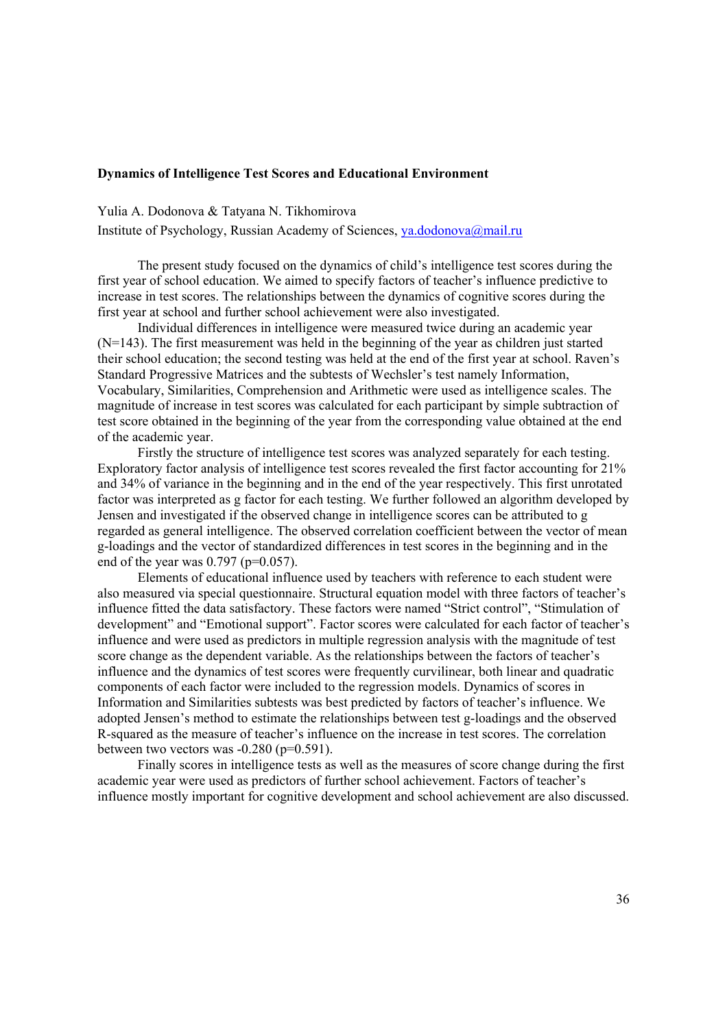**Dynamics of Intelligence Test Scores and Educational Environment**

Yulia A. Dodonova & Tatyana N. Tikhomirova

Institute of Psychology, Russian Academy of Sciences, ya.dodonova@mail.ru

The present study focused on the dynamics of child's intelligence test scores during the first year of school education. We aimed to specify factors of teacher's influence predictive to increase in test scores. The relationships between the dynamics of cognitive scores during the first year at school and further school achievement were also investigated.

Individual differences in intelligence were measured twice during an academic year (N=143). The first measurement was held in the beginning of the year as children just started their school education; the second testing was held at the end of the first year at school. Raven's Standard Progressive Matrices and the subtests of Wechsler's test namely Information, Vocabulary, Similarities, Comprehension and Arithmetic were used as intelligence scales. The magnitude of increase in test scores was calculated for each participant by simple subtraction of test score obtained in the beginning of the year from the corresponding value obtained at the end of the academic year.

Firstly the structure of intelligence test scores was analyzed separately for each testing. Exploratory factor analysis of intelligence test scores revealed the first factor accounting for 21% and 34% of variance in the beginning and in the end of the year respectively. This first unrotated factor was interpreted as g factor for each testing. We further followed an algorithm developed by Jensen and investigated if the observed change in intelligence scores can be attributed to g regarded as general intelligence. The observed correlation coefficient between the vector of mean g-loadings and the vector of standardized differences in test scores in the beginning and in the end of the year was 0.797 ($p=0.057$).

Elements of educational influence used by teachers with reference to each student were also measured via special questionnaire. Structural equation model with three factors of teacher's influence fitted the data satisfactory. These factors were named "Strict control", "Stimulation of development" and "Emotional support". Factor scores were calculated for each factor of teacher's influence and were used as predictors in multiple regression analysis with the magnitude of test score change as the dependent variable. As the relationships between the factors of teacher's influence and the dynamics of test scores were frequently curvilinear, both linear and quadratic components of each factor were included to the regression models. Dynamics of scores in Information and Similarities subtests was best predicted by factors of teacher's influence. We adopted Jensen's method to estimate the relationships between test g-loadings and the observed R-squared as the measure of teacher's influence on the increase in test scores. The correlation between two vectors was -0.280 ($p=0.591$).

Finally scores in intelligence tests as well as the measures of score change during the first academic year were used as predictors of further school achievement. Factors of teacher's influence mostly important for cognitive development and school achievement are also discussed.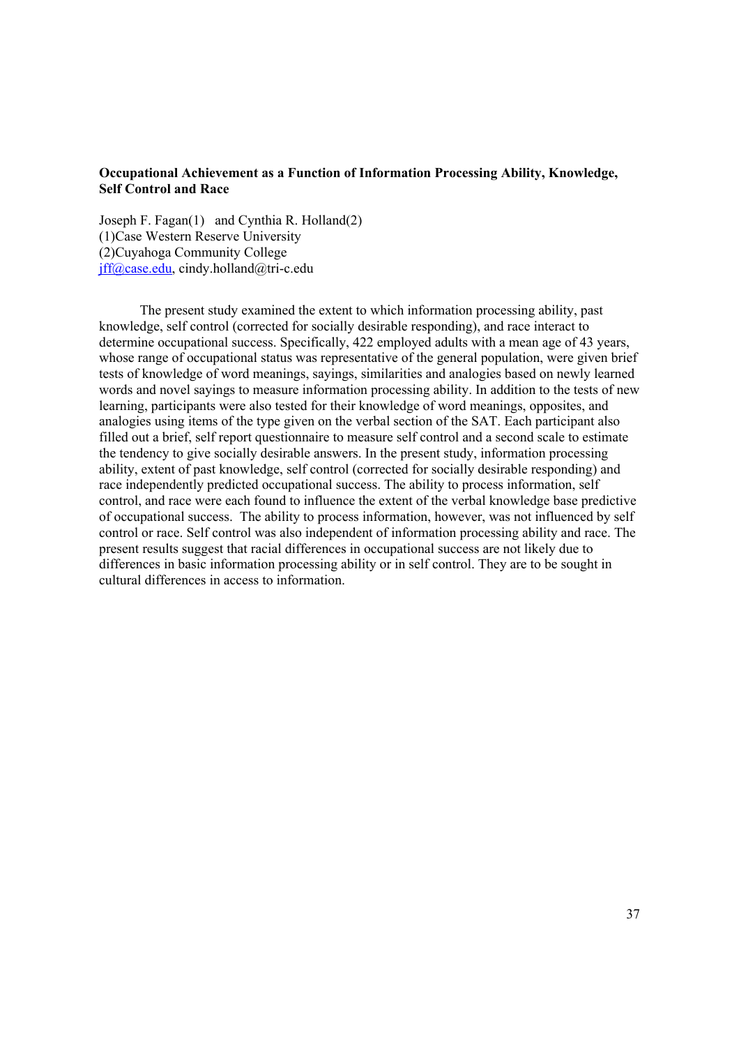**Occupational Achievement as a Function of Information Processing Ability, Knowledge, Self Control and Race**

Joseph F. Fagan(1) and Cynthia R. Holland(2)
(1)Case Western Reserve University
(2)Cuyahoga Community College
jff@case.edu, cindy.holland@tri-c.edu

The present study examined the extent to which information processing ability, past knowledge, self control (corrected for socially desirable responding), and race interact to determine occupational success. Specifically, 422 employed adults with a mean age of 43 years, whose range of occupational status was representative of the general population, were given brief tests of knowledge of word meanings, sayings, similarities and analogies based on newly learned words and novel sayings to measure information processing ability. In addition to the tests of new learning, participants were also tested for their knowledge of word meanings, opposites, and analogies using items of the type given on the verbal section of the SAT. Each participant also filled out a brief, self report questionnaire to measure self control and a second scale to estimate the tendency to give socially desirable answers. In the present study, information processing ability, extent of past knowledge, self control (corrected for socially desirable responding) and race independently predicted occupational success. The ability to process information, self control, and race were each found to influence the extent of the verbal knowledge base predictive of occupational success. The ability to process information, however, was not influenced by self control or race. Self control was also independent of information processing ability and race. The present results suggest that racial differences in occupational success are not likely due to differences in basic information processing ability or in self control. They are to be sought in cultural differences in access to information.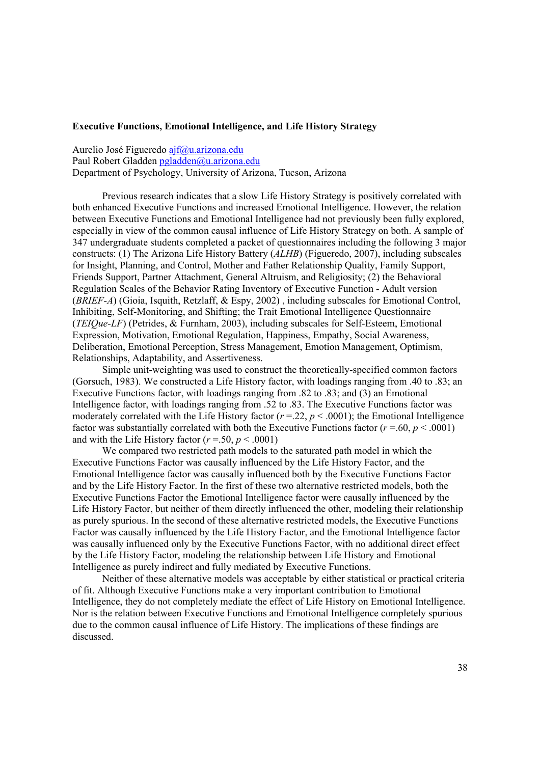**Executive Functions, Emotional Intelligence, and Life History Strategy**

Aurelio José Figueredo ajf@u.arizona.edu
Paul Robert Gladden pgladden@u.arizona.edu
Department of Psychology, University of Arizona, Tucson, Arizona

Previous research indicates that a slow Life History Strategy is positively correlated with both enhanced Executive Functions and increased Emotional Intelligence. However, the relation between Executive Functions and Emotional Intelligence had not previously been fully explored, especially in view of the common causal influence of Life History Strategy on both. A sample of 347 undergraduate students completed a packet of questionnaires including the following 3 major constructs: (1) The Arizona Life History Battery (*ALHB*) (Figueredo, 2007), including subscales for Insight, Planning, and Control, Mother and Father Relationship Quality, Family Support, Friends Support, Partner Attachment, General Altruism, and Religiosity; (2) the Behavioral Regulation Scales of the Behavior Rating Inventory of Executive Function - Adult version (*BRIEF-A*) (Gioia, Isquith, Retzlaff, & Espy, 2002) , including subscales for Emotional Control, Inhibiting, Self-Monitoring, and Shifting; the Trait Emotional Intelligence Questionnaire (*TEIQue-LF*) (Petrides, & Furnham, 2003), including subscales for Self-Esteem, Emotional Expression, Motivation, Emotional Regulation, Happiness, Empathy, Social Awareness, Deliberation, Emotional Perception, Stress Management, Emotion Management, Optimism, Relationships, Adaptability, and Assertiveness.

Simple unit-weighting was used to construct the theoretically-specified common factors (Gorsuch, 1983). We constructed a Life History factor, with loadings ranging from .40 to .83; an Executive Functions factor, with loadings ranging from .82 to .83; and (3) an Emotional Intelligence factor, with loadings ranging from .52 to .83. The Executive Functions factor was moderately correlated with the Life History factor ($r$ =.22, $p$ < .0001); the Emotional Intelligence factor was substantially correlated with both the Executive Functions factor ($r$ =.60, $p$ < .0001) and with the Life History factor ($r$ =.50, $p$ < .0001)

We compared two restricted path models to the saturated path model in which the Executive Functions Factor was causally influenced by the Life History Factor, and the Emotional Intelligence factor was causally influenced both by the Executive Functions Factor and by the Life History Factor. In the first of these two alternative restricted models, both the Executive Functions Factor the Emotional Intelligence factor were causally influenced by the Life History Factor, but neither of them directly influenced the other, modeling their relationship as purely spurious. In the second of these alternative restricted models, the Executive Functions Factor was causally influenced by the Life History Factor, and the Emotional Intelligence factor was causally influenced only by the Executive Functions Factor, with no additional direct effect by the Life History Factor, modeling the relationship between Life History and Emotional Intelligence as purely indirect and fully mediated by Executive Functions.

Neither of these alternative models was acceptable by either statistical or practical criteria of fit. Although Executive Functions make a very important contribution to Emotional Intelligence, they do not completely mediate the effect of Life History on Emotional Intelligence. Nor is the relation between Executive Functions and Emotional Intelligence completely spurious due to the common causal influence of Life History. The implications of these findings are discussed.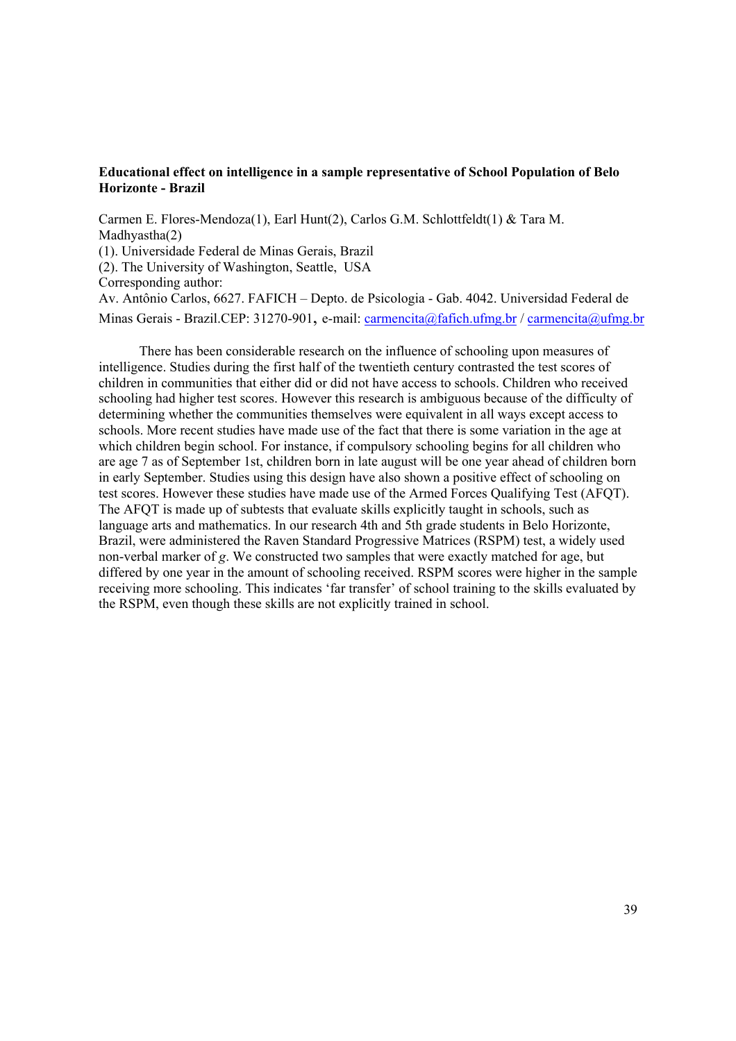**Educational effect on intelligence in a sample representative of School Population of Belo Horizonte - Brazil**

Carmen E. Flores-Mendoza(1), Earl Hunt(2), Carlos G.M. Schlottfeldt(1) & Tara M. Madhyastha(2)
(1). Universidade Federal de Minas Gerais, Brazil
(2). The University of Washington, Seattle, USA
Corresponding author:
Av. Antônio Carlos, 6627. FAFICH – Depto. de Psicologia - Gab. 4042. Universidad Federal de Minas Gerais - Brazil.CEP: 31270-901, e-mail: carmencita@fafich.ufmg.br / carmencita@ufmg.br

There has been considerable research on the influence of schooling upon measures of intelligence. Studies during the first half of the twentieth century contrasted the test scores of children in communities that either did or did not have access to schools. Children who received schooling had higher test scores. However this research is ambiguous because of the difficulty of determining whether the communities themselves were equivalent in all ways except access to schools. More recent studies have made use of the fact that there is some variation in the age at which children begin school. For instance, if compulsory schooling begins for all children who are age 7 as of September 1st, children born in late august will be one year ahead of children born in early September. Studies using this design have also shown a positive effect of schooling on test scores. However these studies have made use of the Armed Forces Qualifying Test (AFQT). The AFQT is made up of subtests that evaluate skills explicitly taught in schools, such as language arts and mathematics. In our research 4th and 5th grade students in Belo Horizonte, Brazil, were administered the Raven Standard Progressive Matrices (RSPM) test, a widely used non-verbal marker of *g*. We constructed two samples that were exactly matched for age, but differed by one year in the amount of schooling received. RSPM scores were higher in the sample receiving more schooling. This indicates 'far transfer' of school training to the skills evaluated by the RSPM, even though these skills are not explicitly trained in school.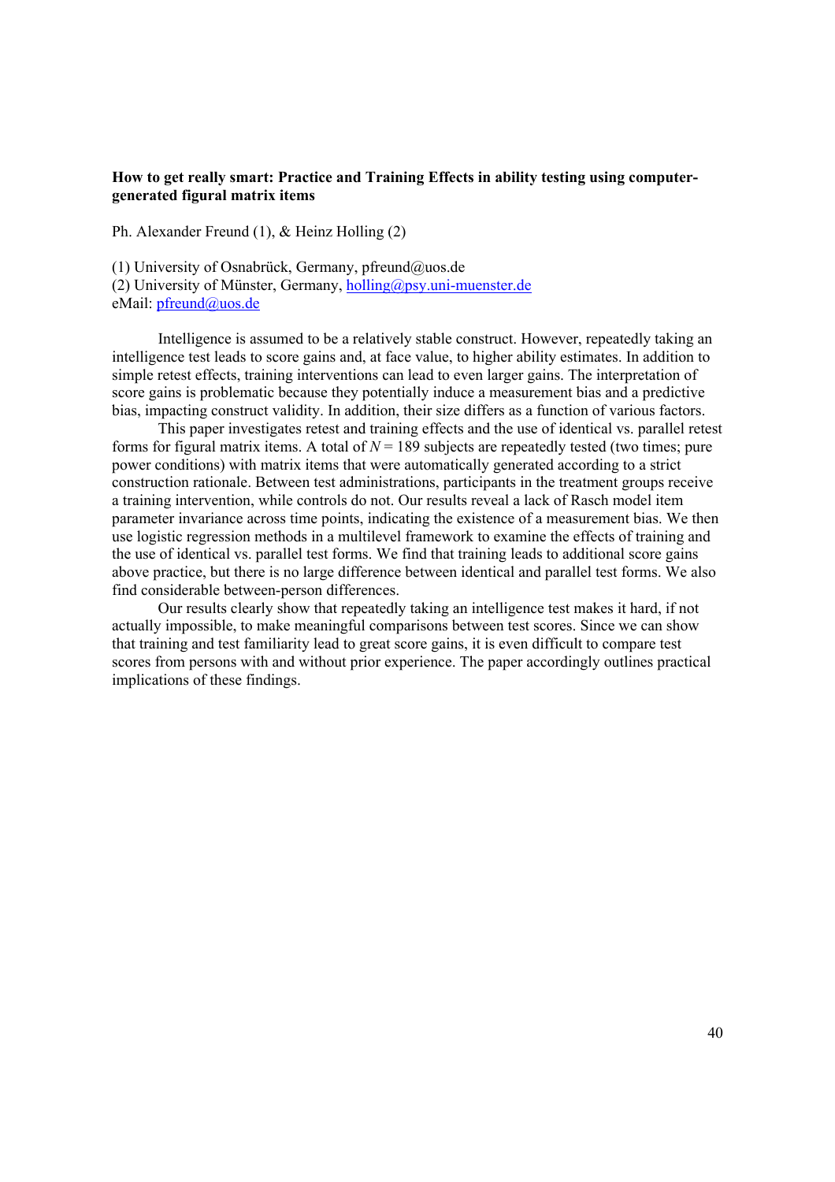**How to get really smart: Practice and Training Effects in ability testing using computer-generated figural matrix items**

Ph. Alexander Freund (1), & Heinz Holling (2)

(1) University of Osnabrück, Germany, pfreund@uos.de
(2) University of Münster, Germany, holling@psy.uni-muenster.de
eMail: pfreund@uos.de

Intelligence is assumed to be a relatively stable construct. However, repeatedly taking an intelligence test leads to score gains and, at face value, to higher ability estimates. In addition to simple retest effects, training interventions can lead to even larger gains. The interpretation of score gains is problematic because they potentially induce a measurement bias and a predictive bias, impacting construct validity. In addition, their size differs as a function of various factors.

This paper investigates retest and training effects and the use of identical vs. parallel retest forms for figural matrix items. A total of $N = 189$ subjects are repeatedly tested (two times; pure power conditions) with matrix items that were automatically generated according to a strict construction rationale. Between test administrations, participants in the treatment groups receive a training intervention, while controls do not. Our results reveal a lack of Rasch model item parameter invariance across time points, indicating the existence of a measurement bias. We then use logistic regression methods in a multilevel framework to examine the effects of training and the use of identical vs. parallel test forms. We find that training leads to additional score gains above practice, but there is no large difference between identical and parallel test forms. We also find considerable between-person differences.

Our results clearly show that repeatedly taking an intelligence test makes it hard, if not actually impossible, to make meaningful comparisons between test scores. Since we can show that training and test familiarity lead to great score gains, it is even difficult to compare test scores from persons with and without prior experience. The paper accordingly outlines practical implications of these findings.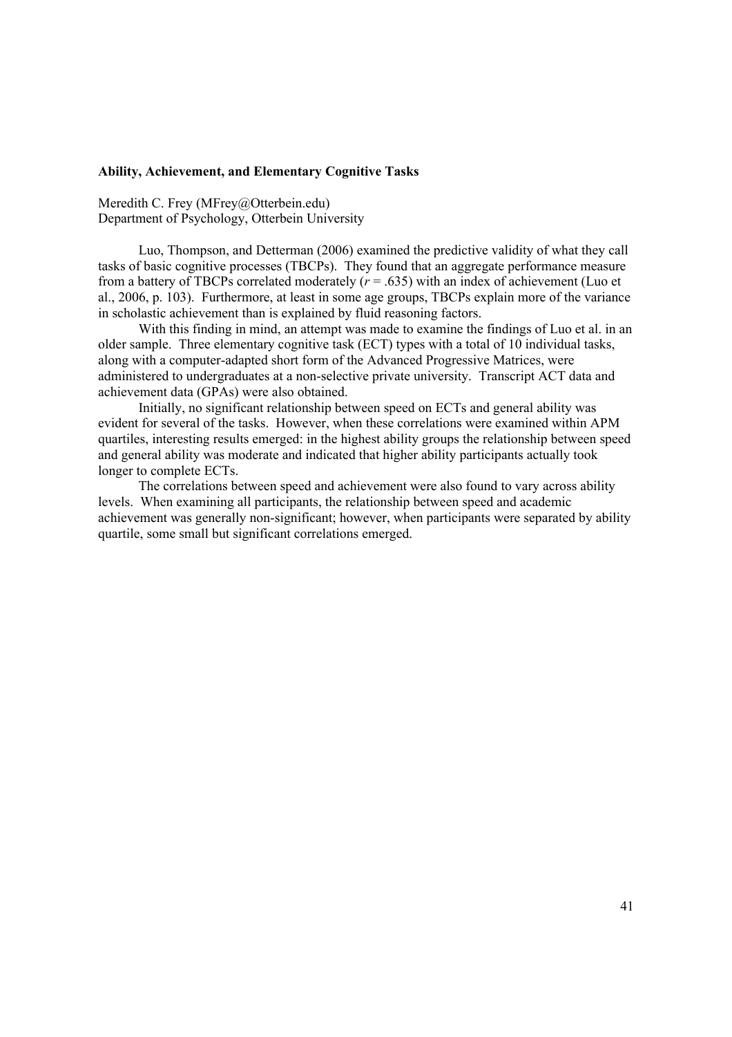**Ability, Achievement, and Elementary Cognitive Tasks**

Meredith C. Frey (MFrey@Otterbein.edu)
Department of Psychology, Otterbein University

Luo, Thompson, and Detterman (2006) examined the predictive validity of what they call tasks of basic cognitive processes (TBCPs). They found that an aggregate performance measure from a battery of TBCPs correlated moderately ($r = .635$) with an index of achievement (Luo et al., 2006, p. 103). Furthermore, at least in some age groups, TBCPs explain more of the variance in scholastic achievement than is explained by fluid reasoning factors.

With this finding in mind, an attempt was made to examine the findings of Luo et al. in an older sample. Three elementary cognitive task (ECT) types with a total of 10 individual tasks, along with a computer-adapted short form of the Advanced Progressive Matrices, were administered to undergraduates at a non-selective private university. Transcript ACT data and achievement data (GPAs) were also obtained.

Initially, no significant relationship between speed on ECTs and general ability was evident for several of the tasks. However, when these correlations were examined within APM quartiles, interesting results emerged: in the highest ability groups the relationship between speed and general ability was moderate and indicated that higher ability participants actually took longer to complete ECTs.

The correlations between speed and achievement were also found to vary across ability levels. When examining all participants, the relationship between speed and academic achievement was generally non-significant; however, when participants were separated by ability quartile, some small but significant correlations emerged.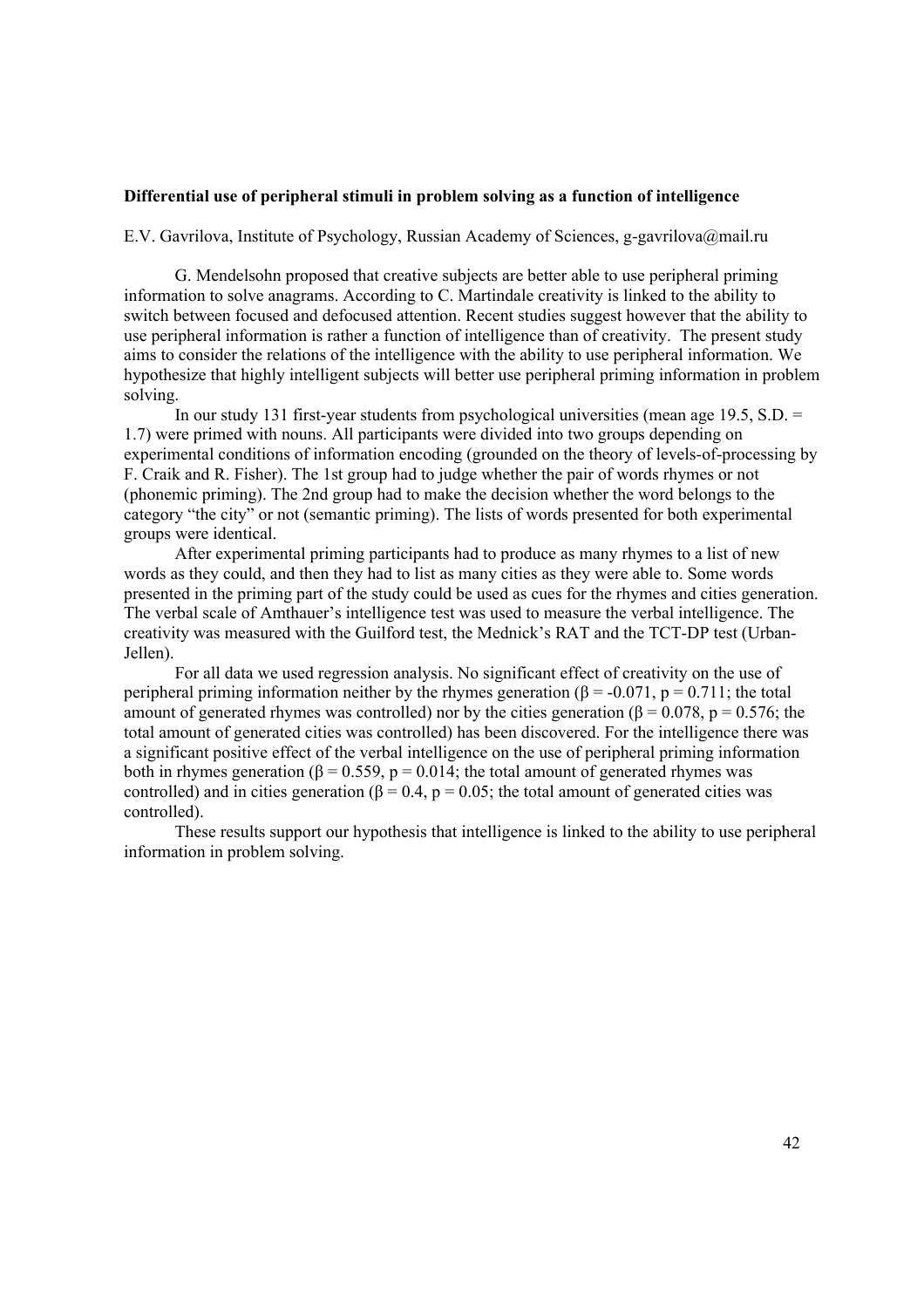**Differential use of peripheral stimuli in problem solving as a function of intelligence**

E.V. Gavrilova, Institute of Psychology, Russian Academy of Sciences, g-gavrilova@mail.ru

G. Mendelsohn proposed that creative subjects are better able to use peripheral priming information to solve anagrams. According to C. Martindale creativity is linked to the ability to switch between focused and defocused attention. Recent studies suggest however that the ability to use peripheral information is rather a function of intelligence than of creativity. The present study aims to consider the relations of the intelligence with the ability to use peripheral information. We hypothesize that highly intelligent subjects will better use peripheral priming information in problem solving.

In our study 131 first-year students from psychological universities (mean age 19.5, S.D. = 1.7) were primed with nouns. All participants were divided into two groups depending on experimental conditions of information encoding (grounded on the theory of levels-of-processing by F. Craik and R. Fisher). The 1st group had to judge whether the pair of words rhymes or not (phonemic priming). The 2nd group had to make the decision whether the word belongs to the category "the city" or not (semantic priming). The lists of words presented for both experimental groups were identical.

After experimental priming participants had to produce as many rhymes to a list of new words as they could, and then they had to list as many cities as they were able to. Some words presented in the priming part of the study could be used as cues for the rhymes and cities generation. The verbal scale of Amthauer's intelligence test was used to measure the verbal intelligence. The creativity was measured with the Guilford test, the Mednick's RAT and the TCT-DP test (Urban-Jellen).

For all data we used regression analysis. No significant effect of creativity on the use of peripheral priming information neither by the rhymes generation ($\beta = -0.071$, $p = 0.711$; the total amount of generated rhymes was controlled) nor by the cities generation ($\beta = 0.078$, $p = 0.576$; the total amount of generated cities was controlled) has been discovered. For the intelligence there was a significant positive effect of the verbal intelligence on the use of peripheral priming information both in rhymes generation ($\beta = 0.559$, $p = 0.014$; the total amount of generated rhymes was controlled) and in cities generation ($\beta = 0.4$, $p = 0.05$; the total amount of generated cities was controlled).

These results support our hypothesis that intelligence is linked to the ability to use peripheral information in problem solving.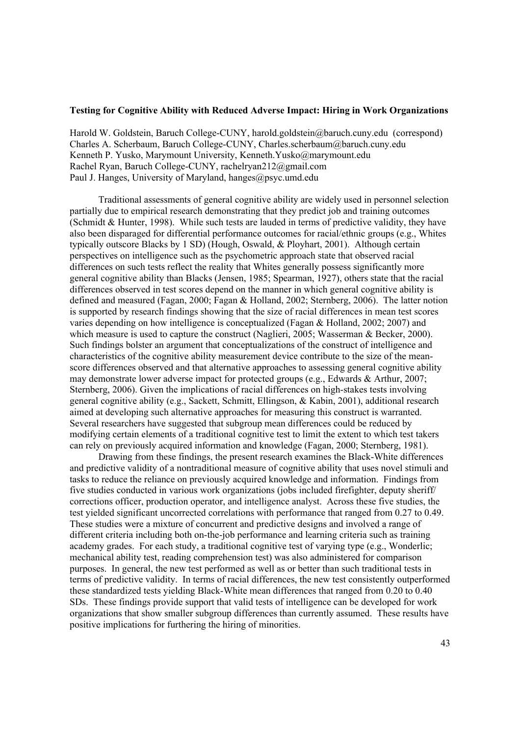**Testing for Cognitive Ability with Reduced Adverse Impact: Hiring in Work Organizations**

Harold W. Goldstein, Baruch College-CUNY, harold.goldstein@baruch.cuny.edu (correspond)
Charles A. Scherbaum, Baruch College-CUNY, Charles.scherbaum@baruch.cuny.edu
Kenneth P. Yusko, Marymount University, Kenneth.Yusko@marymount.edu
Rachel Ryan, Baruch College-CUNY, rachelryan212@gmail.com
Paul J. Hanges, University of Maryland, hanges@psyc.umd.edu

Traditional assessments of general cognitive ability are widely used in personnel selection partially due to empirical research demonstrating that they predict job and training outcomes (Schmidt & Hunter, 1998). While such tests are lauded in terms of predictive validity, they have also been disparaged for differential performance outcomes for racial/ethnic groups (e.g., Whites typically outscore Blacks by 1 SD) (Hough, Oswald, & Ployhart, 2001). Although certain perspectives on intelligence such as the psychometric approach state that observed racial differences on such tests reflect the reality that Whites generally possess significantly more general cognitive ability than Blacks (Jensen, 1985; Spearman, 1927), others state that the racial differences observed in test scores depend on the manner in which general cognitive ability is defined and measured (Fagan, 2000; Fagan & Holland, 2002; Sternberg, 2006). The latter notion is supported by research findings showing that the size of racial differences in mean test scores varies depending on how intelligence is conceptualized (Fagan & Holland, 2002; 2007) and which measure is used to capture the construct (Naglieri, 2005; Wasserman & Becker, 2000). Such findings bolster an argument that conceptualizations of the construct of intelligence and characteristics of the cognitive ability measurement device contribute to the size of the mean-score differences observed and that alternative approaches to assessing general cognitive ability may demonstrate lower adverse impact for protected groups (e.g., Edwards & Arthur, 2007; Sternberg, 2006). Given the implications of racial differences on high-stakes tests involving general cognitive ability (e.g., Sackett, Schmitt, Ellingson, & Kabin, 2001), additional research aimed at developing such alternative approaches for measuring this construct is warranted. Several researchers have suggested that subgroup mean differences could be reduced by modifying certain elements of a traditional cognitive test to limit the extent to which test takers can rely on previously acquired information and knowledge (Fagan, 2000; Sternberg, 1981).

Drawing from these findings, the present research examines the Black-White differences and predictive validity of a nontraditional measure of cognitive ability that uses novel stimuli and tasks to reduce the reliance on previously acquired knowledge and information. Findings from five studies conducted in various work organizations (jobs included firefighter, deputy sheriff/ corrections officer, production operator, and intelligence analyst. Across these five studies, the test yielded significant uncorrected correlations with performance that ranged from 0.27 to 0.49. These studies were a mixture of concurrent and predictive designs and involved a range of different criteria including both on-the-job performance and learning criteria such as training academy grades. For each study, a traditional cognitive test of varying type (e.g., Wonderlic; mechanical ability test, reading comprehension test) was also administered for comparison purposes. In general, the new test performed as well as or better than such traditional tests in terms of predictive validity. In terms of racial differences, the new test consistently outperformed these standardized tests yielding Black-White mean differences that ranged from 0.20 to 0.40 SDs. These findings provide support that valid tests of intelligence can be developed for work organizations that show smaller subgroup differences than currently assumed. These results have positive implications for furthering the hiring of minorities.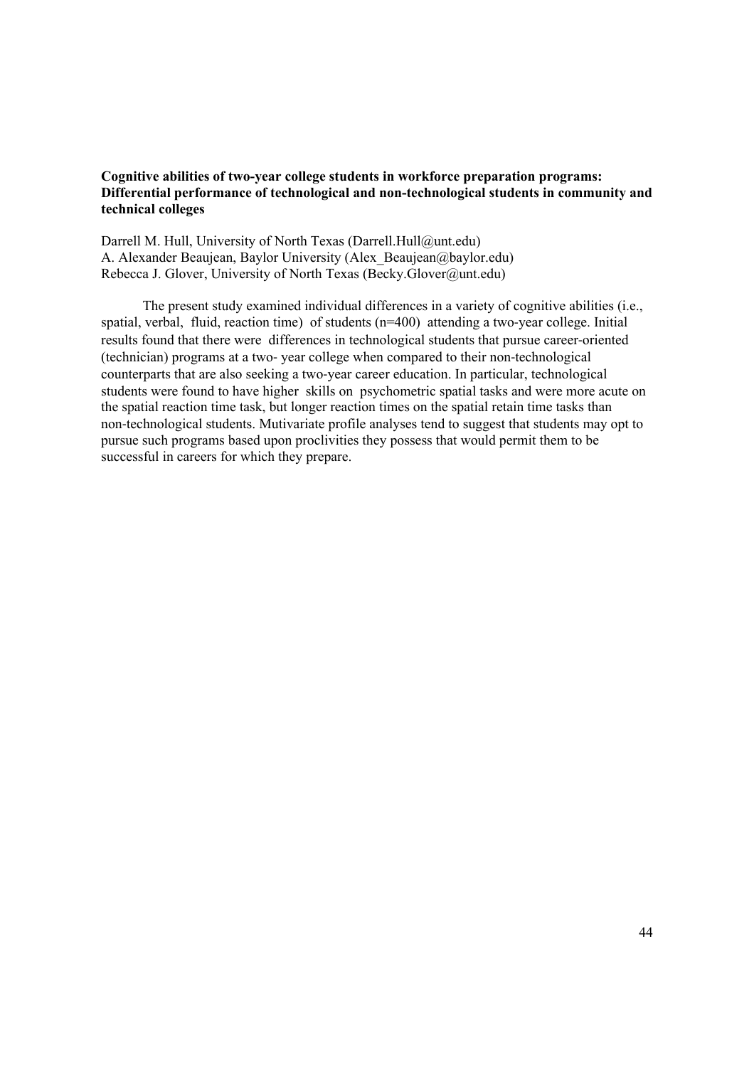**Cognitive abilities of two-year college students in workforce preparation programs: Differential performance of technological and non-technological students in community and technical colleges**

Darrell M. Hull, University of North Texas (Darrell.Hull@unt.edu)
A. Alexander Beaujean, Baylor University (Alex_Beaujean@baylor.edu)
Rebecca J. Glover, University of North Texas (Becky.Glover@unt.edu)

The present study examined individual differences in a variety of cognitive abilities (i.e., spatial, verbal, fluid, reaction time) of students (n=400) attending a two-year college. Initial results found that there were differences in technological students that pursue career-oriented (technician) programs at a two- year college when compared to their non-technological counterparts that are also seeking a two-year career education. In particular, technological students were found to have higher skills on psychometric spatial tasks and were more acute on the spatial reaction time task, but longer reaction times on the spatial retain time tasks than non-technological students. Mutivariate profile analyses tend to suggest that students may opt to pursue such programs based upon proclivities they possess that would permit them to be successful in careers for which they prepare.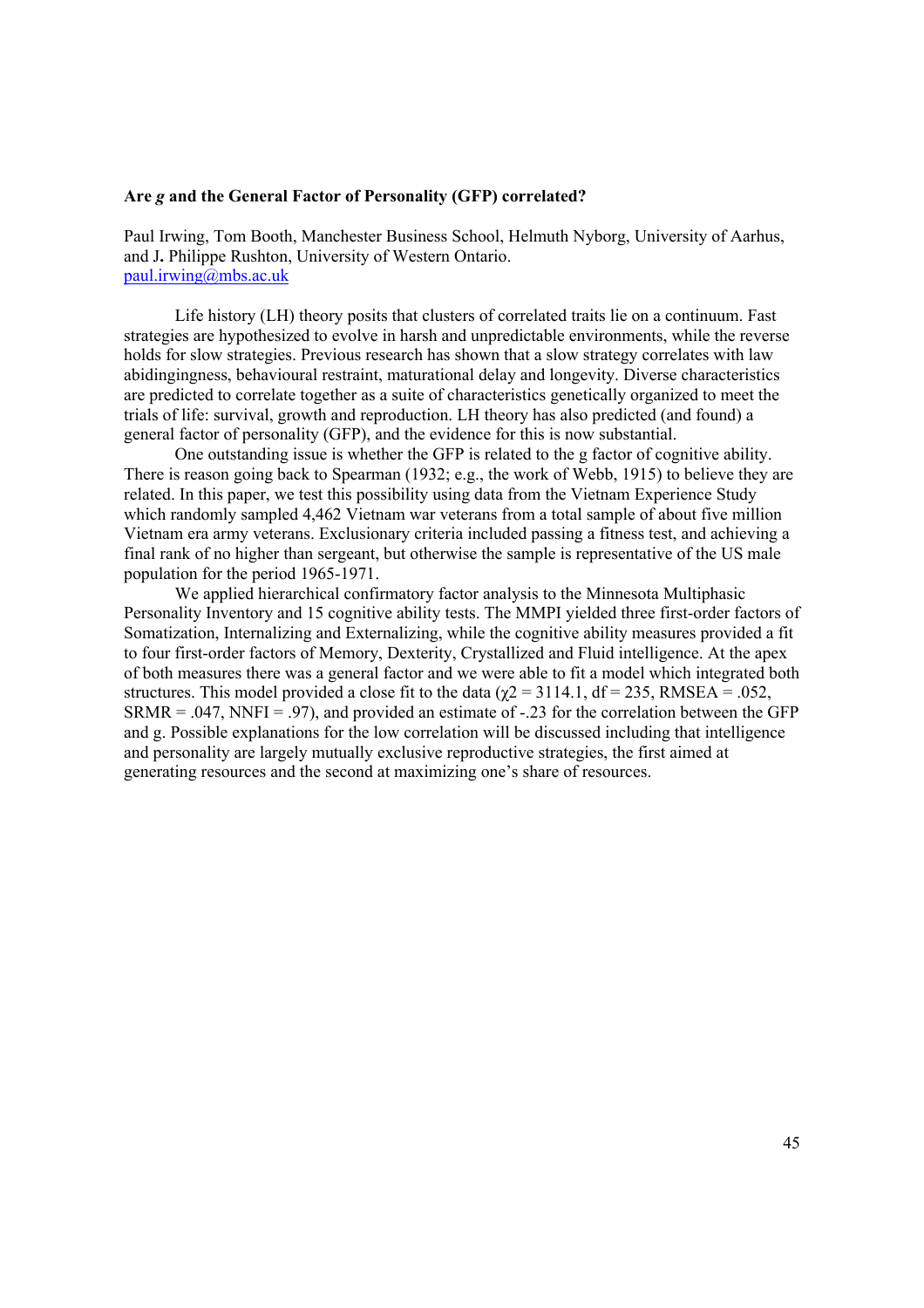**Are *g* and the General Factor of Personality (GFP) correlated?**

Paul Irwing, Tom Booth, Manchester Business School, Helmuth Nyborg, University of Aarhus, and J**.** Philippe Rushton, University of Western Ontario.
paul.irwing@mbs.ac.uk

Life history (LH) theory posits that clusters of correlated traits lie on a continuum. Fast strategies are hypothesized to evolve in harsh and unpredictable environments, while the reverse holds for slow strategies. Previous research has shown that a slow strategy correlates with law abidingingness, behavioural restraint, maturational delay and longevity. Diverse characteristics are predicted to correlate together as a suite of characteristics genetically organized to meet the trials of life: survival, growth and reproduction. LH theory has also predicted (and found) a general factor of personality (GFP), and the evidence for this is now substantial.

One outstanding issue is whether the GFP is related to the g factor of cognitive ability. There is reason going back to Spearman (1932; e.g., the work of Webb, 1915) to believe they are related. In this paper, we test this possibility using data from the Vietnam Experience Study which randomly sampled 4,462 Vietnam war veterans from a total sample of about five million Vietnam era army veterans. Exclusionary criteria included passing a fitness test, and achieving a final rank of no higher than sergeant, but otherwise the sample is representative of the US male population for the period 1965-1971.

We applied hierarchical confirmatory factor analysis to the Minnesota Multiphasic Personality Inventory and 15 cognitive ability tests. The MMPI yielded three first-order factors of Somatization, Internalizing and Externalizing, while the cognitive ability measures provided a fit to four first-order factors of Memory, Dexterity, Crystallized and Fluid intelligence. At the apex of both measures there was a general factor and we were able to fit a model which integrated both structures. This model provided a close fit to the data ($\chi2$ = 3114.1, df = 235, RMSEA = .052, SRMR = .047, NNFI = .97), and provided an estimate of -.23 for the correlation between the GFP and g. Possible explanations for the low correlation will be discussed including that intelligence and personality are largely mutually exclusive reproductive strategies, the first aimed at generating resources and the second at maximizing one's share of resources.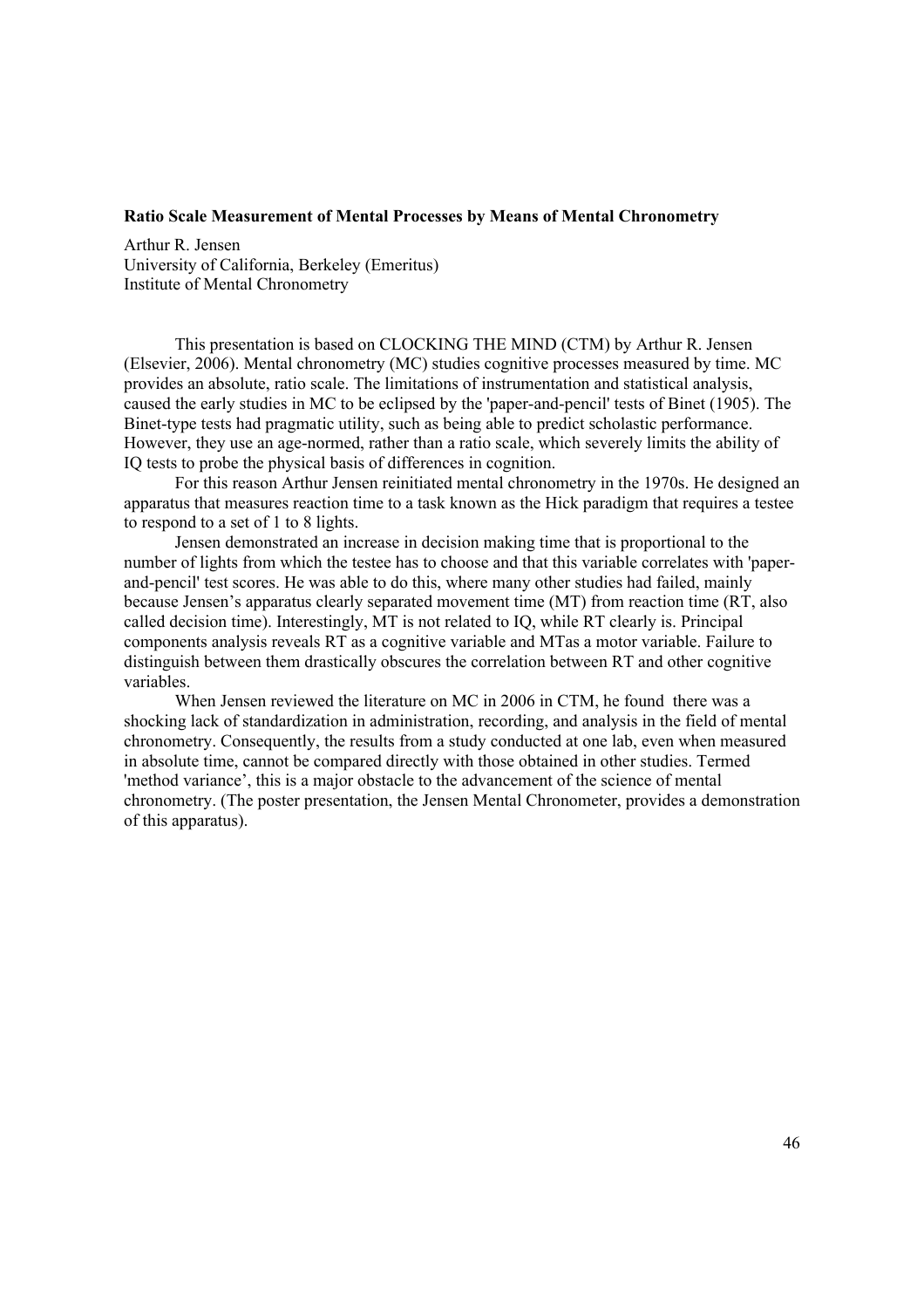**Ratio Scale Measurement of Mental Processes by Means of Mental Chronometry**

Arthur R. Jensen
University of California, Berkeley (Emeritus)
Institute of Mental Chronometry

This presentation is based on CLOCKING THE MIND (CTM) by Arthur R. Jensen (Elsevier, 2006). Mental chronometry (MC) studies cognitive processes measured by time. MC provides an absolute, ratio scale. The limitations of instrumentation and statistical analysis, caused the early studies in MC to be eclipsed by the 'paper-and-pencil' tests of Binet (1905). The Binet-type tests had pragmatic utility, such as being able to predict scholastic performance. However, they use an age-normed, rather than a ratio scale, which severely limits the ability of IQ tests to probe the physical basis of differences in cognition.

For this reason Arthur Jensen reinitiated mental chronometry in the 1970s. He designed an apparatus that measures reaction time to a task known as the Hick paradigm that requires a testee to respond to a set of 1 to 8 lights.

Jensen demonstrated an increase in decision making time that is proportional to the number of lights from which the testee has to choose and that this variable correlates with 'paper-and-pencil' test scores. He was able to do this, where many other studies had failed, mainly because Jensen's apparatus clearly separated movement time (MT) from reaction time (RT, also called decision time). Interestingly, MT is not related to IQ, while RT clearly is. Principal components analysis reveals RT as a cognitive variable and MTas a motor variable. Failure to distinguish between them drastically obscures the correlation between RT and other cognitive variables.

When Jensen reviewed the literature on MC in 2006 in CTM, he found there was a shocking lack of standardization in administration, recording, and analysis in the field of mental chronometry. Consequently, the results from a study conducted at one lab, even when measured in absolute time, cannot be compared directly with those obtained in other studies. Termed 'method variance', this is a major obstacle to the advancement of the science of mental chronometry. (The poster presentation, the Jensen Mental Chronometer, provides a demonstration of this apparatus).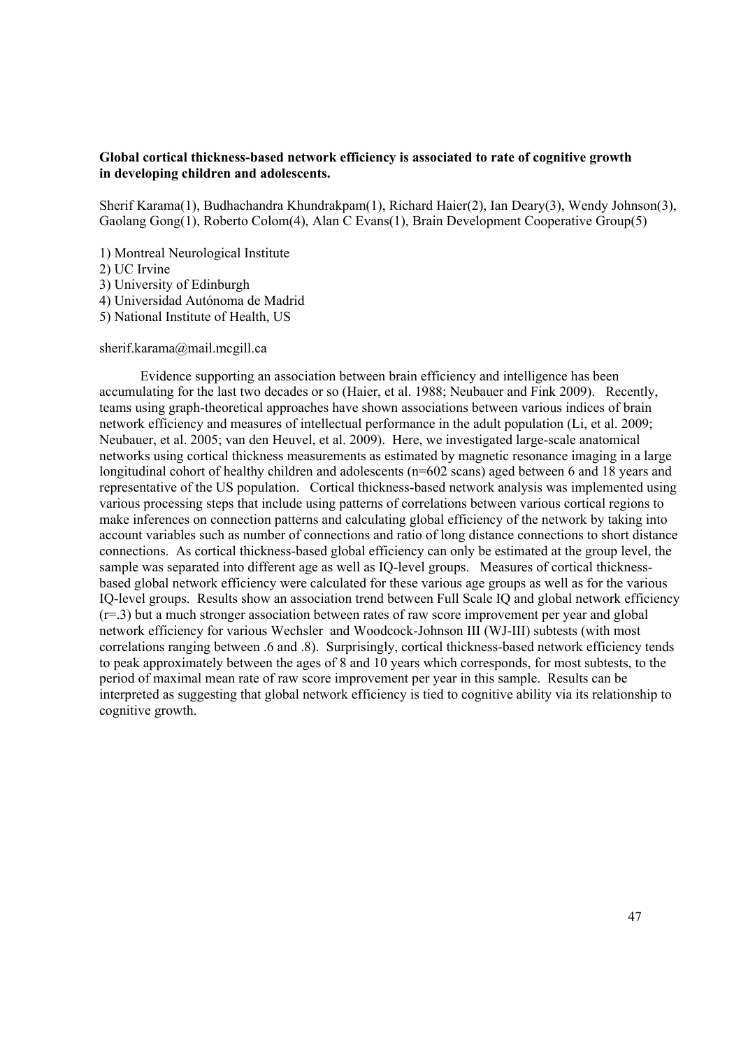**Global cortical thickness-based network efficiency is associated to rate of cognitive growth in developing children and adolescents.**

Sherif Karama(1), Budhachandra Khundrakpam(1), Richard Haier(2), Ian Deary(3), Wendy Johnson(3), Gaolang Gong(1), Roberto Colom(4), Alan C Evans(1), Brain Development Cooperative Group(5)

1) Montreal Neurological Institute
2) UC Irvine
3) University of Edinburgh
4) Universidad Autónoma de Madrid
5) National Institute of Health, US

sherif.karama@mail.mcgill.ca

Evidence supporting an association between brain efficiency and intelligence has been accumulating for the last two decades or so (Haier, et al. 1988; Neubauer and Fink 2009). Recently, teams using graph-theoretical approaches have shown associations between various indices of brain network efficiency and measures of intellectual performance in the adult population (Li, et al. 2009; Neubauer, et al. 2005; van den Heuvel, et al. 2009). Here, we investigated large-scale anatomical networks using cortical thickness measurements as estimated by magnetic resonance imaging in a large longitudinal cohort of healthy children and adolescents (n=602 scans) aged between 6 and 18 years and representative of the US population. Cortical thickness-based network analysis was implemented using various processing steps that include using patterns of correlations between various cortical regions to make inferences on connection patterns and calculating global efficiency of the network by taking into account variables such as number of connections and ratio of long distance connections to short distance connections. As cortical thickness-based global efficiency can only be estimated at the group level, the sample was separated into different age as well as IQ-level groups. Measures of cortical thickness-based global network efficiency were calculated for these various age groups as well as for the various IQ-level groups. Results show an association trend between Full Scale IQ and global network efficiency (r=.3) but a much stronger association between rates of raw score improvement per year and global network efficiency for various Wechsler and Woodcock-Johnson III (WJ-III) subtests (with most correlations ranging between .6 and .8). Surprisingly, cortical thickness-based network efficiency tends to peak approximately between the ages of 8 and 10 years which corresponds, for most subtests, to the period of maximal mean rate of raw score improvement per year in this sample. Results can be interpreted as suggesting that global network efficiency is tied to cognitive ability via its relationship to cognitive growth.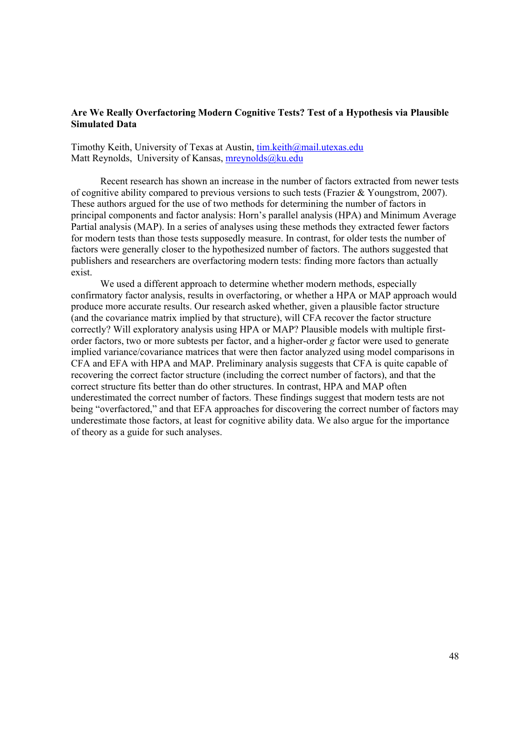**Are We Really Overfactoring Modern Cognitive Tests? Test of a Hypothesis via Plausible Simulated Data**

Timothy Keith, University of Texas at Austin, tim.keith@mail.utexas.edu
Matt Reynolds, University of Kansas, mreynolds@ku.edu

Recent research has shown an increase in the number of factors extracted from newer tests of cognitive ability compared to previous versions to such tests (Frazier & Youngstrom, 2007). These authors argued for the use of two methods for determining the number of factors in principal components and factor analysis: Horn's parallel analysis (HPA) and Minimum Average Partial analysis (MAP). In a series of analyses using these methods they extracted fewer factors for modern tests than those tests supposedly measure. In contrast, for older tests the number of factors were generally closer to the hypothesized number of factors. The authors suggested that publishers and researchers are overfactoring modern tests: finding more factors than actually exist.

We used a different approach to determine whether modern methods, especially confirmatory factor analysis, results in overfactoring, or whether a HPA or MAP approach would produce more accurate results. Our research asked whether, given a plausible factor structure (and the covariance matrix implied by that structure), will CFA recover the factor structure correctly? Will exploratory analysis using HPA or MAP? Plausible models with multiple first-order factors, two or more subtests per factor, and a higher-order *g* factor were used to generate implied variance/covariance matrices that were then factor analyzed using model comparisons in CFA and EFA with HPA and MAP. Preliminary analysis suggests that CFA is quite capable of recovering the correct factor structure (including the correct number of factors), and that the correct structure fits better than do other structures. In contrast, HPA and MAP often underestimated the correct number of factors. These findings suggest that modern tests are not being "overfactored," and that EFA approaches for discovering the correct number of factors may underestimate those factors, at least for cognitive ability data. We also argue for the importance of theory as a guide for such analyses.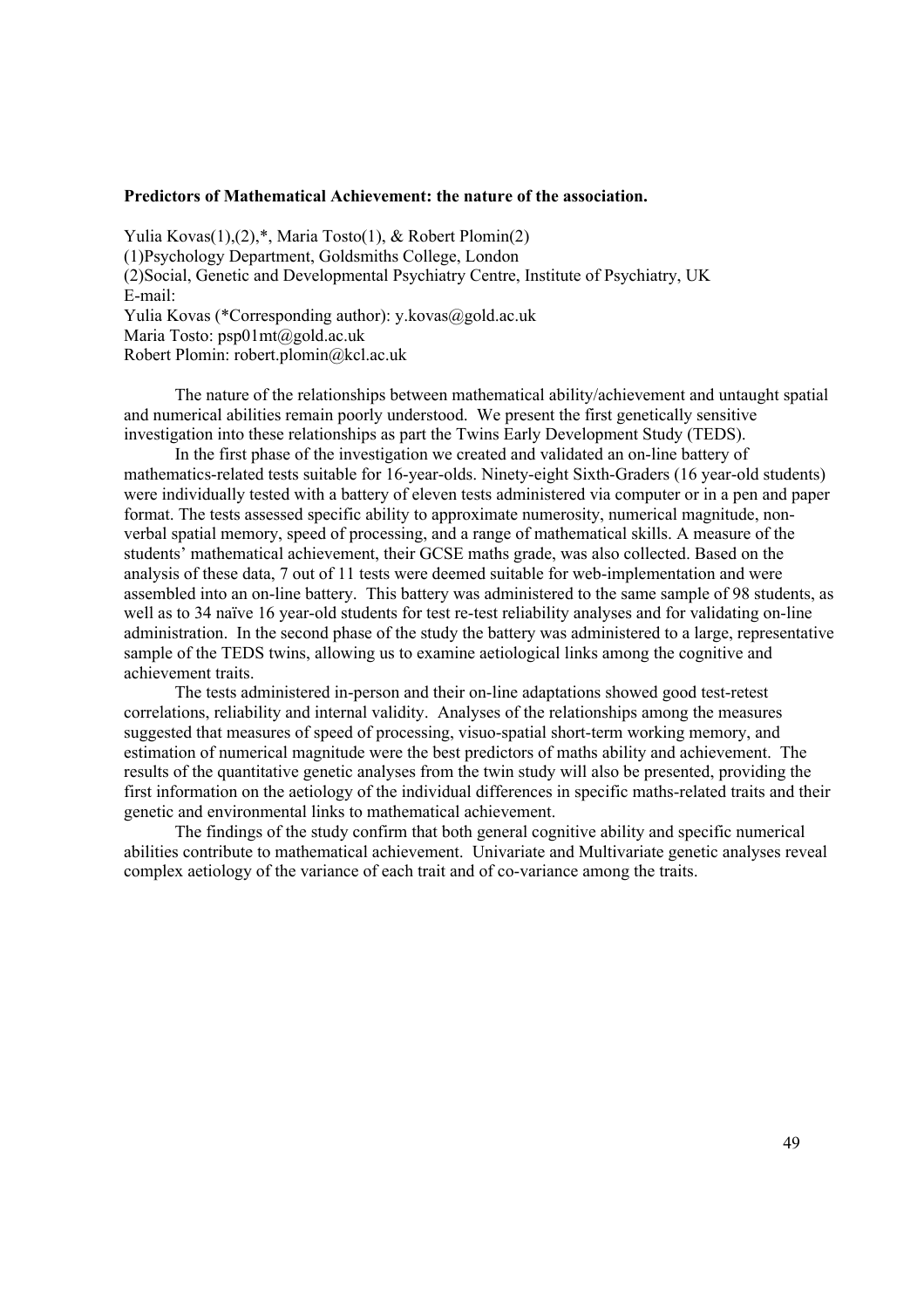**Predictors of Mathematical Achievement: the nature of the association.**

Yulia Kovas(1),(2),*, Maria Tosto(1), & Robert Plomin(2)
(1)Psychology Department, Goldsmiths College, London
(2)Social, Genetic and Developmental Psychiatry Centre, Institute of Psychiatry, UK
E-mail:
Yulia Kovas (*Corresponding author): y.kovas@gold.ac.uk
Maria Tosto: psp01mt@gold.ac.uk
Robert Plomin: robert.plomin@kcl.ac.uk

The nature of the relationships between mathematical ability/achievement and untaught spatial and numerical abilities remain poorly understood. We present the first genetically sensitive investigation into these relationships as part the Twins Early Development Study (TEDS).

In the first phase of the investigation we created and validated an on-line battery of mathematics-related tests suitable for 16-year-olds. Ninety-eight Sixth-Graders (16 year-old students) were individually tested with a battery of eleven tests administered via computer or in a pen and paper format. The tests assessed specific ability to approximate numerosity, numerical magnitude, non-verbal spatial memory, speed of processing, and a range of mathematical skills. A measure of the students' mathematical achievement, their GCSE maths grade, was also collected. Based on the analysis of these data, 7 out of 11 tests were deemed suitable for web-implementation and were assembled into an on-line battery. This battery was administered to the same sample of 98 students, as well as to 34 naïve 16 year-old students for test re-test reliability analyses and for validating on-line administration. In the second phase of the study the battery was administered to a large, representative sample of the TEDS twins, allowing us to examine aetiological links among the cognitive and achievement traits.

The tests administered in-person and their on-line adaptations showed good test-retest correlations, reliability and internal validity. Analyses of the relationships among the measures suggested that measures of speed of processing, visuo-spatial short-term working memory, and estimation of numerical magnitude were the best predictors of maths ability and achievement. The results of the quantitative genetic analyses from the twin study will also be presented, providing the first information on the aetiology of the individual differences in specific maths-related traits and their genetic and environmental links to mathematical achievement.

The findings of the study confirm that both general cognitive ability and specific numerical abilities contribute to mathematical achievement. Univariate and Multivariate genetic analyses reveal complex aetiology of the variance of each trait and of co-variance among the traits.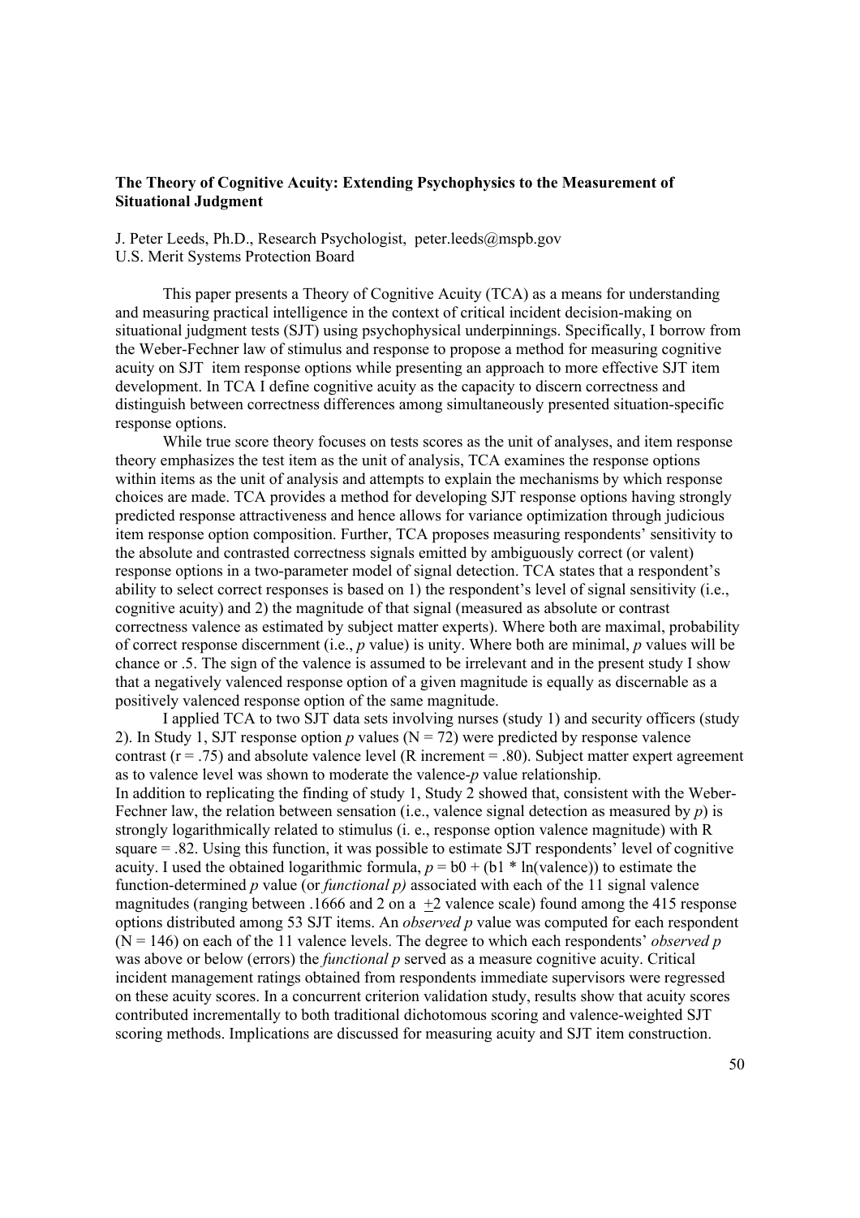**The Theory of Cognitive Acuity: Extending Psychophysics to the Measurement of Situational Judgment**

J. Peter Leeds, Ph.D., Research Psychologist, peter.leeds@mspb.gov
U.S. Merit Systems Protection Board

This paper presents a Theory of Cognitive Acuity (TCA) as a means for understanding and measuring practical intelligence in the context of critical incident decision-making on situational judgment tests (SJT) using psychophysical underpinnings. Specifically, I borrow from the Weber-Fechner law of stimulus and response to propose a method for measuring cognitive acuity on SJT item response options while presenting an approach to more effective SJT item development. In TCA I define cognitive acuity as the capacity to discern correctness and distinguish between correctness differences among simultaneously presented situation-specific response options.

While true score theory focuses on tests scores as the unit of analyses, and item response theory emphasizes the test item as the unit of analysis, TCA examines the response options within items as the unit of analysis and attempts to explain the mechanisms by which response choices are made. TCA provides a method for developing SJT response options having strongly predicted response attractiveness and hence allows for variance optimization through judicious item response option composition. Further, TCA proposes measuring respondents' sensitivity to the absolute and contrasted correctness signals emitted by ambiguously correct (or valent) response options in a two-parameter model of signal detection. TCA states that a respondent's ability to select correct responses is based on 1) the respondent's level of signal sensitivity (i.e., cognitive acuity) and 2) the magnitude of that signal (measured as absolute or contrast correctness valence as estimated by subject matter experts). Where both are maximal, probability of correct response discernment (i.e., *p* value) is unity. Where both are minimal, *p* values will be chance or .5. The sign of the valence is assumed to be irrelevant and in the present study I show that a negatively valenced response option of a given magnitude is equally as discernable as a positively valenced response option of the same magnitude.

I applied TCA to two SJT data sets involving nurses (study 1) and security officers (study 2). In Study 1, SJT response option *p* values (N = 72) were predicted by response valence contrast (r = .75) and absolute valence level (R increment = .80). Subject matter expert agreement as to valence level was shown to moderate the valence-*p* value relationship.

In addition to replicating the finding of study 1, Study 2 showed that, consistent with the Weber-Fechner law, the relation between sensation (i.e., valence signal detection as measured by *p*) is strongly logarithmically related to stimulus (i. e., response option valence magnitude) with R square = .82. Using this function, it was possible to estimate SJT respondents' level of cognitive acuity. I used the obtained logarithmic formula, $p = b0 + (b1 * \ln(\text{valence}))$ to estimate the function-determined *p* value (or *functional p)* associated with each of the 11 signal valence magnitudes (ranging between .1666 and 2 on a $\pm 2$ valence scale) found among the 415 response options distributed among 53 SJT items. An *observed p* value was computed for each respondent (N = 146) on each of the 11 valence levels. The degree to which each respondents' *observed p* was above or below (errors) the *functional p* served as a measure cognitive acuity. Critical incident management ratings obtained from respondents immediate supervisors were regressed on these acuity scores. In a concurrent criterion validation study, results show that acuity scores contributed incrementally to both traditional dichotomous scoring and valence-weighted SJT scoring methods. Implications are discussed for measuring acuity and SJT item construction.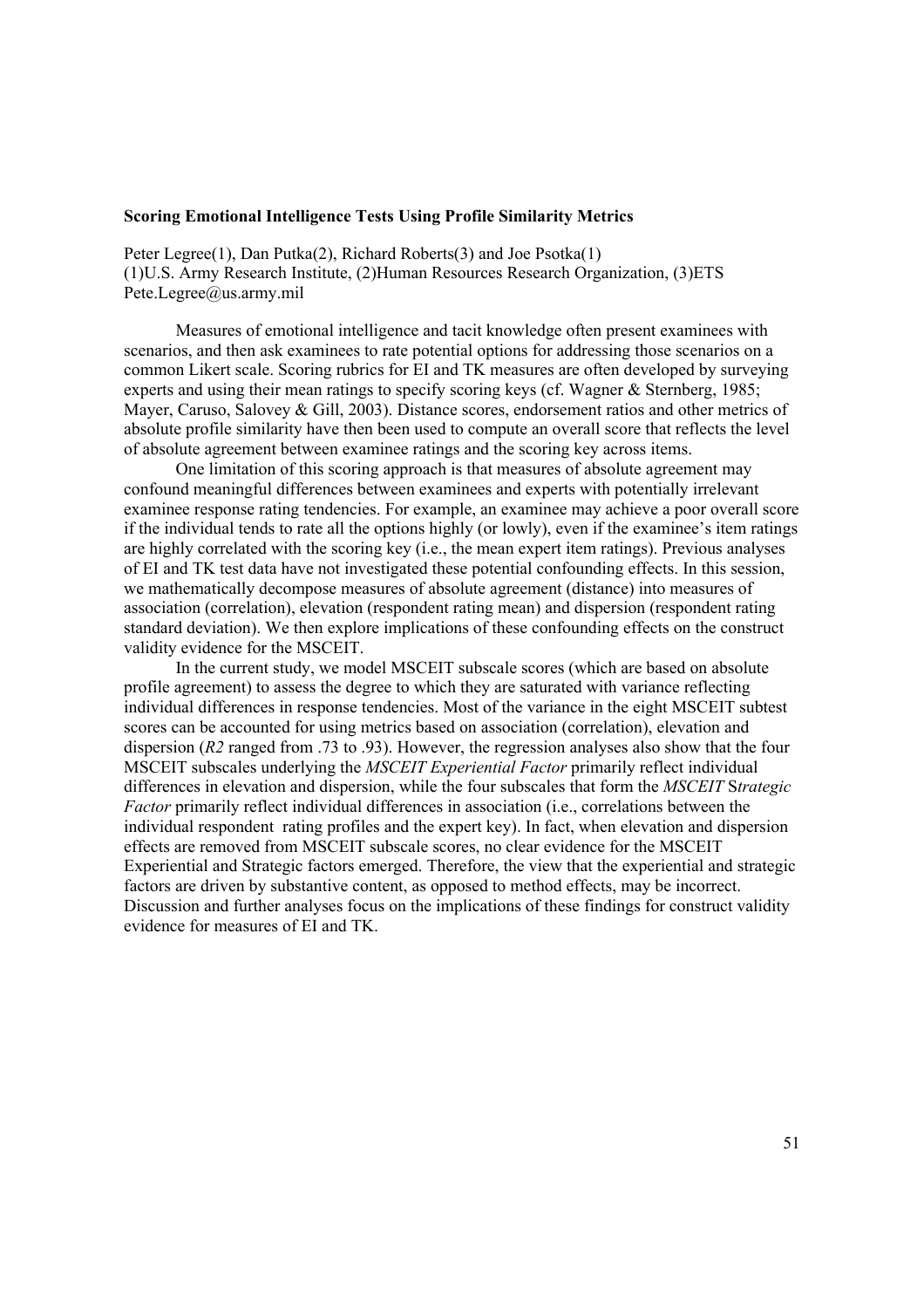**Scoring Emotional Intelligence Tests Using Profile Similarity Metrics**

Peter Legree(1), Dan Putka(2), Richard Roberts(3) and Joe Psotka(1)
(1)U.S. Army Research Institute, (2)Human Resources Research Organization, (3)ETS
Pete.Legree@us.army.mil

Measures of emotional intelligence and tacit knowledge often present examinees with scenarios, and then ask examinees to rate potential options for addressing those scenarios on a common Likert scale. Scoring rubrics for EI and TK measures are often developed by surveying experts and using their mean ratings to specify scoring keys (cf. Wagner & Sternberg, 1985; Mayer, Caruso, Salovey & Gill, 2003). Distance scores, endorsement ratios and other metrics of absolute profile similarity have then been used to compute an overall score that reflects the level of absolute agreement between examinee ratings and the scoring key across items.

One limitation of this scoring approach is that measures of absolute agreement may confound meaningful differences between examinees and experts with potentially irrelevant examinee response rating tendencies. For example, an examinee may achieve a poor overall score if the individual tends to rate all the options highly (or lowly), even if the examinee's item ratings are highly correlated with the scoring key (i.e., the mean expert item ratings). Previous analyses of EI and TK test data have not investigated these potential confounding effects. In this session, we mathematically decompose measures of absolute agreement (distance) into measures of association (correlation), elevation (respondent rating mean) and dispersion (respondent rating standard deviation). We then explore implications of these confounding effects on the construct validity evidence for the MSCEIT.

In the current study, we model MSCEIT subscale scores (which are based on absolute profile agreement) to assess the degree to which they are saturated with variance reflecting individual differences in response tendencies. Most of the variance in the eight MSCEIT subtest scores can be accounted for using metrics based on association (correlation), elevation and dispersion ($R^2$ ranged from .73 to .93). However, the regression analyses also show that the four MSCEIT subscales underlying the *MSCEIT Experiential Factor* primarily reflect individual differences in elevation and dispersion, while the four subscales that form the *MSCEIT Strategic Factor* primarily reflect individual differences in association (i.e., correlations between the individual respondent rating profiles and the expert key). In fact, when elevation and dispersion effects are removed from MSCEIT subscale scores, no clear evidence for the MSCEIT Experiential and Strategic factors emerged. Therefore, the view that the experiential and strategic factors are driven by substantive content, as opposed to method effects, may be incorrect. Discussion and further analyses focus on the implications of these findings for construct validity evidence for measures of EI and TK.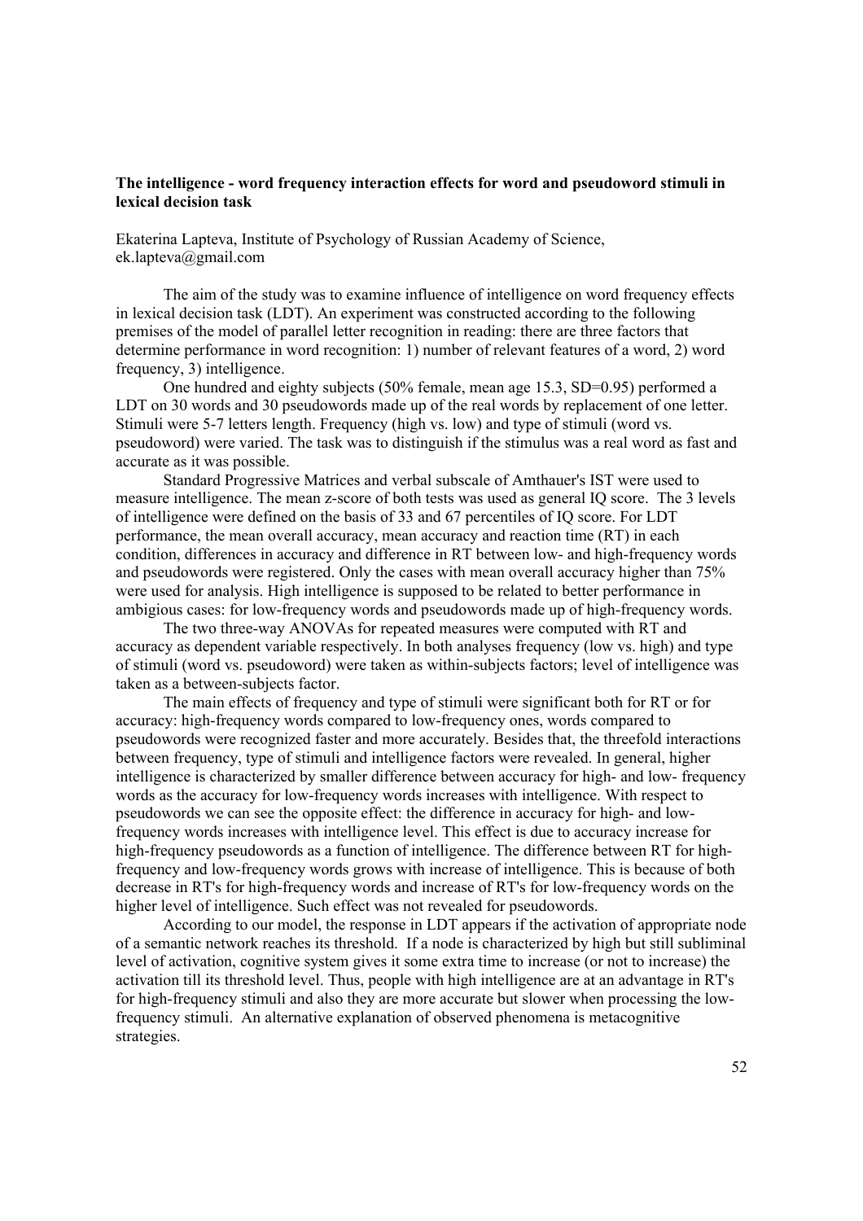**The intelligence - word frequency interaction effects for word and pseudoword stimuli in lexical decision task**

Ekaterina Lapteva, Institute of Psychology of Russian Academy of Science, ek.lapteva@gmail.com

The aim of the study was to examine influence of intelligence on word frequency effects in lexical decision task (LDT). An experiment was constructed according to the following premises of the model of parallel letter recognition in reading: there are three factors that determine performance in word recognition: 1) number of relevant features of a word, 2) word frequency, 3) intelligence.

One hundred and eighty subjects (50% female, mean age 15.3, SD=0.95) performed a LDT on 30 words and 30 pseudowords made up of the real words by replacement of one letter. Stimuli were 5-7 letters length. Frequency (high vs. low) and type of stimuli (word vs. pseudoword) were varied. The task was to distinguish if the stimulus was a real word as fast and accurate as it was possible.

Standard Progressive Matrices and verbal subscale of Amthauer's IST were used to measure intelligence. The mean z-score of both tests was used as general IQ score. The 3 levels of intelligence were defined on the basis of 33 and 67 percentiles of IQ score. For LDT performance, the mean overall accuracy, mean accuracy and reaction time (RT) in each condition, differences in accuracy and difference in RT between low- and high-frequency words and pseudowords were registered. Only the cases with mean overall accuracy higher than 75% were used for analysis. High intelligence is supposed to be related to better performance in ambigious cases: for low-frequency words and pseudowords made up of high-frequency words.

The two three-way ANOVAs for repeated measures were computed with RT and accuracy as dependent variable respectively. In both analyses frequency (low vs. high) and type of stimuli (word vs. pseudoword) were taken as within-subjects factors; level of intelligence was taken as a between-subjects factor.

The main effects of frequency and type of stimuli were significant both for RT or for accuracy: high-frequency words compared to low-frequency ones, words compared to pseudowords were recognized faster and more accurately. Besides that, the threefold interactions between frequency, type of stimuli and intelligence factors were revealed. In general, higher intelligence is characterized by smaller difference between accuracy for high- and low- frequency words as the accuracy for low-frequency words increases with intelligence. With respect to pseudowords we can see the opposite effect: the difference in accuracy for high- and low-frequency words increases with intelligence level. This effect is due to accuracy increase for high-frequency pseudowords as a function of intelligence. The difference between RT for high-frequency and low-frequency words grows with increase of intelligence. This is because of both decrease in RT's for high-frequency words and increase of RT's for low-frequency words on the higher level of intelligence. Such effect was not revealed for pseudowords.

According to our model, the response in LDT appears if the activation of appropriate node of a semantic network reaches its threshold. If a node is characterized by high but still subliminal level of activation, cognitive system gives it some extra time to increase (or not to increase) the activation till its threshold level. Thus, people with high intelligence are at an advantage in RT's for high-frequency stimuli and also they are more accurate but slower when processing the low-frequency stimuli. An alternative explanation of observed phenomena is metacognitive strategies.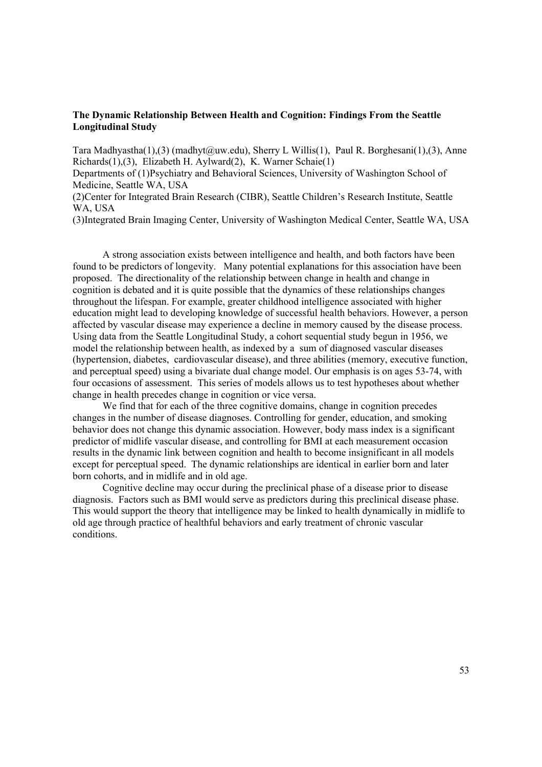**The Dynamic Relationship Between Health and Cognition: Findings From the Seattle Longitudinal Study**

Tara Madhyastha(1),(3) (madhyt@uw.edu), Sherry L Willis(1), Paul R. Borghesani(1),(3), Anne Richards(1),(3), Elizabeth H. Aylward(2), K. Warner Schaie(1)
Departments of (1)Psychiatry and Behavioral Sciences, University of Washington School of Medicine, Seattle WA, USA
(2)Center for Integrated Brain Research (CIBR), Seattle Children's Research Institute, Seattle WA, USA
(3)Integrated Brain Imaging Center, University of Washington Medical Center, Seattle WA, USA

A strong association exists between intelligence and health, and both factors have been found to be predictors of longevity. Many potential explanations for this association have been proposed. The directionality of the relationship between change in health and change in cognition is debated and it is quite possible that the dynamics of these relationships changes throughout the lifespan. For example, greater childhood intelligence associated with higher education might lead to developing knowledge of successful health behaviors. However, a person affected by vascular disease may experience a decline in memory caused by the disease process. Using data from the Seattle Longitudinal Study, a cohort sequential study begun in 1956, we model the relationship between health, as indexed by a sum of diagnosed vascular diseases (hypertension, diabetes, cardiovascular disease), and three abilities (memory, executive function, and perceptual speed) using a bivariate dual change model. Our emphasis is on ages 53-74, with four occasions of assessment. This series of models allows us to test hypotheses about whether change in health precedes change in cognition or vice versa.

We find that for each of the three cognitive domains, change in cognition precedes changes in the number of disease diagnoses. Controlling for gender, education, and smoking behavior does not change this dynamic association. However, body mass index is a significant predictor of midlife vascular disease, and controlling for BMI at each measurement occasion results in the dynamic link between cognition and health to become insignificant in all models except for perceptual speed. The dynamic relationships are identical in earlier born and later born cohorts, and in midlife and in old age.

Cognitive decline may occur during the preclinical phase of a disease prior to disease diagnosis. Factors such as BMI would serve as predictors during this preclinical disease phase. This would support the theory that intelligence may be linked to health dynamically in midlife to old age through practice of healthful behaviors and early treatment of chronic vascular conditions.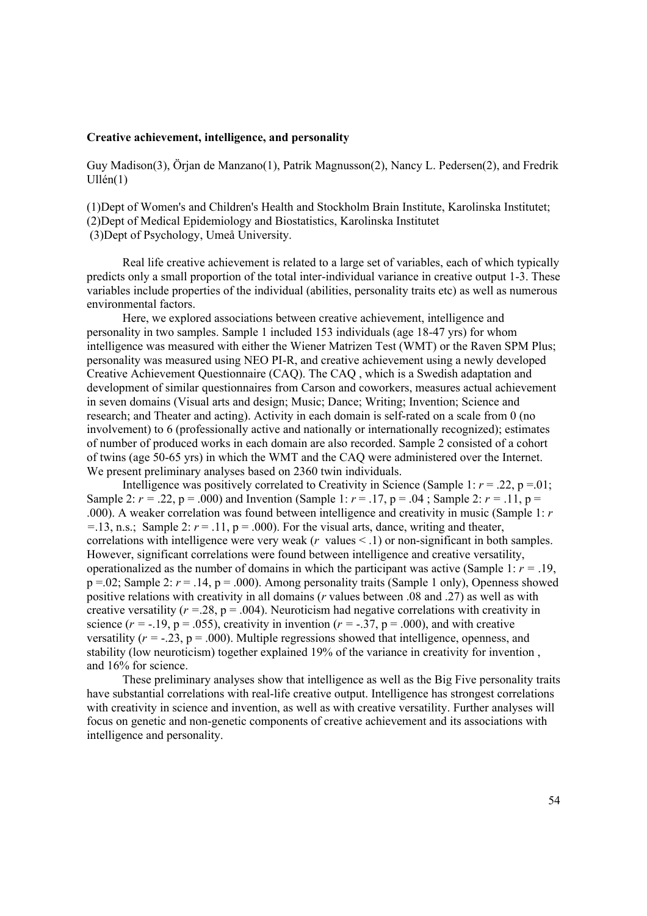**Creative achievement, intelligence, and personality**

Guy Madison(3), Örjan de Manzano(1), Patrik Magnusson(2), Nancy L. Pedersen(2), and Fredrik Ullén(1)

(1)Dept of Women's and Children's Health and Stockholm Brain Institute, Karolinska Institutet;
(2)Dept of Medical Epidemiology and Biostatistics, Karolinska Institutet
(3)Dept of Psychology, Umeå University.

Real life creative achievement is related to a large set of variables, each of which typically predicts only a small proportion of the total inter-individual variance in creative output 1-3. These variables include properties of the individual (abilities, personality traits etc) as well as numerous environmental factors.

Here, we explored associations between creative achievement, intelligence and personality in two samples. Sample 1 included 153 individuals (age 18-47 yrs) for whom intelligence was measured with either the Wiener Matrizen Test (WMT) or the Raven SPM Plus; personality was measured using NEO PI-R, and creative achievement using a newly developed Creative Achievement Questionnaire (CAQ). The CAQ , which is a Swedish adaptation and development of similar questionnaires from Carson and coworkers, measures actual achievement in seven domains (Visual arts and design; Music; Dance; Writing; Invention; Science and research; and Theater and acting). Activity in each domain is self-rated on a scale from 0 (no involvement) to 6 (professionally active and nationally or internationally recognized); estimates of number of produced works in each domain are also recorded. Sample 2 consisted of a cohort of twins (age 50-65 yrs) in which the WMT and the CAQ were administered over the Internet. We present preliminary analyses based on 2360 twin individuals.

Intelligence was positively correlated to Creativity in Science (Sample 1: $r = .22$, $p = .01$; Sample 2: $r = .22$, $p = .000$) and Invention (Sample 1: $r = .17$, $p = .04$ ; Sample 2: $r = .11$, $p = .000$). A weaker correlation was found between intelligence and creativity in music (Sample 1: $r = .13$, n.s.; Sample 2: $r = .11$, $p = .000$). For the visual arts, dance, writing and theater, correlations with intelligence were very weak ($r$ values < .1) or non-significant in both samples. However, significant correlations were found between intelligence and creative versatility, operationalized as the number of domains in which the participant was active (Sample 1: $r = .19$, $p = .02$; Sample 2: $r = .14$, $p = .000$). Among personality traits (Sample 1 only), Openness showed positive relations with creativity in all domains ($r$ values between .08 and .27) as well as with creative versatility ($r = .28$, $p = .004$). Neuroticism had negative correlations with creativity in science ($r = -.19$, $p = .055$), creativity in invention ($r = -.37$, $p = .000$), and with creative versatility ($r = -.23$, $p = .000$). Multiple regressions showed that intelligence, openness, and stability (low neuroticism) together explained 19% of the variance in creativity for invention , and 16% for science.

These preliminary analyses show that intelligence as well as the Big Five personality traits have substantial correlations with real-life creative output. Intelligence has strongest correlations with creativity in science and invention, as well as with creative versatility. Further analyses will focus on genetic and non-genetic components of creative achievement and its associations with intelligence and personality.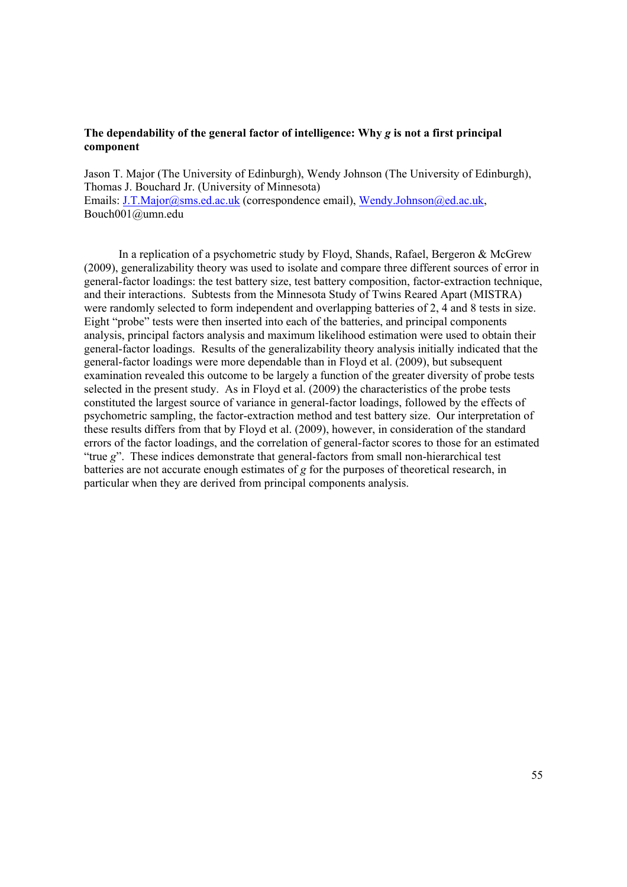**The dependability of the general factor of intelligence: Why *g* is not a first principal component**

Jason T. Major (The University of Edinburgh), Wendy Johnson (The University of Edinburgh), Thomas J. Bouchard Jr. (University of Minnesota)
Emails: J.T.Major@sms.ed.ac.uk (correspondence email), Wendy.Johnson@ed.ac.uk, Bouch001@umn.edu

In a replication of a psychometric study by Floyd, Shands, Rafael, Bergeron & McGrew (2009), generalizability theory was used to isolate and compare three different sources of error in general-factor loadings: the test battery size, test battery composition, factor-extraction technique, and their interactions. Subtests from the Minnesota Study of Twins Reared Apart (MISTRA) were randomly selected to form independent and overlapping batteries of 2, 4 and 8 tests in size. Eight "probe" tests were then inserted into each of the batteries, and principal components analysis, principal factors analysis and maximum likelihood estimation were used to obtain their general-factor loadings. Results of the generalizability theory analysis initially indicated that the general-factor loadings were more dependable than in Floyd et al. (2009), but subsequent examination revealed this outcome to be largely a function of the greater diversity of probe tests selected in the present study. As in Floyd et al. (2009) the characteristics of the probe tests constituted the largest source of variance in general-factor loadings, followed by the effects of psychometric sampling, the factor-extraction method and test battery size. Our interpretation of these results differs from that by Floyd et al. (2009), however, in consideration of the standard errors of the factor loadings, and the correlation of general-factor scores to those for an estimated "true *g*". These indices demonstrate that general-factors from small non-hierarchical test batteries are not accurate enough estimates of *g* for the purposes of theoretical research, in particular when they are derived from principal components analysis.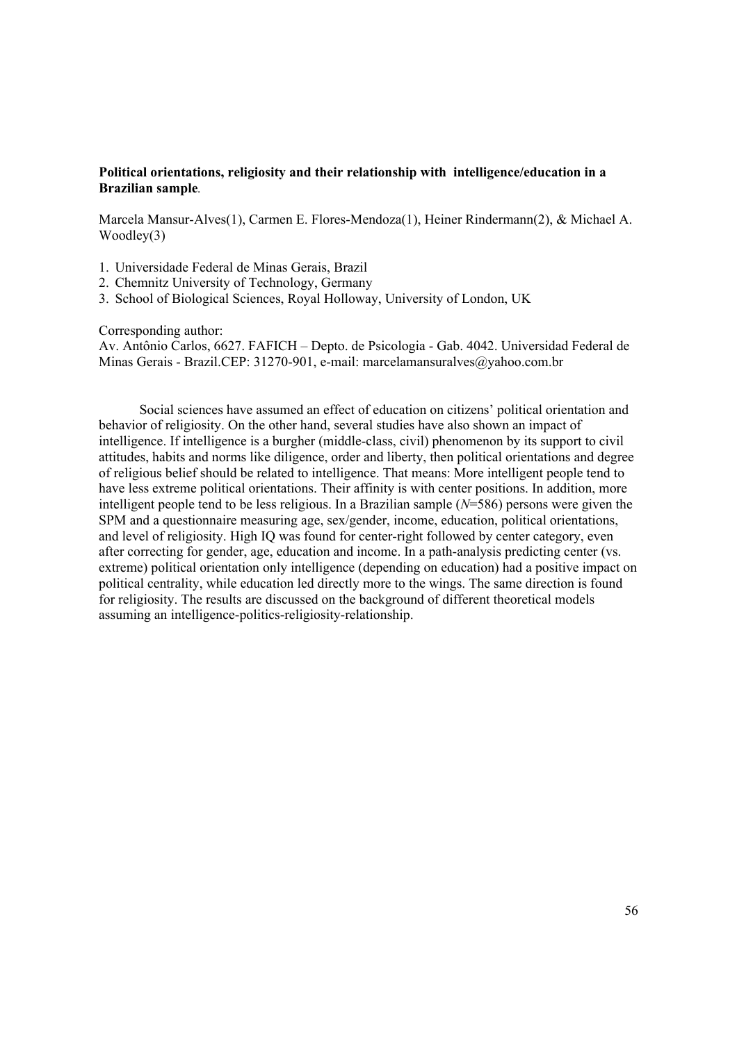**Political orientations, religiosity and their relationship with intelligence/education in a Brazilian sample**.

Marcela Mansur-Alves(1), Carmen E. Flores-Mendoza(1), Heiner Rindermann(2), & Michael A. Woodley(3)

1. Universidade Federal de Minas Gerais, Brazil
2. Chemnitz University of Technology, Germany
3. School of Biological Sciences, Royal Holloway, University of London, UK

Corresponding author:
Av. Antônio Carlos, 6627. FAFICH – Depto. de Psicologia - Gab. 4042. Universidad Federal de Minas Gerais - Brazil.CEP: 31270-901, e-mail: marcelamansuralves@yahoo.com.br

Social sciences have assumed an effect of education on citizens' political orientation and behavior of religiosity. On the other hand, several studies have also shown an impact of intelligence. If intelligence is a burgher (middle-class, civil) phenomenon by its support to civil attitudes, habits and norms like diligence, order and liberty, then political orientations and degree of religious belief should be related to intelligence. That means: More intelligent people tend to have less extreme political orientations. Their affinity is with center positions. In addition, more intelligent people tend to be less religious. In a Brazilian sample (*N*=586) persons were given the SPM and a questionnaire measuring age, sex/gender, income, education, political orientations, and level of religiosity. High IQ was found for center-right followed by center category, even after correcting for gender, age, education and income. In a path-analysis predicting center (vs. extreme) political orientation only intelligence (depending on education) had a positive impact on political centrality, while education led directly more to the wings. The same direction is found for religiosity. The results are discussed on the background of different theoretical models assuming an intelligence-politics-religiosity-relationship.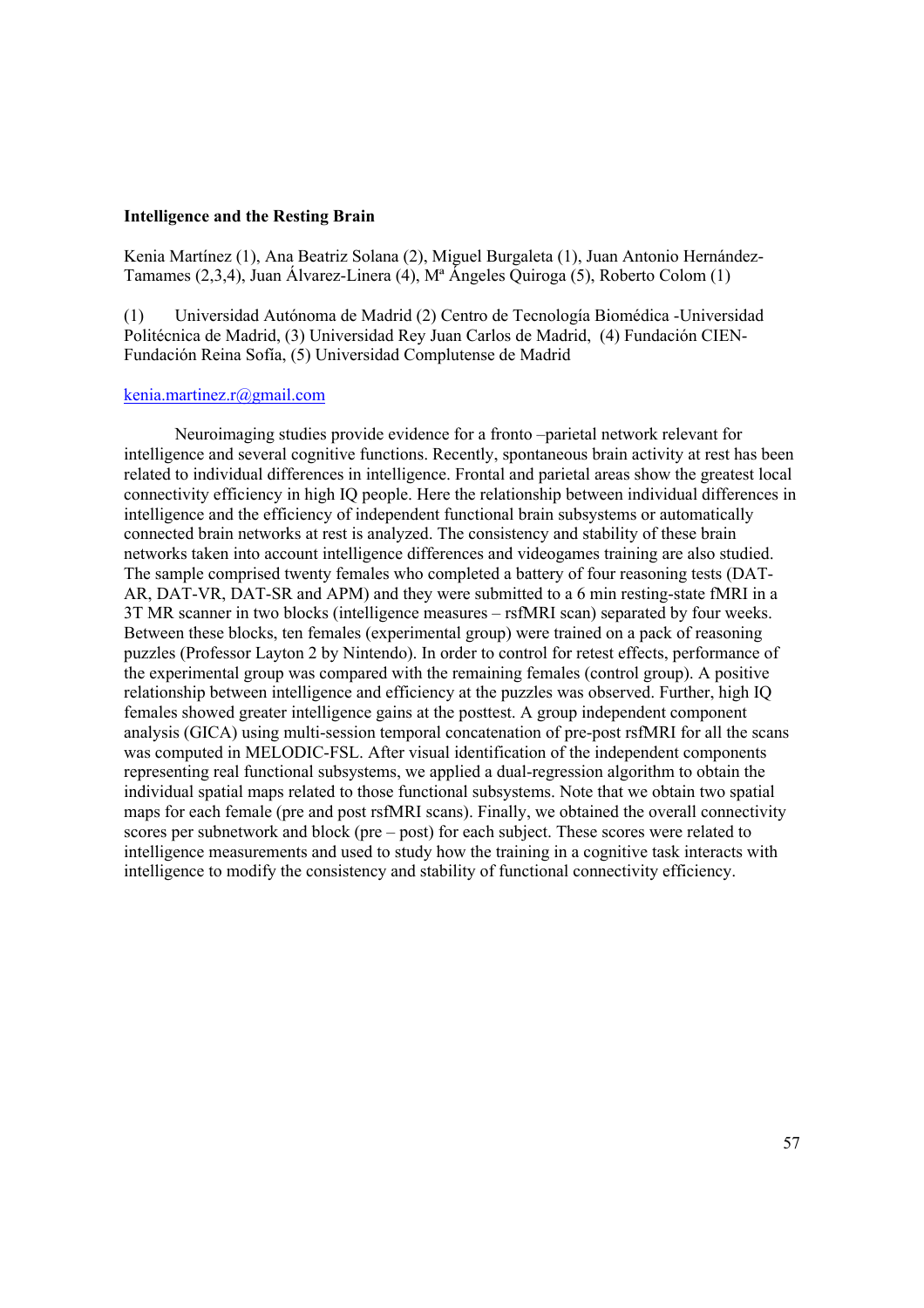**Intelligence and the Resting Brain**

Kenia Martínez (1), Ana Beatriz Solana (2), Miguel Burgaleta (1), Juan Antonio Hernández-Tamames (2,3,4), Juan Álvarez-Linera (4), Mª Ángeles Quiroga (5), Roberto Colom (1)

(1) Universidad Autónoma de Madrid (2) Centro de Tecnología Biomédica -Universidad Politécnica de Madrid, (3) Universidad Rey Juan Carlos de Madrid, (4) Fundación CIEN-Fundación Reina Sofía, (5) Universidad Complutense de Madrid

kenia.martinez.r@gmail.com

Neuroimaging studies provide evidence for a fronto –parietal network relevant for intelligence and several cognitive functions. Recently, spontaneous brain activity at rest has been related to individual differences in intelligence. Frontal and parietal areas show the greatest local connectivity efficiency in high IQ people. Here the relationship between individual differences in intelligence and the efficiency of independent functional brain subsystems or automatically connected brain networks at rest is analyzed. The consistency and stability of these brain networks taken into account intelligence differences and videogames training are also studied. The sample comprised twenty females who completed a battery of four reasoning tests (DAT-AR, DAT-VR, DAT-SR and APM) and they were submitted to a 6 min resting-state fMRI in a 3T MR scanner in two blocks (intelligence measures – rsfMRI scan) separated by four weeks. Between these blocks, ten females (experimental group) were trained on a pack of reasoning puzzles (Professor Layton 2 by Nintendo). In order to control for retest effects, performance of the experimental group was compared with the remaining females (control group). A positive relationship between intelligence and efficiency at the puzzles was observed. Further, high IQ females showed greater intelligence gains at the posttest. A group independent component analysis (GICA) using multi-session temporal concatenation of pre-post rsfMRI for all the scans was computed in MELODIC-FSL. After visual identification of the independent components representing real functional subsystems, we applied a dual-regression algorithm to obtain the individual spatial maps related to those functional subsystems. Note that we obtain two spatial maps for each female (pre and post rsfMRI scans). Finally, we obtained the overall connectivity scores per subnetwork and block (pre – post) for each subject. These scores were related to intelligence measurements and used to study how the training in a cognitive task interacts with intelligence to modify the consistency and stability of functional connectivity efficiency.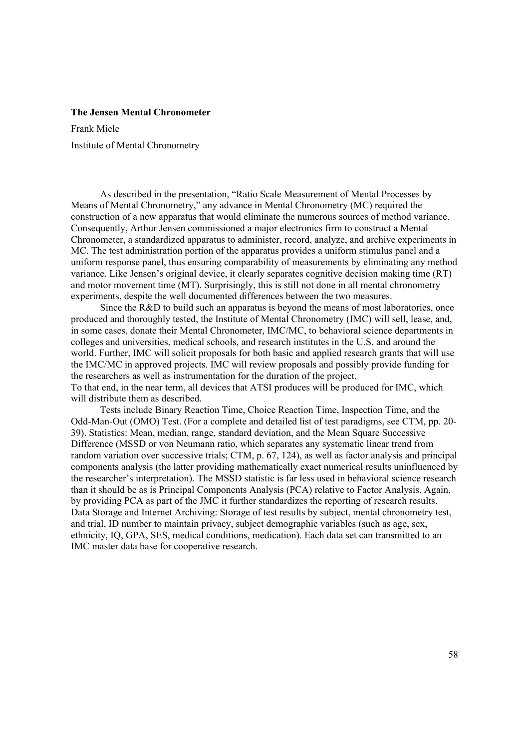**The Jensen Mental Chronometer**

Frank Miele

Institute of Mental Chronometry

As described in the presentation, "Ratio Scale Measurement of Mental Processes by Means of Mental Chronometry," any advance in Mental Chronometry (MC) required the construction of a new apparatus that would eliminate the numerous sources of method variance. Consequently, Arthur Jensen commissioned a major electronics firm to construct a Mental Chronometer, a standardized apparatus to administer, record, analyze, and archive experiments in MC. The test administration portion of the apparatus provides a uniform stimulus panel and a uniform response panel, thus ensuring comparability of measurements by eliminating any method variance. Like Jensen's original device, it clearly separates cognitive decision making time (RT) and motor movement time (MT). Surprisingly, this is still not done in all mental chronometry experiments, despite the well documented differences between the two measures.

Since the R&D to build such an apparatus is beyond the means of most laboratories, once produced and thoroughly tested, the Institute of Mental Chronometry (IMC) will sell, lease, and, in some cases, donate their Mental Chronometer, IMC/MC, to behavioral science departments in colleges and universities, medical schools, and research institutes in the U.S. and around the world. Further, IMC will solicit proposals for both basic and applied research grants that will use the IMC/MC in approved projects. IMC will review proposals and possibly provide funding for the researchers as well as instrumentation for the duration of the project.
To that end, in the near term, all devices that ATSI produces will be produced for IMC, which will distribute them as described.

Tests include Binary Reaction Time, Choice Reaction Time, Inspection Time, and the Odd-Man-Out (OMO) Test. (For a complete and detailed list of test paradigms, see CTM, pp. 20-39). Statistics: Mean, median, range, standard deviation, and the Mean Square Successive Difference (MSSD or von Neumann ratio, which separates any systematic linear trend from random variation over successive trials; CTM, p. 67, 124), as well as factor analysis and principal components analysis (the latter providing mathematically exact numerical results uninfluenced by the researcher's interpretation). The MSSD statistic is far less used in behavioral science research than it should be as is Principal Components Analysis (PCA) relative to Factor Analysis. Again, by providing PCA as part of the JMC it further standardizes the reporting of research results.
Data Storage and Internet Archiving: Storage of test results by subject, mental chronometry test, and trial, ID number to maintain privacy, subject demographic variables (such as age, sex, ethnicity, IQ, GPA, SES, medical conditions, medication). Each data set can transmitted to an IMC master data base for cooperative research.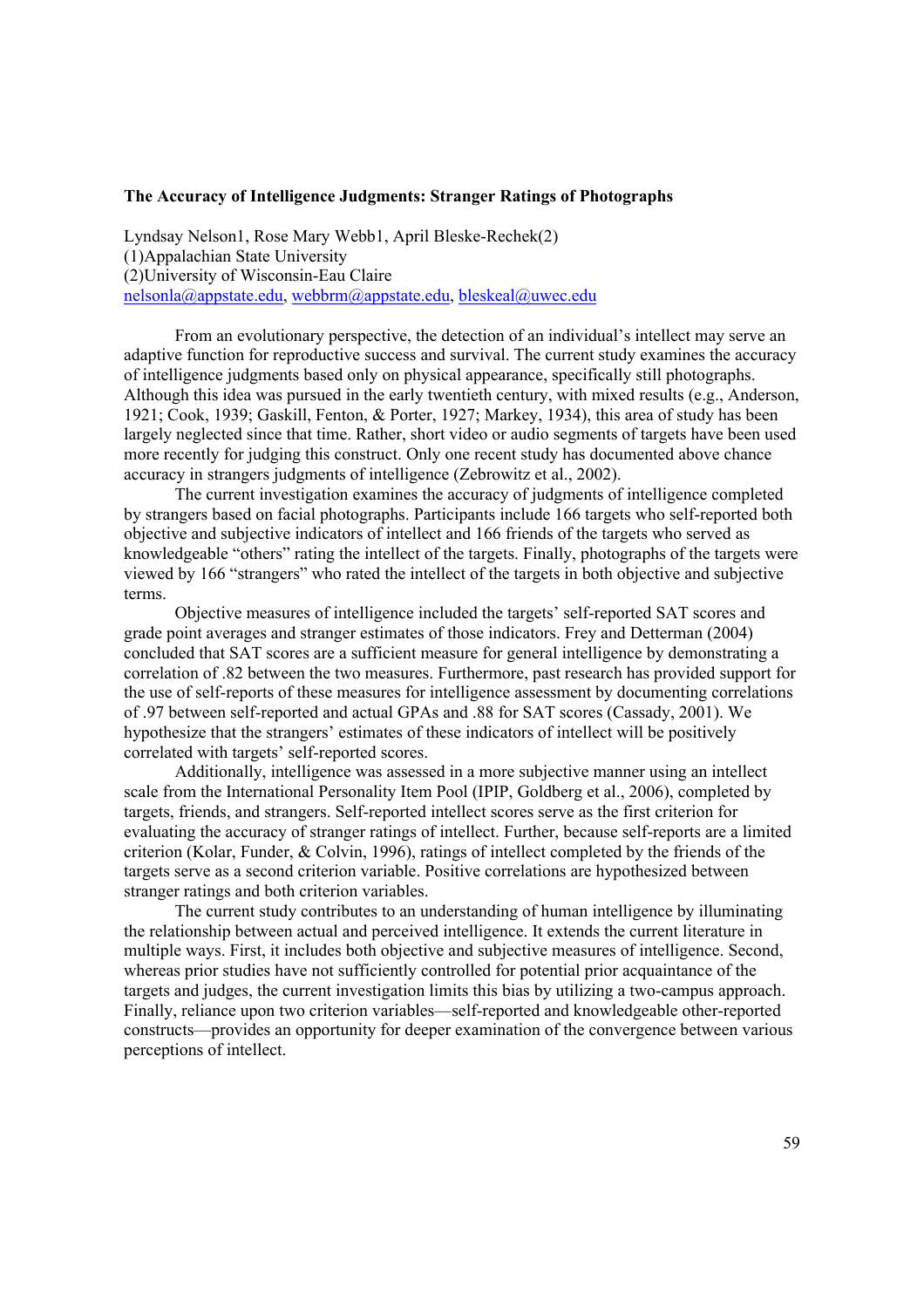**The Accuracy of Intelligence Judgments: Stranger Ratings of Photographs**

Lyndsay Nelson1, Rose Mary Webb1, April Bleske-Rechek(2)
(1)Appalachian State University
(2)University of Wisconsin-Eau Claire
nelsonla@appstate.edu, webbrm@appstate.edu, bleskeal@uwec.edu

From an evolutionary perspective, the detection of an individual's intellect may serve an adaptive function for reproductive success and survival. The current study examines the accuracy of intelligence judgments based only on physical appearance, specifically still photographs. Although this idea was pursued in the early twentieth century, with mixed results (e.g., Anderson, 1921; Cook, 1939; Gaskill, Fenton, & Porter, 1927; Markey, 1934), this area of study has been largely neglected since that time. Rather, short video or audio segments of targets have been used more recently for judging this construct. Only one recent study has documented above chance accuracy in strangers judgments of intelligence (Zebrowitz et al., 2002).

The current investigation examines the accuracy of judgments of intelligence completed by strangers based on facial photographs. Participants include 166 targets who self-reported both objective and subjective indicators of intellect and 166 friends of the targets who served as knowledgeable "others" rating the intellect of the targets. Finally, photographs of the targets were viewed by 166 "strangers" who rated the intellect of the targets in both objective and subjective terms.

Objective measures of intelligence included the targets' self-reported SAT scores and grade point averages and stranger estimates of those indicators. Frey and Detterman (2004) concluded that SAT scores are a sufficient measure for general intelligence by demonstrating a correlation of .82 between the two measures. Furthermore, past research has provided support for the use of self-reports of these measures for intelligence assessment by documenting correlations of .97 between self-reported and actual GPAs and .88 for SAT scores (Cassady, 2001). We hypothesize that the strangers' estimates of these indicators of intellect will be positively correlated with targets' self-reported scores.

Additionally, intelligence was assessed in a more subjective manner using an intellect scale from the International Personality Item Pool (IPIP, Goldberg et al., 2006), completed by targets, friends, and strangers. Self-reported intellect scores serve as the first criterion for evaluating the accuracy of stranger ratings of intellect. Further, because self-reports are a limited criterion (Kolar, Funder, & Colvin, 1996), ratings of intellect completed by the friends of the targets serve as a second criterion variable. Positive correlations are hypothesized between stranger ratings and both criterion variables.

The current study contributes to an understanding of human intelligence by illuminating the relationship between actual and perceived intelligence. It extends the current literature in multiple ways. First, it includes both objective and subjective measures of intelligence. Second, whereas prior studies have not sufficiently controlled for potential prior acquaintance of the targets and judges, the current investigation limits this bias by utilizing a two-campus approach. Finally, reliance upon two criterion variables—self-reported and knowledgeable other-reported constructs—provides an opportunity for deeper examination of the convergence between various perceptions of intellect.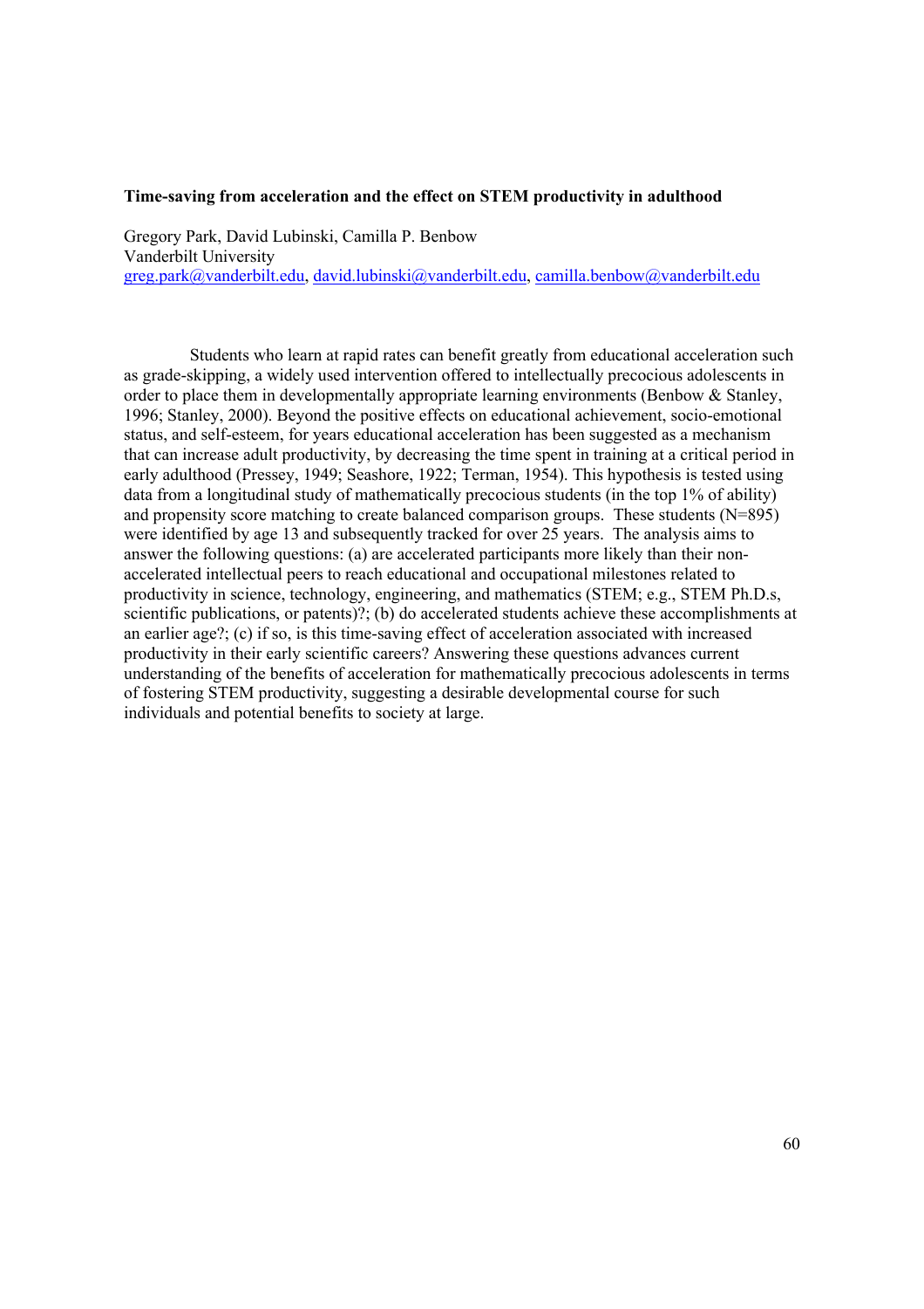**Time-saving from acceleration and the effect on STEM productivity in adulthood**

Gregory Park, David Lubinski, Camilla P. Benbow
Vanderbilt University
greg.park@vanderbilt.edu, david.lubinski@vanderbilt.edu, camilla.benbow@vanderbilt.edu

Students who learn at rapid rates can benefit greatly from educational acceleration such as grade-skipping, a widely used intervention offered to intellectually precocious adolescents in order to place them in developmentally appropriate learning environments (Benbow & Stanley, 1996; Stanley, 2000). Beyond the positive effects on educational achievement, socio-emotional status, and self-esteem, for years educational acceleration has been suggested as a mechanism that can increase adult productivity, by decreasing the time spent in training at a critical period in early adulthood (Pressey, 1949; Seashore, 1922; Terman, 1954). This hypothesis is tested using data from a longitudinal study of mathematically precocious students (in the top 1% of ability) and propensity score matching to create balanced comparison groups. These students (N=895) were identified by age 13 and subsequently tracked for over 25 years. The analysis aims to answer the following questions: (a) are accelerated participants more likely than their non-accelerated intellectual peers to reach educational and occupational milestones related to productivity in science, technology, engineering, and mathematics (STEM; e.g., STEM Ph.D.s, scientific publications, or patents)?; (b) do accelerated students achieve these accomplishments at an earlier age?; (c) if so, is this time-saving effect of acceleration associated with increased productivity in their early scientific careers? Answering these questions advances current understanding of the benefits of acceleration for mathematically precocious adolescents in terms of fostering STEM productivity, suggesting a desirable developmental course for such individuals and potential benefits to society at large.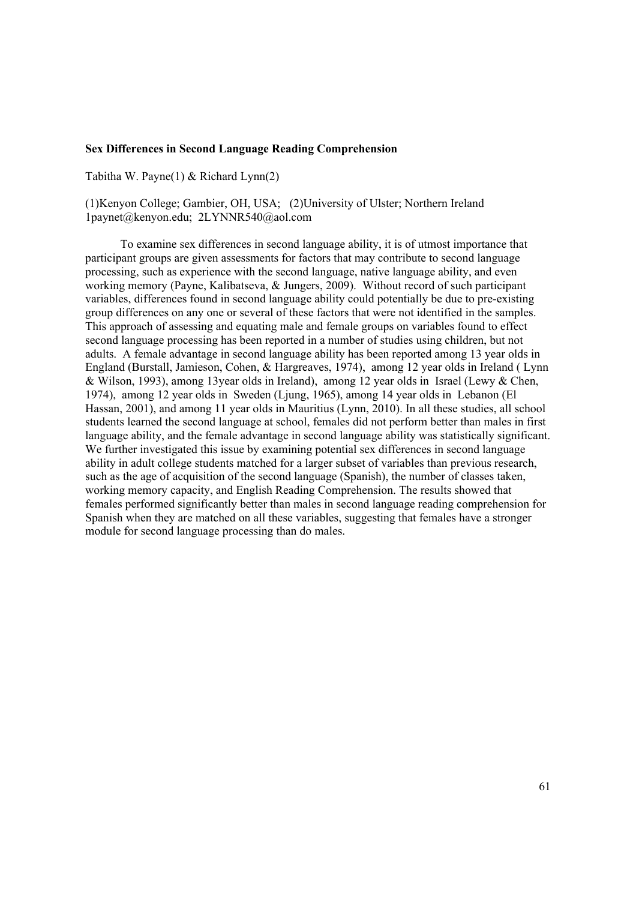**Sex Differences in Second Language Reading Comprehension**

Tabitha W. Payne(1) & Richard Lynn(2)

(1)Kenyon College; Gambier, OH, USA; (2)University of Ulster; Northern Ireland
1paynet@kenyon.edu; 2LYNNR540@aol.com

To examine sex differences in second language ability, it is of utmost importance that participant groups are given assessments for factors that may contribute to second language processing, such as experience with the second language, native language ability, and even working memory (Payne, Kalibatseva, & Jungers, 2009). Without record of such participant variables, differences found in second language ability could potentially be due to pre-existing group differences on any one or several of these factors that were not identified in the samples. This approach of assessing and equating male and female groups on variables found to effect second language processing has been reported in a number of studies using children, but not adults. A female advantage in second language ability has been reported among 13 year olds in England (Burstall, Jamieson, Cohen, & Hargreaves, 1974), among 12 year olds in Ireland ( Lynn & Wilson, 1993), among 13year olds in Ireland), among 12 year olds in Israel (Lewy & Chen, 1974), among 12 year olds in Sweden (Ljung, 1965), among 14 year olds in Lebanon (El Hassan, 2001), and among 11 year olds in Mauritius (Lynn, 2010). In all these studies, all school students learned the second language at school, females did not perform better than males in first language ability, and the female advantage in second language ability was statistically significant. We further investigated this issue by examining potential sex differences in second language ability in adult college students matched for a larger subset of variables than previous research, such as the age of acquisition of the second language (Spanish), the number of classes taken, working memory capacity, and English Reading Comprehension. The results showed that females performed significantly better than males in second language reading comprehension for Spanish when they are matched on all these variables, suggesting that females have a stronger module for second language processing than do males.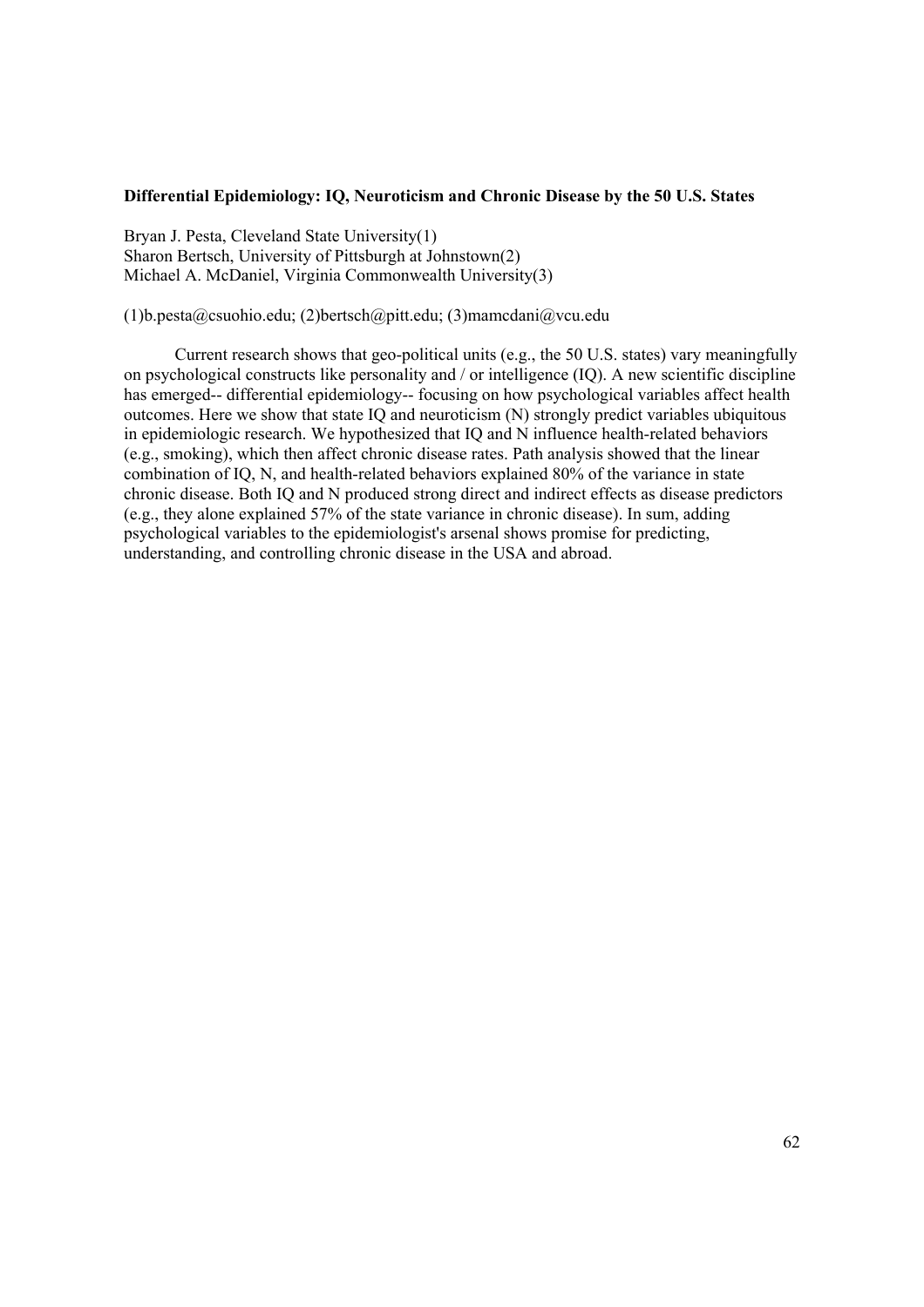**Differential Epidemiology: IQ, Neuroticism and Chronic Disease by the 50 U.S. States**

Bryan J. Pesta, Cleveland State University(1)
Sharon Bertsch, University of Pittsburgh at Johnstown(2)
Michael A. McDaniel, Virginia Commonwealth University(3)

(1)b.pesta@csuohio.edu; (2)bertsch@pitt.edu; (3)mamcdani@vcu.edu

Current research shows that geo-political units (e.g., the 50 U.S. states) vary meaningfully on psychological constructs like personality and / or intelligence (IQ). A new scientific discipline has emerged-- differential epidemiology-- focusing on how psychological variables affect health outcomes. Here we show that state IQ and neuroticism (N) strongly predict variables ubiquitous in epidemiologic research. We hypothesized that IQ and N influence health-related behaviors (e.g., smoking), which then affect chronic disease rates. Path analysis showed that the linear combination of IQ, N, and health-related behaviors explained 80% of the variance in state chronic disease. Both IQ and N produced strong direct and indirect effects as disease predictors (e.g., they alone explained 57% of the state variance in chronic disease). In sum, adding psychological variables to the epidemiologist's arsenal shows promise for predicting, understanding, and controlling chronic disease in the USA and abroad.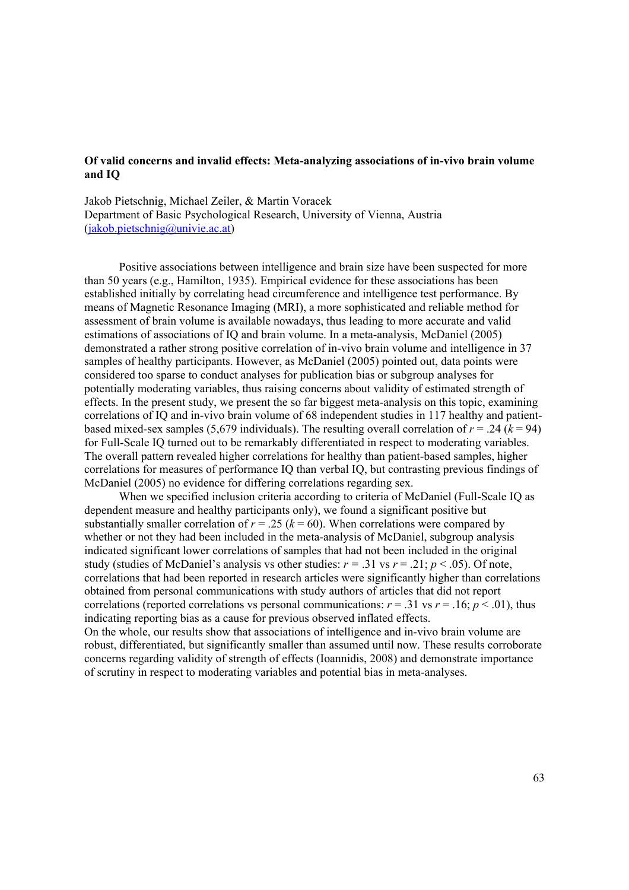**Of valid concerns and invalid effects: Meta-analyzing associations of in-vivo brain volume and IQ**

Jakob Pietschnig, Michael Zeiler, & Martin Voracek
Department of Basic Psychological Research, University of Vienna, Austria
(jakob.pietschnig@univie.ac.at)

Positive associations between intelligence and brain size have been suspected for more than 50 years (e.g., Hamilton, 1935). Empirical evidence for these associations has been established initially by correlating head circumference and intelligence test performance. By means of Magnetic Resonance Imaging (MRI), a more sophisticated and reliable method for assessment of brain volume is available nowadays, thus leading to more accurate and valid estimations of associations of IQ and brain volume. In a meta-analysis, McDaniel (2005) demonstrated a rather strong positive correlation of in-vivo brain volume and intelligence in 37 samples of healthy participants. However, as McDaniel (2005) pointed out, data points were considered too sparse to conduct analyses for publication bias or subgroup analyses for potentially moderating variables, thus raising concerns about validity of estimated strength of effects. In the present study, we present the so far biggest meta-analysis on this topic, examining correlations of IQ and in-vivo brain volume of 68 independent studies in 117 healthy and patient-based mixed-sex samples (5,679 individuals). The resulting overall correlation of $r = .24$ ($k = 94$) for Full-Scale IQ turned out to be remarkably differentiated in respect to moderating variables. The overall pattern revealed higher correlations for healthy than patient-based samples, higher correlations for measures of performance IQ than verbal IQ, but contrasting previous findings of McDaniel (2005) no evidence for differing correlations regarding sex.

When we specified inclusion criteria according to criteria of McDaniel (Full-Scale IQ as dependent measure and healthy participants only), we found a significant positive but substantially smaller correlation of $r = .25$ ($k = 60$). When correlations were compared by whether or not they had been included in the meta-analysis of McDaniel, subgroup analysis indicated significant lower correlations of samples that had not been included in the original study (studies of McDaniel's analysis vs other studies: $r = .31$ vs $r = .21$; $p < .05$). Of note, correlations that had been reported in research articles were significantly higher than correlations obtained from personal communications with study authors of articles that did not report correlations (reported correlations vs personal communications: $r = .31$ vs $r = .16$; $p < .01$), thus indicating reporting bias as a cause for previous observed inflated effects.

On the whole, our results show that associations of intelligence and in-vivo brain volume are robust, differentiated, but significantly smaller than assumed until now. These results corroborate concerns regarding validity of strength of effects (Ioannidis, 2008) and demonstrate importance of scrutiny in respect to moderating variables and potential bias in meta-analyses.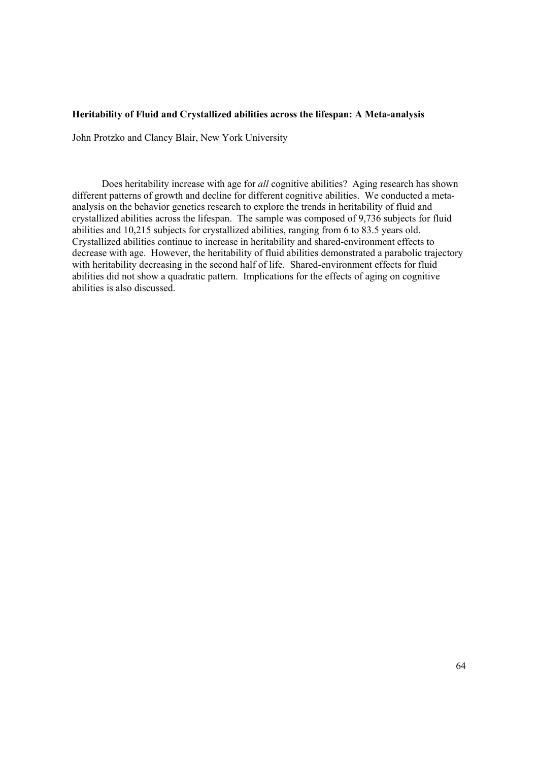**Heritability of Fluid and Crystallized abilities across the lifespan: A Meta-analysis**

John Protzko and Clancy Blair, New York University

Does heritability increase with age for *all* cognitive abilities? Aging research has shown different patterns of growth and decline for different cognitive abilities. We conducted a meta-analysis on the behavior genetics research to explore the trends in heritability of fluid and crystallized abilities across the lifespan. The sample was composed of 9,736 subjects for fluid abilities and 10,215 subjects for crystallized abilities, ranging from 6 to 83.5 years old. Crystallized abilities continue to increase in heritability and shared-environment effects to decrease with age. However, the heritability of fluid abilities demonstrated a parabolic trajectory with heritability decreasing in the second half of life. Shared-environment effects for fluid abilities did not show a quadratic pattern. Implications for the effects of aging on cognitive abilities is also discussed.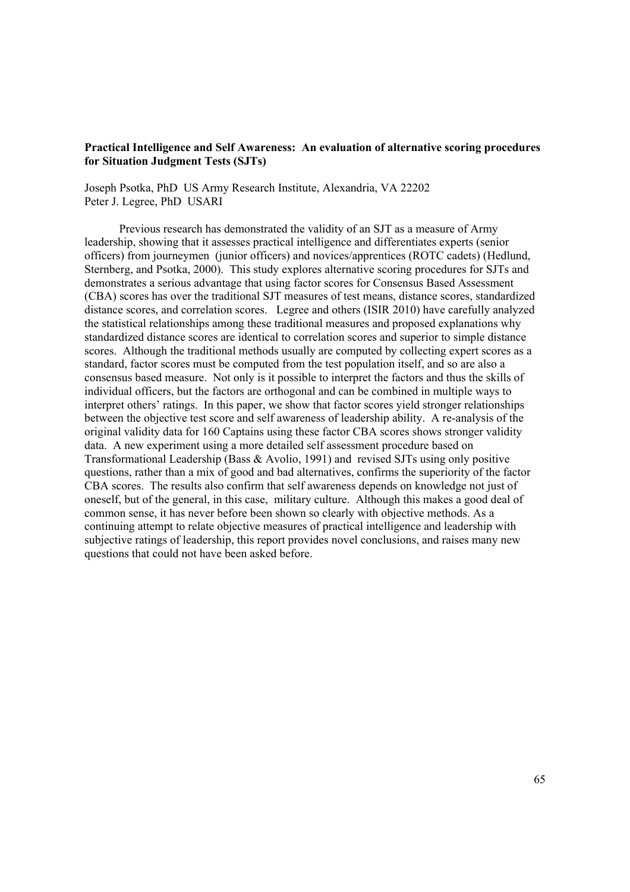**Practical Intelligence and Self Awareness: An evaluation of alternative scoring procedures for Situation Judgment Tests (SJTs)**

Joseph Psotka, PhD US Army Research Institute, Alexandria, VA 22202
Peter J. Legree, PhD USARI

Previous research has demonstrated the validity of an SJT as a measure of Army leadership, showing that it assesses practical intelligence and differentiates experts (senior officers) from journeymen (junior officers) and novices/apprentices (ROTC cadets) (Hedlund, Sternberg, and Psotka, 2000). This study explores alternative scoring procedures for SJTs and demonstrates a serious advantage that using factor scores for Consensus Based Assessment (CBA) scores has over the traditional SJT measures of test means, distance scores, standardized distance scores, and correlation scores. Legree and others (ISIR 2010) have carefully analyzed the statistical relationships among these traditional measures and proposed explanations why standardized distance scores are identical to correlation scores and superior to simple distance scores. Although the traditional methods usually are computed by collecting expert scores as a standard, factor scores must be computed from the test population itself, and so are also a consensus based measure. Not only is it possible to interpret the factors and thus the skills of individual officers, but the factors are orthogonal and can be combined in multiple ways to interpret others' ratings. In this paper, we show that factor scores yield stronger relationships between the objective test score and self awareness of leadership ability. A re-analysis of the original validity data for 160 Captains using these factor CBA scores shows stronger validity data. A new experiment using a more detailed self assessment procedure based on Transformational Leadership (Bass & Avolio, 1991) and revised SJTs using only positive questions, rather than a mix of good and bad alternatives, confirms the superiority of the factor CBA scores. The results also confirm that self awareness depends on knowledge not just of oneself, but of the general, in this case, military culture. Although this makes a good deal of common sense, it has never before been shown so clearly with objective methods. As a continuing attempt to relate objective measures of practical intelligence and leadership with subjective ratings of leadership, this report provides novel conclusions, and raises many new questions that could not have been asked before.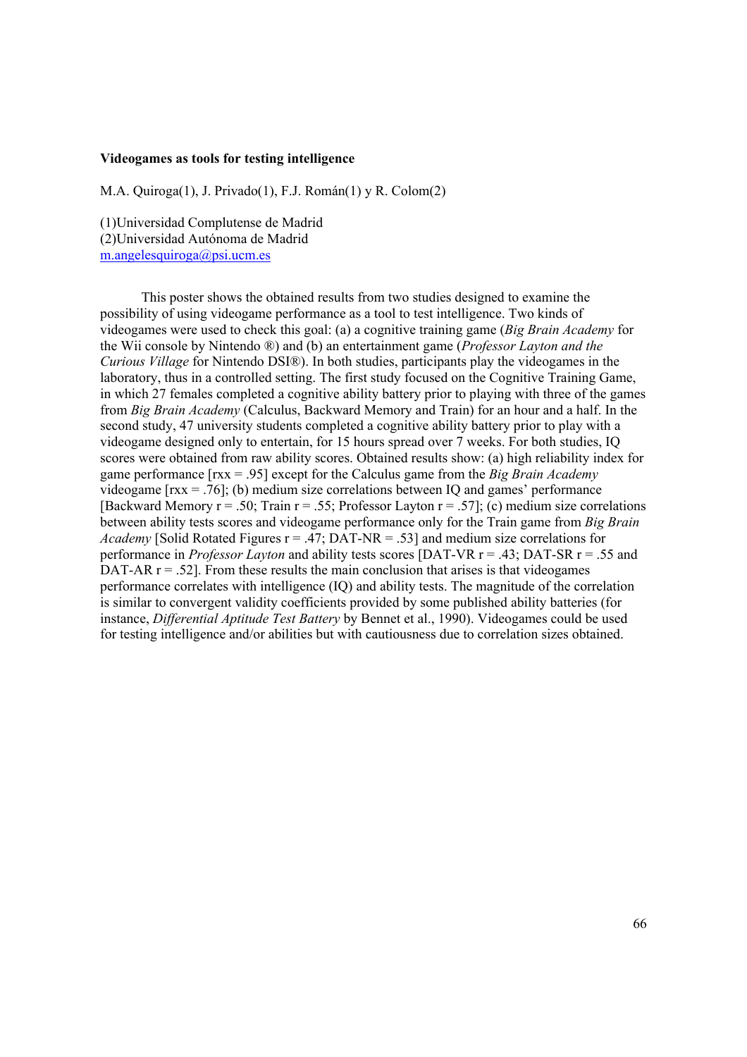**Videogames as tools for testing intelligence**

M.A. Quiroga(1), J. Privado(1), F.J. Román(1) y R. Colom(2)

(1)Universidad Complutense de Madrid
(2)Universidad Autónoma de Madrid
m.angelesquiroga@psi.ucm.es

This poster shows the obtained results from two studies designed to examine the possibility of using videogame performance as a tool to test intelligence. Two kinds of videogames were used to check this goal: (a) a cognitive training game (*Big Brain Academy* for the Wii console by Nintendo ®) and (b) an entertainment game (*Professor Layton and the Curious Village* for Nintendo DSI®). In both studies, participants play the videogames in the laboratory, thus in a controlled setting. The first study focused on the Cognitive Training Game, in which 27 females completed a cognitive ability battery prior to playing with three of the games from *Big Brain Academy* (Calculus, Backward Memory and Train) for an hour and a half. In the second study, 47 university students completed a cognitive ability battery prior to play with a videogame designed only to entertain, for 15 hours spread over 7 weeks. For both studies, IQ scores were obtained from raw ability scores. Obtained results show: (a) high reliability index for game performance [$r_{xx} = .95$] except for the Calculus game from the *Big Brain Academy* videogame [$r_{xx} = .76$]; (b) medium size correlations between IQ and games' performance [Backward Memory $r = .50$; Train $r = .55$; Professor Layton $r = .57$]; (c) medium size correlations between ability tests scores and videogame performance only for the Train game from *Big Brain Academy* [Solid Rotated Figures $r = .47$; DAT-NR $= .53$] and medium size correlations for performance in *Professor Layton* and ability tests scores [DAT-VR $r = .43$; DAT-SR $r = .55$ and DAT-AR $r = .52$]. From these results the main conclusion that arises is that videogames performance correlates with intelligence (IQ) and ability tests. The magnitude of the correlation is similar to convergent validity coefficients provided by some published ability batteries (for instance, *Differential Aptitude Test Battery* by Bennet et al., 1990). Videogames could be used for testing intelligence and/or abilities but with cautiousness due to correlation sizes obtained.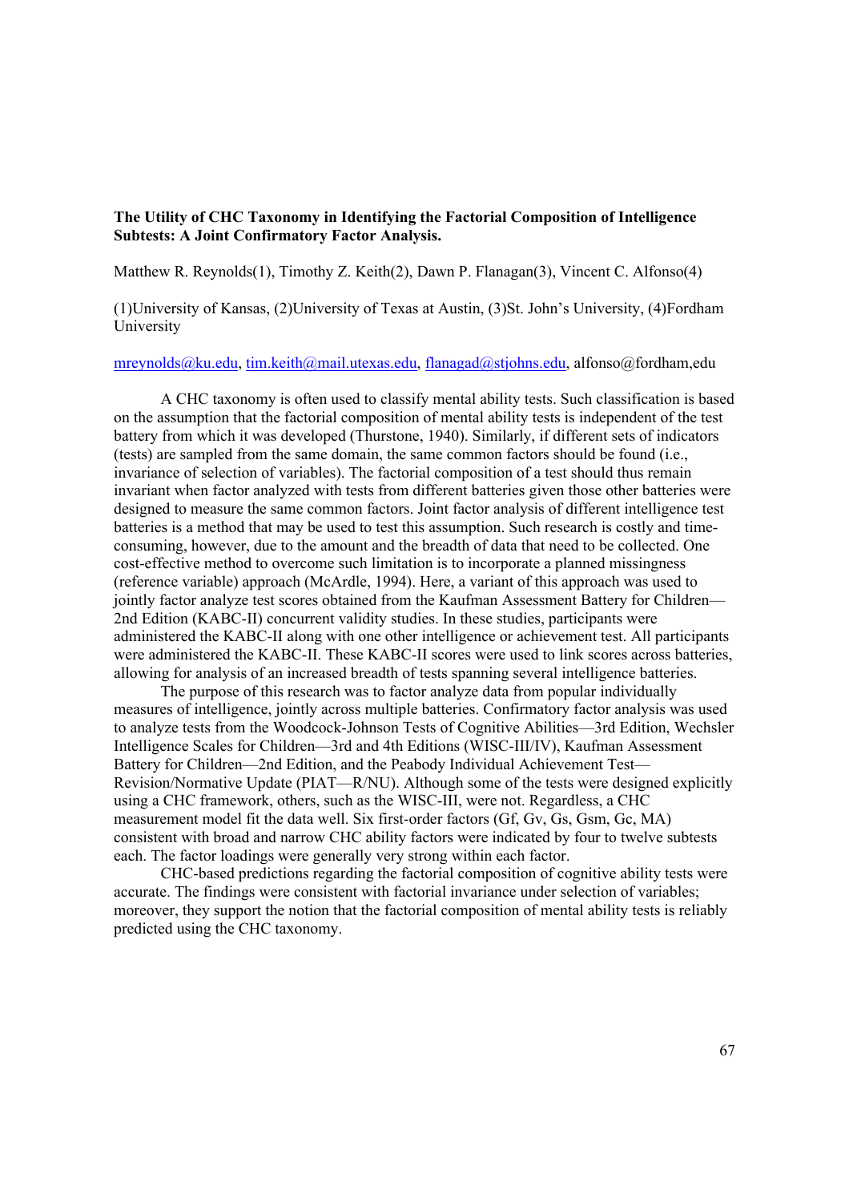**The Utility of CHC Taxonomy in Identifying the Factorial Composition of Intelligence Subtests: A Joint Confirmatory Factor Analysis.**

Matthew R. Reynolds(1), Timothy Z. Keith(2), Dawn P. Flanagan(3), Vincent C. Alfonso(4)

(1)University of Kansas, (2)University of Texas at Austin, (3)St. John's University, (4)Fordham University

mreynolds@ku.edu, tim.keith@mail.utexas.edu, flanagad@stjohns.edu, alfonso@fordham,edu

A CHC taxonomy is often used to classify mental ability tests. Such classification is based on the assumption that the factorial composition of mental ability tests is independent of the test battery from which it was developed (Thurstone, 1940). Similarly, if different sets of indicators (tests) are sampled from the same domain, the same common factors should be found (i.e., invariance of selection of variables). The factorial composition of a test should thus remain invariant when factor analyzed with tests from different batteries given those other batteries were designed to measure the same common factors. Joint factor analysis of different intelligence test batteries is a method that may be used to test this assumption. Such research is costly and time-consuming, however, due to the amount and the breadth of data that need to be collected. One cost-effective method to overcome such limitation is to incorporate a planned missingness (reference variable) approach (McArdle, 1994). Here, a variant of this approach was used to jointly factor analyze test scores obtained from the Kaufman Assessment Battery for Children—2nd Edition (KABC-II) concurrent validity studies. In these studies, participants were administered the KABC-II along with one other intelligence or achievement test. All participants were administered the KABC-II. These KABC-II scores were used to link scores across batteries, allowing for analysis of an increased breadth of tests spanning several intelligence batteries.

The purpose of this research was to factor analyze data from popular individually measures of intelligence, jointly across multiple batteries. Confirmatory factor analysis was used to analyze tests from the Woodcock-Johnson Tests of Cognitive Abilities—3rd Edition, Wechsler Intelligence Scales for Children—3rd and 4th Editions (WISC-III/IV), Kaufman Assessment Battery for Children—2nd Edition, and the Peabody Individual Achievement Test—Revision/Normative Update (PIAT—R/NU). Although some of the tests were designed explicitly using a CHC framework, others, such as the WISC-III, were not. Regardless, a CHC measurement model fit the data well. Six first-order factors (Gf, Gv, Gs, Gsm, Gc, MA) consistent with broad and narrow CHC ability factors were indicated by four to twelve subtests each. The factor loadings were generally very strong within each factor.

CHC-based predictions regarding the factorial composition of cognitive ability tests were accurate. The findings were consistent with factorial invariance under selection of variables; moreover, they support the notion that the factorial composition of mental ability tests is reliably predicted using the CHC taxonomy.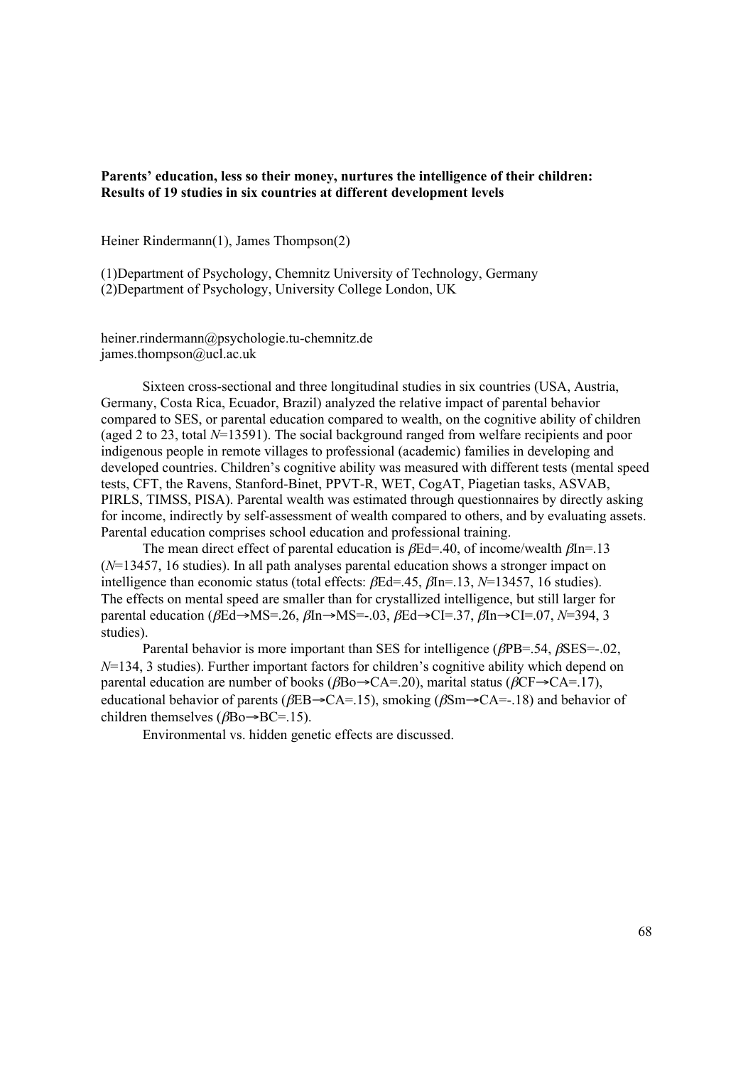**Parents' education, less so their money, nurtures the intelligence of their children: Results of 19 studies in six countries at different development levels**

Heiner Rindermann(1), James Thompson(2)

(1)Department of Psychology, Chemnitz University of Technology, Germany
(2)Department of Psychology, University College London, UK

heiner.rindermann@psychologie.tu-chemnitz.de
james.thompson@ucl.ac.uk

Sixteen cross-sectional and three longitudinal studies in six countries (USA, Austria, Germany, Costa Rica, Ecuador, Brazil) analyzed the relative impact of parental behavior compared to SES, or parental education compared to wealth, on the cognitive ability of children (aged 2 to 23, total $N$=13591). The social background ranged from welfare recipients and poor indigenous people in remote villages to professional (academic) families in developing and developed countries. Children's cognitive ability was measured with different tests (mental speed tests, CFT, the Ravens, Stanford-Binet, PPVT-R, WET, CogAT, Piagetian tasks, ASVAB, PIRLS, TIMSS, PISA). Parental wealth was estimated through questionnaires by directly asking for income, indirectly by self-assessment of wealth compared to others, and by evaluating assets. Parental education comprises school education and professional training.

The mean direct effect of parental education is $\beta$Ed=.40, of income/wealth $\beta$In=.13 ($N$=13457, 16 studies). In all path analyses parental education shows a stronger impact on intelligence than economic status (total effects: $\beta$Ed=.45, $\beta$In=.13, $N$=13457, 16 studies). The effects on mental speed are smaller than for crystallized intelligence, but still larger for parental education ($\beta$Ed→MS=.26, $\beta$In→MS=-.03, $\beta$Ed→CI=.37, $\beta$In→CI=.07, $N$=394, 3 studies).

Parental behavior is more important than SES for intelligence ($\beta$PB=.54, $\beta$SES=-.02, $N$=134, 3 studies). Further important factors for children's cognitive ability which depend on parental education are number of books ($\beta$Bo→CA=.20), marital status ($\beta$CF→CA=.17), educational behavior of parents ($\beta$EB→CA=.15), smoking ($\beta$Sm→CA=-.18) and behavior of children themselves ($\beta$Bo→BC=.15).

Environmental vs. hidden genetic effects are discussed.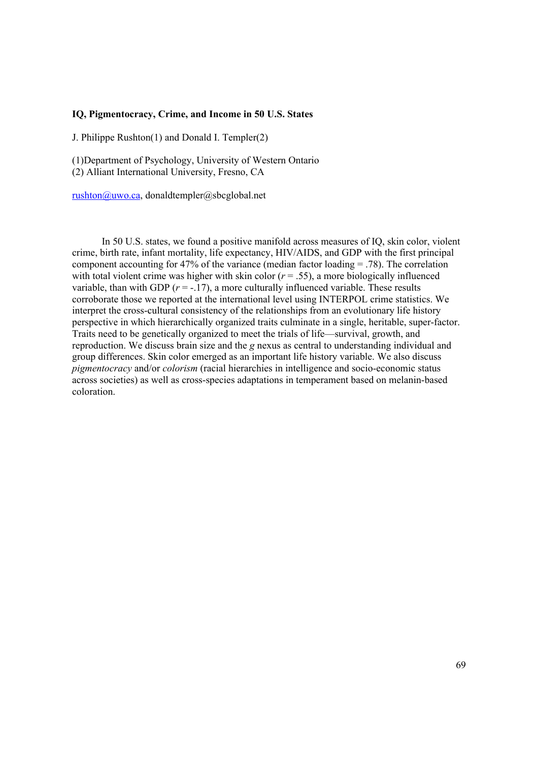**IQ, Pigmentocracy, Crime, and Income in 50 U.S. States**

J. Philippe Rushton(1) and Donald I. Templer(2)

(1)Department of Psychology, University of Western Ontario
(2) Alliant International University, Fresno, CA

rushton@uwo.ca, donaldtempler@sbcglobal.net

In 50 U.S. states, we found a positive manifold across measures of IQ, skin color, violent crime, birth rate, infant mortality, life expectancy, HIV/AIDS, and GDP with the first principal component accounting for 47% of the variance (median factor loading = .78). The correlation with total violent crime was higher with skin color ($r$ = .55), a more biologically influenced variable, than with GDP ($r$ = -.17), a more culturally influenced variable. These results corroborate those we reported at the international level using INTERPOL crime statistics. We interpret the cross-cultural consistency of the relationships from an evolutionary life history perspective in which hierarchically organized traits culminate in a single, heritable, super-factor. Traits need to be genetically organized to meet the trials of life—survival, growth, and reproduction. We discuss brain size and the *g* nexus as central to understanding individual and group differences. Skin color emerged as an important life history variable. We also discuss *pigmentocracy* and/or *colorism* (racial hierarchies in intelligence and socio-economic status across societies) as well as cross-species adaptations in temperament based on melanin-based coloration.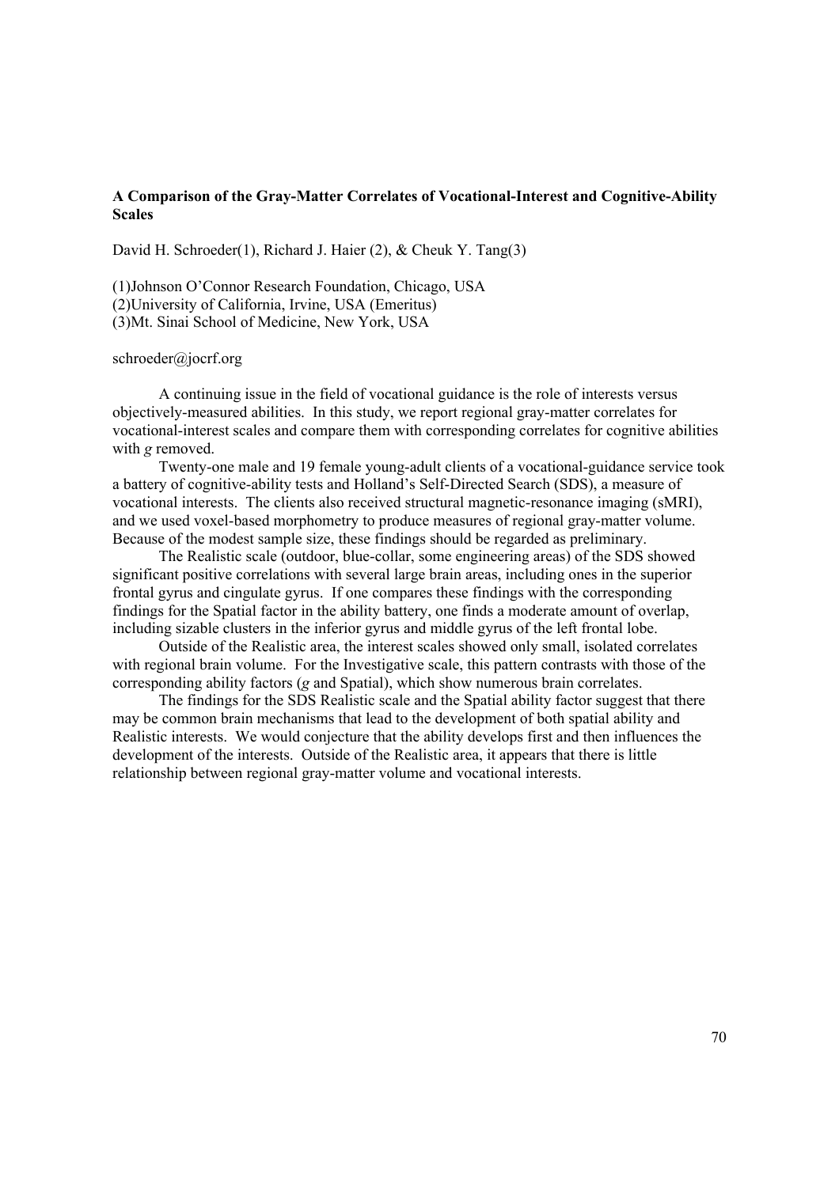**A Comparison of the Gray-Matter Correlates of Vocational-Interest and Cognitive-Ability Scales**

David H. Schroeder(1), Richard J. Haier (2), & Cheuk Y. Tang(3)

(1)Johnson O'Connor Research Foundation, Chicago, USA
(2)University of California, Irvine, USA (Emeritus)
(3)Mt. Sinai School of Medicine, New York, USA

schroeder@jocrf.org

A continuing issue in the field of vocational guidance is the role of interests versus objectively-measured abilities. In this study, we report regional gray-matter correlates for vocational-interest scales and compare them with corresponding correlates for cognitive abilities with *g* removed.

Twenty-one male and 19 female young-adult clients of a vocational-guidance service took a battery of cognitive-ability tests and Holland's Self-Directed Search (SDS), a measure of vocational interests. The clients also received structural magnetic-resonance imaging (sMRI), and we used voxel-based morphometry to produce measures of regional gray-matter volume. Because of the modest sample size, these findings should be regarded as preliminary.

The Realistic scale (outdoor, blue-collar, some engineering areas) of the SDS showed significant positive correlations with several large brain areas, including ones in the superior frontal gyrus and cingulate gyrus. If one compares these findings with the corresponding findings for the Spatial factor in the ability battery, one finds a moderate amount of overlap, including sizable clusters in the inferior gyrus and middle gyrus of the left frontal lobe.

Outside of the Realistic area, the interest scales showed only small, isolated correlates with regional brain volume. For the Investigative scale, this pattern contrasts with those of the corresponding ability factors (*g* and Spatial), which show numerous brain correlates.

The findings for the SDS Realistic scale and the Spatial ability factor suggest that there may be common brain mechanisms that lead to the development of both spatial ability and Realistic interests. We would conjecture that the ability develops first and then influences the development of the interests. Outside of the Realistic area, it appears that there is little relationship between regional gray-matter volume and vocational interests.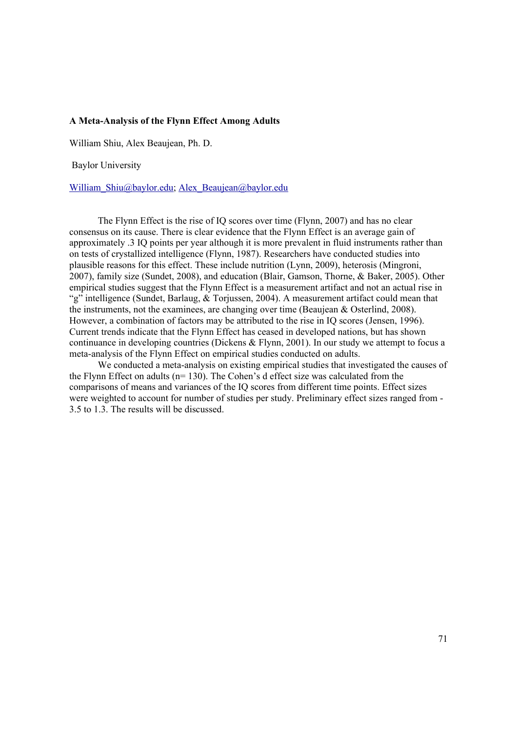**A Meta-Analysis of the Flynn Effect Among Adults**

William Shiu, Alex Beaujean, Ph. D.

Baylor University

William_Shiu@baylor.edu; Alex_Beaujean@baylor.edu

The Flynn Effect is the rise of IQ scores over time (Flynn, 2007) and has no clear consensus on its cause. There is clear evidence that the Flynn Effect is an average gain of approximately .3 IQ points per year although it is more prevalent in fluid instruments rather than on tests of crystallized intelligence (Flynn, 1987). Researchers have conducted studies into plausible reasons for this effect. These include nutrition (Lynn, 2009), heterosis (Mingroni, 2007), family size (Sundet, 2008), and education (Blair, Gamson, Thorne, & Baker, 2005). Other empirical studies suggest that the Flynn Effect is a measurement artifact and not an actual rise in "g" intelligence (Sundet, Barlaug, & Torjussen, 2004). A measurement artifact could mean that the instruments, not the examinees, are changing over time (Beaujean & Osterlind, 2008). However, a combination of factors may be attributed to the rise in IQ scores (Jensen, 1996). Current trends indicate that the Flynn Effect has ceased in developed nations, but has shown continuance in developing countries (Dickens & Flynn, 2001). In our study we attempt to focus a meta-analysis of the Flynn Effect on empirical studies conducted on adults.

We conducted a meta-analysis on existing empirical studies that investigated the causes of the Flynn Effect on adults (n= 130). The Cohen's d effect size was calculated from the comparisons of means and variances of the IQ scores from different time points. Effect sizes were weighted to account for number of studies per study. Preliminary effect sizes ranged from -3.5 to 1.3. The results will be discussed.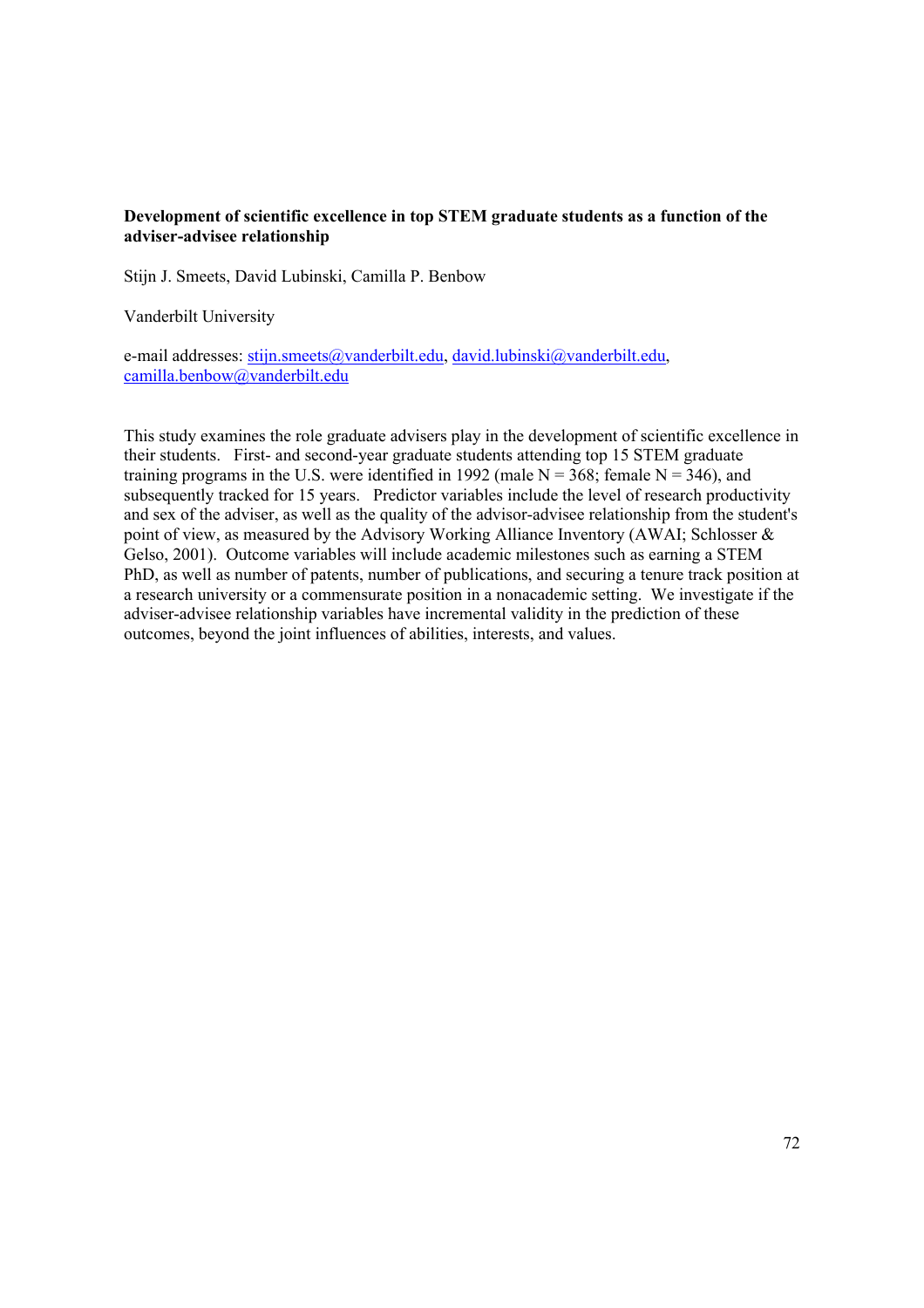**Development of scientific excellence in top STEM graduate students as a function of the adviser-advisee relationship**

Stijn J. Smeets, David Lubinski, Camilla P. Benbow

Vanderbilt University

e-mail addresses: stijn.smeets@vanderbilt.edu, david.lubinski@vanderbilt.edu, camilla.benbow@vanderbilt.edu

This study examines the role graduate advisers play in the development of scientific excellence in their students. First- and second-year graduate students attending top 15 STEM graduate training programs in the U.S. were identified in 1992 (male N = 368; female N = 346), and subsequently tracked for 15 years. Predictor variables include the level of research productivity and sex of the adviser, as well as the quality of the advisor-advisee relationship from the student's point of view, as measured by the Advisory Working Alliance Inventory (AWAI; Schlosser & Gelso, 2001). Outcome variables will include academic milestones such as earning a STEM PhD, as well as number of patents, number of publications, and securing a tenure track position at a research university or a commensurate position in a nonacademic setting. We investigate if the adviser-advisee relationship variables have incremental validity in the prediction of these outcomes, beyond the joint influences of abilities, interests, and values.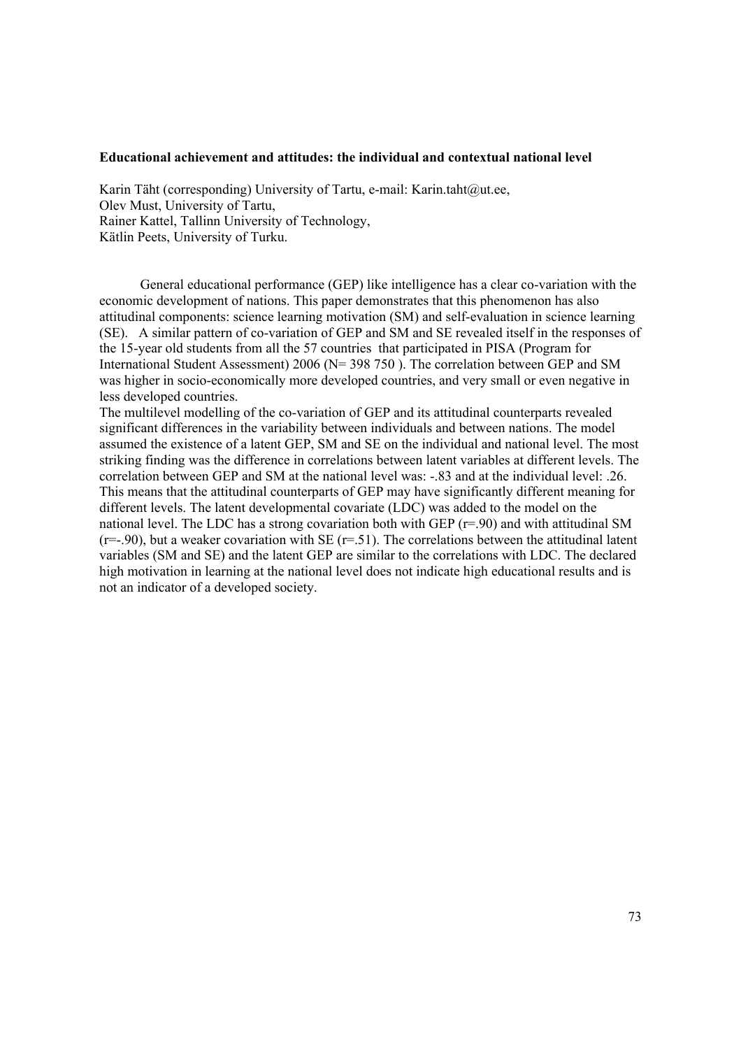**Educational achievement and attitudes: the individual and contextual national level**

Karin Täht (corresponding) University of Tartu, e-mail: Karin.taht@ut.ee,
Olev Must, University of Tartu,
Rainer Kattel, Tallinn University of Technology,
Kätlin Peets, University of Turku.

General educational performance (GEP) like intelligence has a clear co-variation with the economic development of nations. This paper demonstrates that this phenomenon has also attitudinal components: science learning motivation (SM) and self-evaluation in science learning (SE). A similar pattern of co-variation of GEP and SM and SE revealed itself in the responses of the 15-year old students from all the 57 countries that participated in PISA (Program for International Student Assessment) 2006 (N= 398 750 ). The correlation between GEP and SM was higher in socio-economically more developed countries, and very small or even negative in less developed countries.
The multilevel modelling of the co-variation of GEP and its attitudinal counterparts revealed significant differences in the variability between individuals and between nations. The model assumed the existence of a latent GEP, SM and SE on the individual and national level. The most striking finding was the difference in correlations between latent variables at different levels. The correlation between GEP and SM at the national level was: -.83 and at the individual level: .26. This means that the attitudinal counterparts of GEP may have significantly different meaning for different levels. The latent developmental covariate (LDC) was added to the model on the national level. The LDC has a strong covariation both with GEP (r=.90) and with attitudinal SM (r=-.90), but a weaker covariation with SE (r=.51). The correlations between the attitudinal latent variables (SM and SE) and the latent GEP are similar to the correlations with LDC. The declared high motivation in learning at the national level does not indicate high educational results and is not an indicator of a developed society.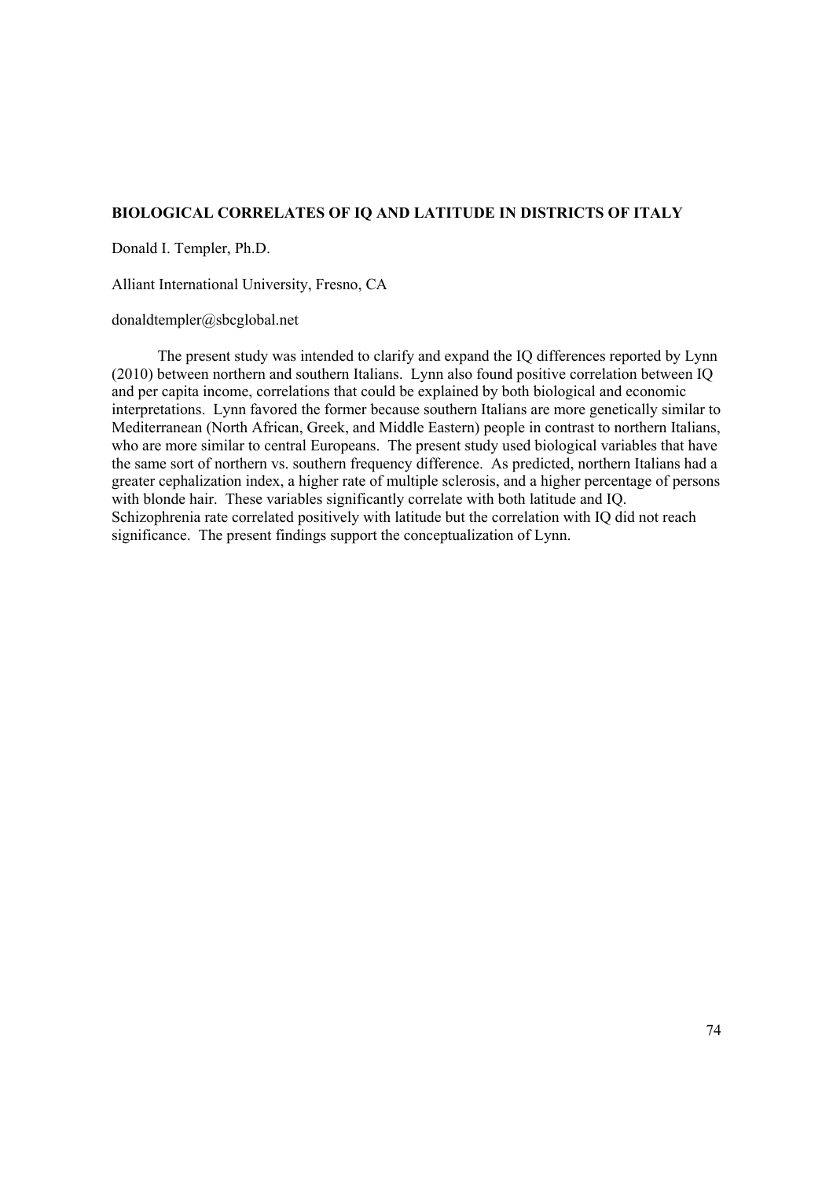**BIOLOGICAL CORRELATES OF IQ AND LATITUDE IN DISTRICTS OF ITALY**

Donald I. Templer, Ph.D.

Alliant International University, Fresno, CA

donaldtempler@sbcglobal.net

The present study was intended to clarify and expand the IQ differences reported by Lynn (2010) between northern and southern Italians. Lynn also found positive correlation between IQ and per capita income, correlations that could be explained by both biological and economic interpretations. Lynn favored the former because southern Italians are more genetically similar to Mediterranean (North African, Greek, and Middle Eastern) people in contrast to northern Italians, who are more similar to central Europeans. The present study used biological variables that have the same sort of northern vs. southern frequency difference. As predicted, northern Italians had a greater cephalization index, a higher rate of multiple sclerosis, and a higher percentage of persons with blonde hair. These variables significantly correlate with both latitude and IQ. Schizophrenia rate correlated positively with latitude but the correlation with IQ did not reach significance. The present findings support the conceptualization of Lynn.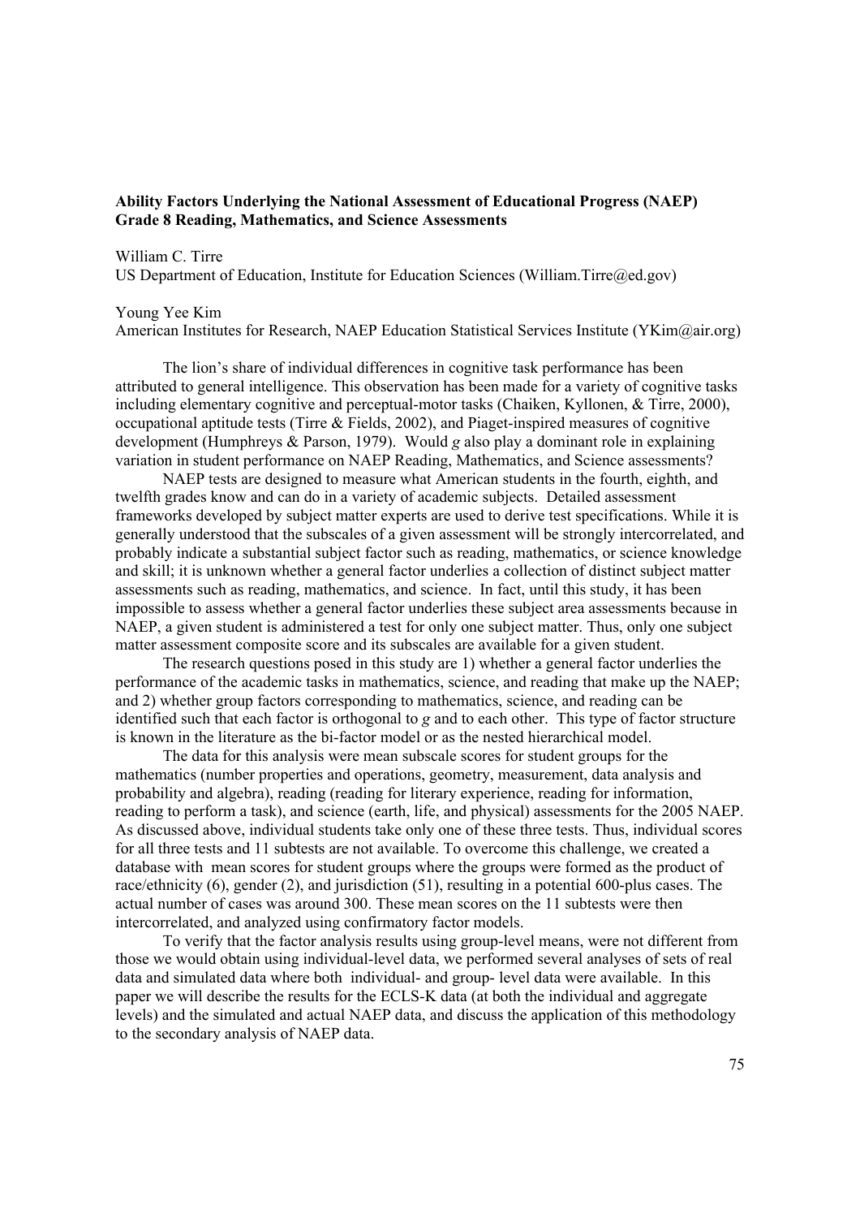**Ability Factors Underlying the National Assessment of Educational Progress (NAEP) Grade 8 Reading, Mathematics, and Science Assessments**

William C. Tirre
US Department of Education, Institute for Education Sciences (William.Tirre@ed.gov)

Young Yee Kim
American Institutes for Research, NAEP Education Statistical Services Institute (YKim@air.org)

The lion's share of individual differences in cognitive task performance has been attributed to general intelligence. This observation has been made for a variety of cognitive tasks including elementary cognitive and perceptual-motor tasks (Chaiken, Kyllonen, & Tirre, 2000), occupational aptitude tests (Tirre & Fields, 2002), and Piaget-inspired measures of cognitive development (Humphreys & Parson, 1979). Would *g* also play a dominant role in explaining variation in student performance on NAEP Reading, Mathematics, and Science assessments?

NAEP tests are designed to measure what American students in the fourth, eighth, and twelfth grades know and can do in a variety of academic subjects. Detailed assessment frameworks developed by subject matter experts are used to derive test specifications. While it is generally understood that the subscales of a given assessment will be strongly intercorrelated, and probably indicate a substantial subject factor such as reading, mathematics, or science knowledge and skill; it is unknown whether a general factor underlies a collection of distinct subject matter assessments such as reading, mathematics, and science. In fact, until this study, it has been impossible to assess whether a general factor underlies these subject area assessments because in NAEP, a given student is administered a test for only one subject matter. Thus, only one subject matter assessment composite score and its subscales are available for a given student.

The research questions posed in this study are 1) whether a general factor underlies the performance of the academic tasks in mathematics, science, and reading that make up the NAEP; and 2) whether group factors corresponding to mathematics, science, and reading can be identified such that each factor is orthogonal to *g* and to each other. This type of factor structure is known in the literature as the bi-factor model or as the nested hierarchical model.

The data for this analysis were mean subscale scores for student groups for the mathematics (number properties and operations, geometry, measurement, data analysis and probability and algebra), reading (reading for literary experience, reading for information, reading to perform a task), and science (earth, life, and physical) assessments for the 2005 NAEP. As discussed above, individual students take only one of these three tests. Thus, individual scores for all three tests and 11 subtests are not available. To overcome this challenge, we created a database with mean scores for student groups where the groups were formed as the product of race/ethnicity (6), gender (2), and jurisdiction (51), resulting in a potential 600-plus cases. The actual number of cases was around 300. These mean scores on the 11 subtests were then intercorrelated, and analyzed using confirmatory factor models.

To verify that the factor analysis results using group-level means, were not different from those we would obtain using individual-level data, we performed several analyses of sets of real data and simulated data where both individual- and group- level data were available. In this paper we will describe the results for the ECLS-K data (at both the individual and aggregate levels) and the simulated and actual NAEP data, and discuss the application of this methodology to the secondary analysis of NAEP data.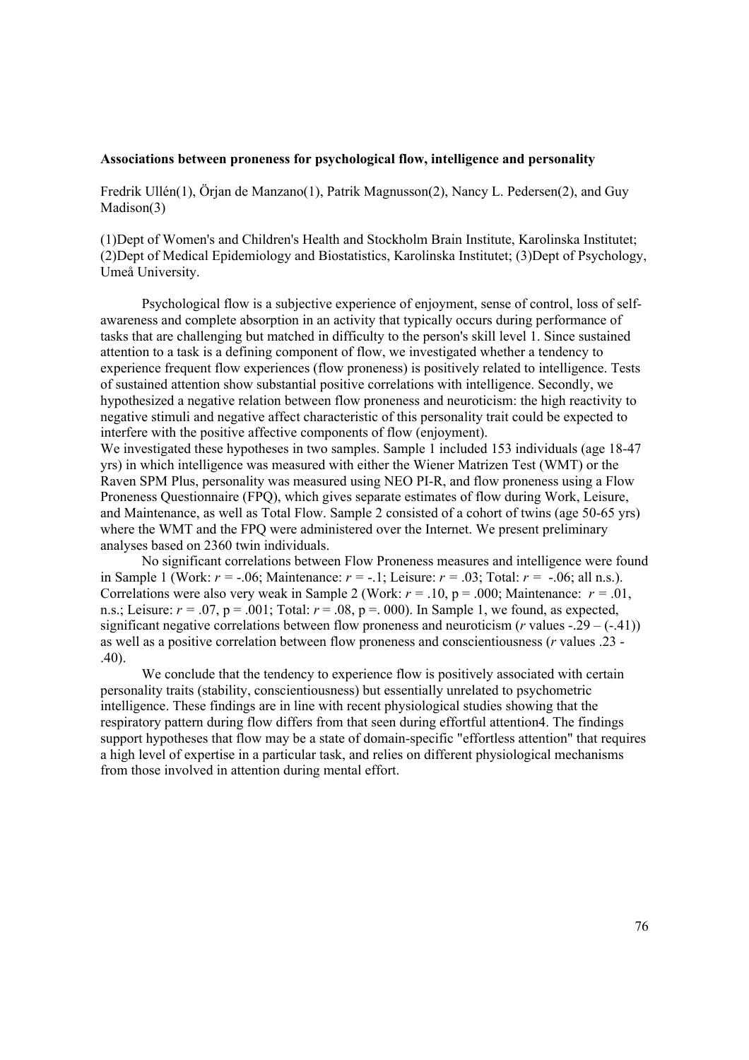**Associations between proneness for psychological flow, intelligence and personality**

Fredrik Ullén(1), Örjan de Manzano(1), Patrik Magnusson(2), Nancy L. Pedersen(2), and Guy Madison(3)

(1)Dept of Women's and Children's Health and Stockholm Brain Institute, Karolinska Institutet; (2)Dept of Medical Epidemiology and Biostatistics, Karolinska Institutet; (3)Dept of Psychology, Umeå University.

Psychological flow is a subjective experience of enjoyment, sense of control, loss of self-awareness and complete absorption in an activity that typically occurs during performance of tasks that are challenging but matched in difficulty to the person's skill level 1. Since sustained attention to a task is a defining component of flow, we investigated whether a tendency to experience frequent flow experiences (flow proneness) is positively related to intelligence. Tests of sustained attention show substantial positive correlations with intelligence. Secondly, we hypothesized a negative relation between flow proneness and neuroticism: the high reactivity to negative stimuli and negative affect characteristic of this personality trait could be expected to interfere with the positive affective components of flow (enjoyment).

We investigated these hypotheses in two samples. Sample 1 included 153 individuals (age 18-47 yrs) in which intelligence was measured with either the Wiener Matrizen Test (WMT) or the Raven SPM Plus, personality was measured using NEO PI-R, and flow proneness using a Flow Proneness Questionnaire (FPQ), which gives separate estimates of flow during Work, Leisure, and Maintenance, as well as Total Flow. Sample 2 consisted of a cohort of twins (age 50-65 yrs) where the WMT and the FPQ were administered over the Internet. We present preliminary analyses based on 2360 twin individuals.

No significant correlations between Flow Proneness measures and intelligence were found in Sample 1 (Work: $r$ = -.06; Maintenance: $r$ = -.1; Leisure: $r$ = .03; Total: $r$ = -.06; all n.s.). Correlations were also very weak in Sample 2 (Work: $r$ = .10, p = .000; Maintenance: $r$ = .01, n.s.; Leisure: $r$ = .07, p = .001; Total: $r$ = .08, p =. 000). In Sample 1, we found, as expected, significant negative correlations between flow proneness and neuroticism ($r$ values -.29 – (-.41)) as well as a positive correlation between flow proneness and conscientiousness ($r$ values .23 - .40).

We conclude that the tendency to experience flow is positively associated with certain personality traits (stability, conscientiousness) but essentially unrelated to psychometric intelligence. These findings are in line with recent physiological studies showing that the respiratory pattern during flow differs from that seen during effortful attention4. The findings support hypotheses that flow may be a state of domain-specific "effortless attention" that requires a high level of expertise in a particular task, and relies on different physiological mechanisms from those involved in attention during mental effort.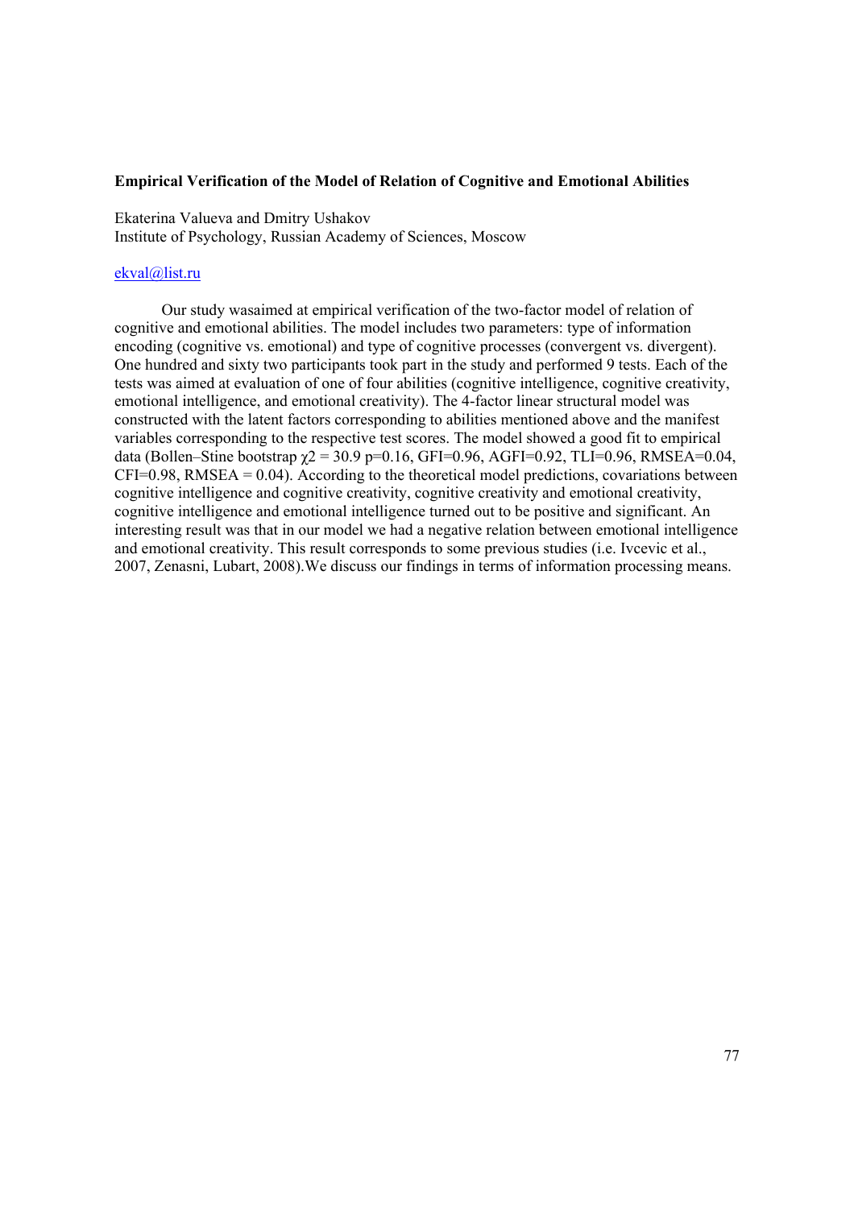**Empirical Verification of the Model of Relation of Cognitive and Emotional Abilities**

Ekaterina Valueva and Dmitry Ushakov
Institute of Psychology, Russian Academy of Sciences, Moscow

ekval@list.ru

Our study wasaimed at empirical verification of the two-factor model of relation of cognitive and emotional abilities. The model includes two parameters: type of information encoding (cognitive vs. emotional) and type of cognitive processes (convergent vs. divergent). One hundred and sixty two participants took part in the study and performed 9 tests. Each of the tests was aimed at evaluation of one of four abilities (cognitive intelligence, cognitive creativity, emotional intelligence, and emotional creativity). The 4-factor linear structural model was constructed with the latent factors corresponding to abilities mentioned above and the manifest variables corresponding to the respective test scores. The model showed a good fit to empirical data (Bollen–Stine bootstrap $\chi 2 = 30.9$ $p=0.16$, GFI=0.96, AGFI=0.92, TLI=0.96, RMSEA=0.04, CFI=0.98, RMSEA = 0.04). According to the theoretical model predictions, covariations between cognitive intelligence and cognitive creativity, cognitive creativity and emotional creativity, cognitive intelligence and emotional intelligence turned out to be positive and significant. An interesting result was that in our model we had a negative relation between emotional intelligence and emotional creativity. This result corresponds to some previous studies (i.e. Ivcevic et al., 2007, Zenasni, Lubart, 2008).We discuss our findings in terms of information processing means.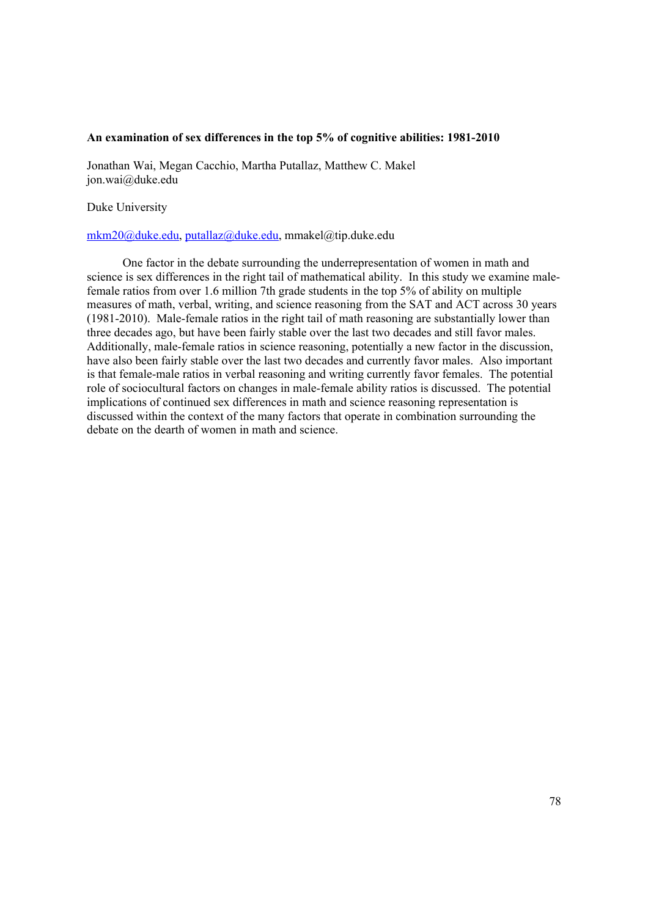**An examination of sex differences in the top 5% of cognitive abilities: 1981-2010**

Jonathan Wai, Megan Cacchio, Martha Putallaz, Matthew C. Makel
jon.wai@duke.edu

Duke University

mkm20@duke.edu, putallaz@duke.edu, mmakel@tip.duke.edu

One factor in the debate surrounding the underrepresentation of women in math and science is sex differences in the right tail of mathematical ability. In this study we examine male-female ratios from over 1.6 million 7th grade students in the top 5% of ability on multiple measures of math, verbal, writing, and science reasoning from the SAT and ACT across 30 years (1981-2010). Male-female ratios in the right tail of math reasoning are substantially lower than three decades ago, but have been fairly stable over the last two decades and still favor males. Additionally, male-female ratios in science reasoning, potentially a new factor in the discussion, have also been fairly stable over the last two decades and currently favor males. Also important is that female-male ratios in verbal reasoning and writing currently favor females. The potential role of sociocultural factors on changes in male-female ability ratios is discussed. The potential implications of continued sex differences in math and science reasoning representation is discussed within the context of the many factors that operate in combination surrounding the debate on the dearth of women in math and science.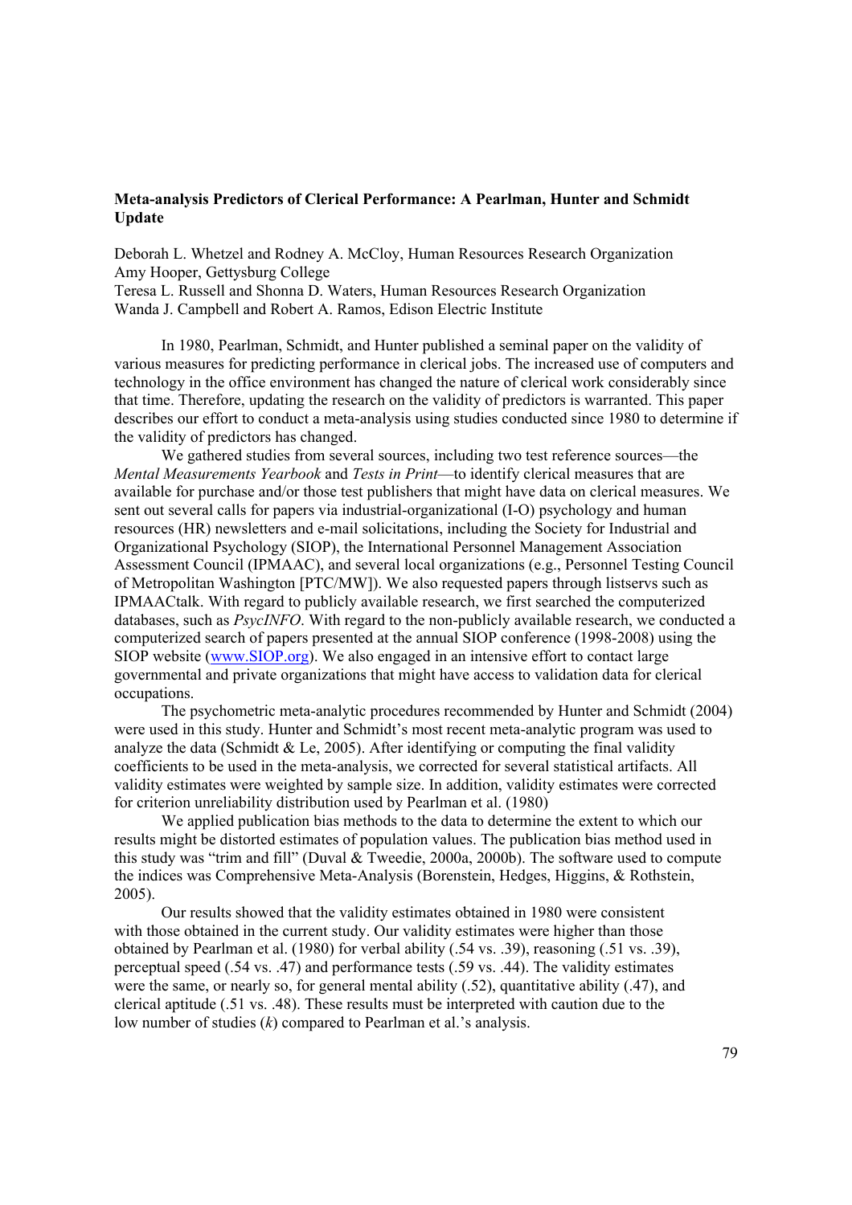### Meta-analysis Predictors of Clerical Performance: A Pearlman, Hunter and Schmidt Update

Deborah L. Whetzel and Rodney A. McCloy, Human Resources Research Organization
Amy Hooper, Gettysburg College
Teresa L. Russell and Shonna D. Waters, Human Resources Research Organization
Wanda J. Campbell and Robert A. Ramos, Edison Electric Institute

In 1980, Pearlman, Schmidt, and Hunter published a seminal paper on the validity of various measures for predicting performance in clerical jobs. The increased use of computers and technology in the office environment has changed the nature of clerical work considerably since that time. Therefore, updating the research on the validity of predictors is warranted. This paper describes our effort to conduct a meta-analysis using studies conducted since 1980 to determine if the validity of predictors has changed.

We gathered studies from several sources, including two test reference sources—the *Mental Measurements Yearbook* and *Tests in Print*—to identify clerical measures that are available for purchase and/or those test publishers that might have data on clerical measures. We sent out several calls for papers via industrial-organizational (I-O) psychology and human resources (HR) newsletters and e-mail solicitations, including the Society for Industrial and Organizational Psychology (SIOP), the International Personnel Management Association Assessment Council (IPMAAC), and several local organizations (e.g., Personnel Testing Council of Metropolitan Washington [PTC/MW]). We also requested papers through listservs such as IPMAACtalk. With regard to publicly available research, we first searched the computerized databases, such as *PsycINFO*. With regard to the non-publicly available research, we conducted a computerized search of papers presented at the annual SIOP conference (1998-2008) using the SIOP website (www.SIOP.org). We also engaged in an intensive effort to contact large governmental and private organizations that might have access to validation data for clerical occupations.

The psychometric meta-analytic procedures recommended by Hunter and Schmidt (2004) were used in this study. Hunter and Schmidt's most recent meta-analytic program was used to analyze the data (Schmidt & Le, 2005). After identifying or computing the final validity coefficients to be used in the meta-analysis, we corrected for several statistical artifacts. All validity estimates were weighted by sample size. In addition, validity estimates were corrected for criterion unreliability distribution used by Pearlman et al. (1980)

We applied publication bias methods to the data to determine the extent to which our results might be distorted estimates of population values. The publication bias method used in this study was "trim and fill" (Duval & Tweedie, 2000a, 2000b). The software used to compute the indices was Comprehensive Meta-Analysis (Borenstein, Hedges, Higgins, & Rothstein, 2005).

Our results showed that the validity estimates obtained in 1980 were consistent with those obtained in the current study. Our validity estimates were higher than those obtained by Pearlman et al. (1980) for verbal ability (.54 vs. .39), reasoning (.51 vs. .39), perceptual speed (.54 vs. .47) and performance tests (.59 vs. .44). The validity estimates were the same, or nearly so, for general mental ability (.52), quantitative ability (.47), and clerical aptitude (.51 vs. .48). These results must be interpreted with caution due to the low number of studies ($k$) compared to Pearlman et al.'s analysis.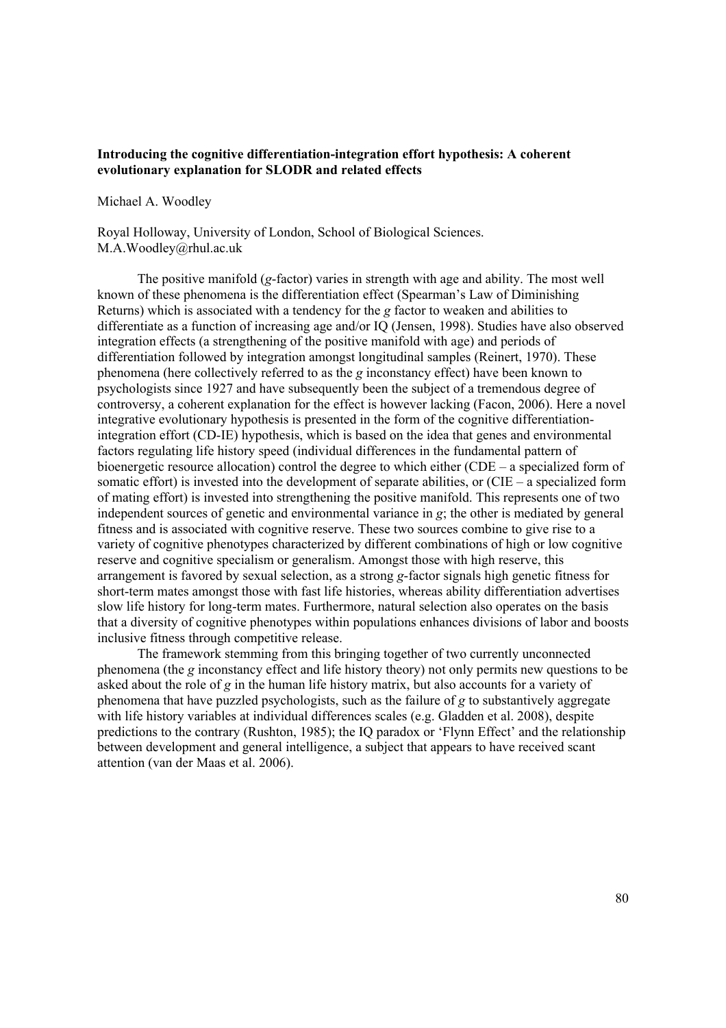**Introducing the cognitive differentiation-integration effort hypothesis: A coherent evolutionary explanation for SLODR and related effects**

Michael A. Woodley

Royal Holloway, University of London, School of Biological Sciences.
M.A.Woodley@rhul.ac.uk

The positive manifold (*g*-factor) varies in strength with age and ability. The most well known of these phenomena is the differentiation effect (Spearman's Law of Diminishing Returns) which is associated with a tendency for the *g* factor to weaken and abilities to differentiate as a function of increasing age and/or IQ (Jensen, 1998). Studies have also observed integration effects (a strengthening of the positive manifold with age) and periods of differentiation followed by integration amongst longitudinal samples (Reinert, 1970). These phenomena (here collectively referred to as the *g* inconstancy effect) have been known to psychologists since 1927 and have subsequently been the subject of a tremendous degree of controversy, a coherent explanation for the effect is however lacking (Facon, 2006). Here a novel integrative evolutionary hypothesis is presented in the form of the cognitive differentiation-integration effort (CD-IE) hypothesis, which is based on the idea that genes and environmental factors regulating life history speed (individual differences in the fundamental pattern of bioenergetic resource allocation) control the degree to which either (CDE – a specialized form of somatic effort) is invested into the development of separate abilities, or (CIE – a specialized form of mating effort) is invested into strengthening the positive manifold. This represents one of two independent sources of genetic and environmental variance in *g*; the other is mediated by general fitness and is associated with cognitive reserve. These two sources combine to give rise to a variety of cognitive phenotypes characterized by different combinations of high or low cognitive reserve and cognitive specialism or generalism. Amongst those with high reserve, this arrangement is favored by sexual selection, as a strong *g*-factor signals high genetic fitness for short-term mates amongst those with fast life histories, whereas ability differentiation advertises slow life history for long-term mates. Furthermore, natural selection also operates on the basis that a diversity of cognitive phenotypes within populations enhances divisions of labor and boosts inclusive fitness through competitive release.

The framework stemming from this bringing together of two currently unconnected phenomena (the *g* inconstancy effect and life history theory) not only permits new questions to be asked about the role of *g* in the human life history matrix, but also accounts for a variety of phenomena that have puzzled psychologists, such as the failure of *g* to substantively aggregate with life history variables at individual differences scales (e.g. Gladden et al. 2008), despite predictions to the contrary (Rushton, 1985); the IQ paradox or 'Flynn Effect' and the relationship between development and general intelligence, a subject that appears to have received scant attention (van der Maas et al. 2006).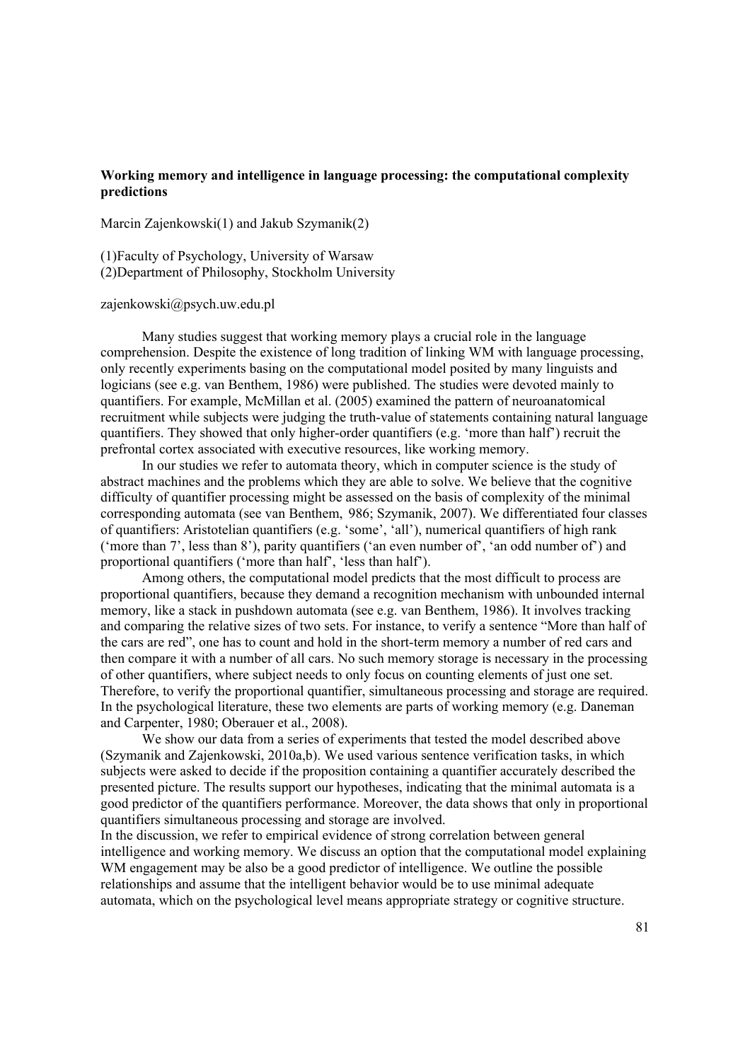**Working memory and intelligence in language processing: the computational complexity predictions**

Marcin Zajenkowski(1) and Jakub Szymanik(2)

(1)Faculty of Psychology, University of Warsaw
(2)Department of Philosophy, Stockholm University

zajenkowski@psych.uw.edu.pl

Many studies suggest that working memory plays a crucial role in the language comprehension. Despite the existence of long tradition of linking WM with language processing, only recently experiments basing on the computational model posited by many linguists and logicians (see e.g. van Benthem, 1986) were published. The studies were devoted mainly to quantifiers. For example, McMillan et al. (2005) examined the pattern of neuroanatomical recruitment while subjects were judging the truth-value of statements containing natural language quantifiers. They showed that only higher-order quantifiers (e.g. 'more than half') recruit the prefrontal cortex associated with executive resources, like working memory.

In our studies we refer to automata theory, which in computer science is the study of abstract machines and the problems which they are able to solve. We believe that the cognitive difficulty of quantifier processing might be assessed on the basis of complexity of the minimal corresponding automata (see van Benthem, 986; Szymanik, 2007). We differentiated four classes of quantifiers: Aristotelian quantifiers (e.g. 'some', 'all'), numerical quantifiers of high rank ('more than 7', less than 8'), parity quantifiers ('an even number of', 'an odd number of') and proportional quantifiers ('more than half', 'less than half').

Among others, the computational model predicts that the most difficult to process are proportional quantifiers, because they demand a recognition mechanism with unbounded internal memory, like a stack in pushdown automata (see e.g. van Benthem, 1986). It involves tracking and comparing the relative sizes of two sets. For instance, to verify a sentence "More than half of the cars are red", one has to count and hold in the short-term memory a number of red cars and then compare it with a number of all cars. No such memory storage is necessary in the processing of other quantifiers, where subject needs to only focus on counting elements of just one set. Therefore, to verify the proportional quantifier, simultaneous processing and storage are required. In the psychological literature, these two elements are parts of working memory (e.g. Daneman and Carpenter, 1980; Oberauer et al., 2008).

We show our data from a series of experiments that tested the model described above (Szymanik and Zajenkowski, 2010a,b). We used various sentence verification tasks, in which subjects were asked to decide if the proposition containing a quantifier accurately described the presented picture. The results support our hypotheses, indicating that the minimal automata is a good predictor of the quantifiers performance. Moreover, the data shows that only in proportional quantifiers simultaneous processing and storage are involved.

In the discussion, we refer to empirical evidence of strong correlation between general intelligence and working memory. We discuss an option that the computational model explaining WM engagement may be also be a good predictor of intelligence. We outline the possible relationships and assume that the intelligent behavior would be to use minimal adequate automata, which on the psychological level means appropriate strategy or cognitive structure.